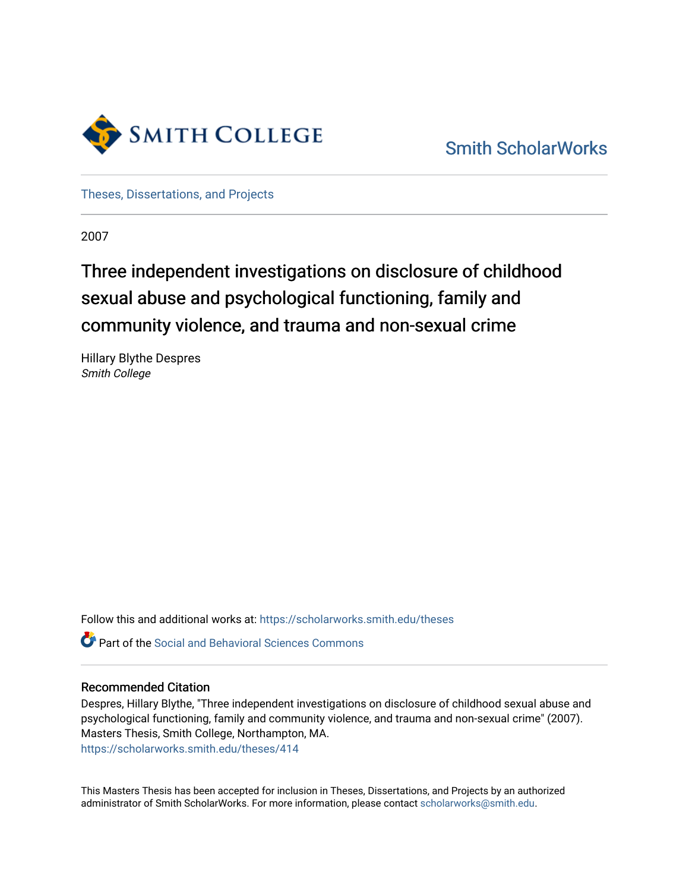Smith College

Smith ScholarWorks

Theses, Dissertations, and Projects

2007

# Three independent investigations on disclosure of childhood sexual abuse and psychological functioning, family and community violence, and trauma and non-sexual crime

Hillary Blythe Despres
*Smith College*

Follow this and additional works at: https://scholarworks.smith.edu/theses

Part of the Social and Behavioral Sciences Commons

## Recommended Citation

Despres, Hillary Blythe, "Three independent investigations on disclosure of childhood sexual abuse and psychological functioning, family and community violence, and trauma and non-sexual crime" (2007). Masters Thesis, Smith College, Northampton, MA.
https://scholarworks.smith.edu/theses/414

This Masters Thesis has been accepted for inclusion in Theses, Dissertations, and Projects by an authorized administrator of Smith ScholarWorks. For more information, please contact scholarworks@smith.edu.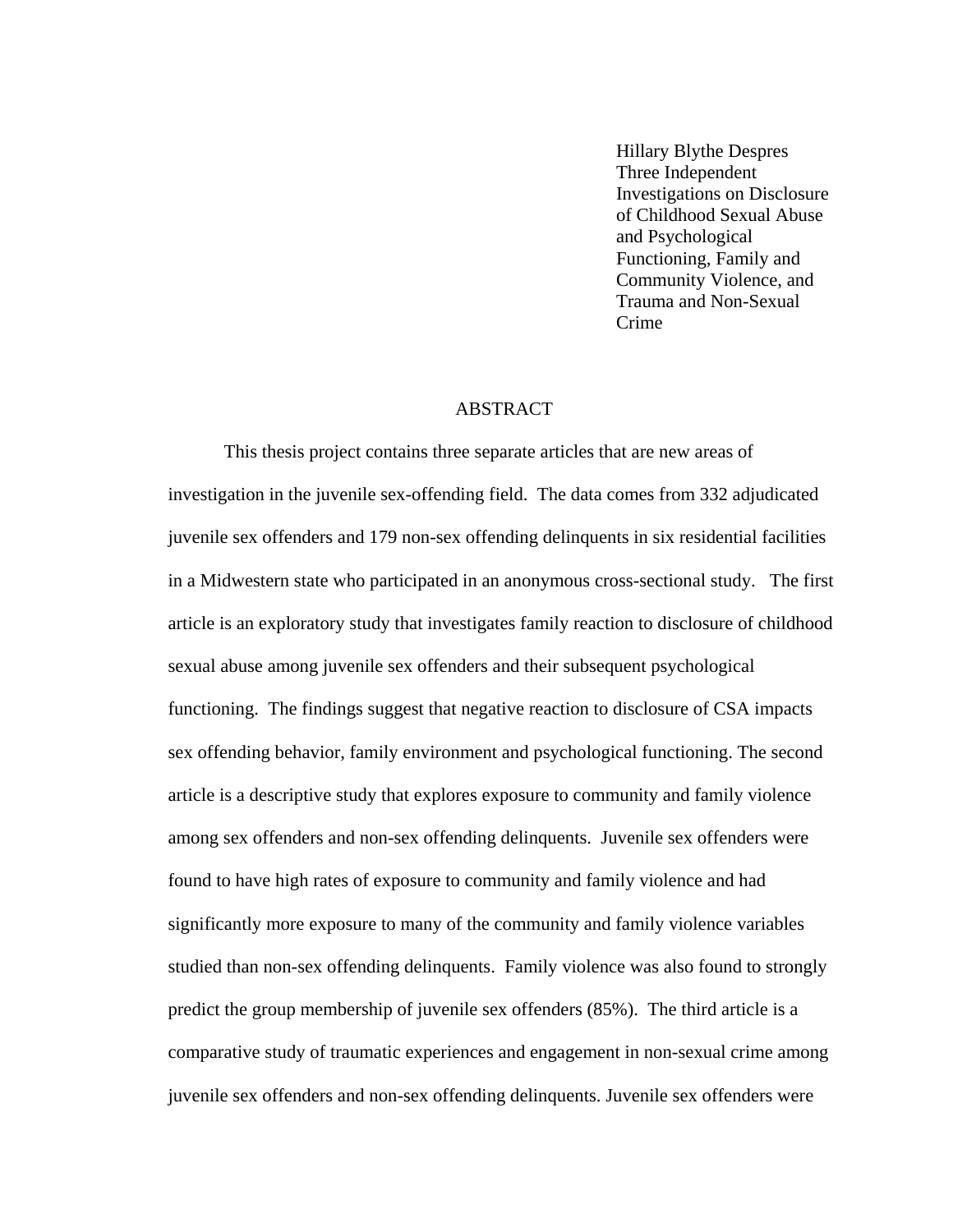Hillary Blythe Despres
Three Independent Investigations on Disclosure of Childhood Sexual Abuse and Psychological Functioning, Family and Community Violence, and Trauma and Non-Sexual Crime

## ABSTRACT

This thesis project contains three separate articles that are new areas of investigation in the juvenile sex-offending field. The data comes from 332 adjudicated juvenile sex offenders and 179 non-sex offending delinquents in six residential facilities in a Midwestern state who participated in an anonymous cross-sectional study. The first article is an exploratory study that investigates family reaction to disclosure of childhood sexual abuse among juvenile sex offenders and their subsequent psychological functioning. The findings suggest that negative reaction to disclosure of CSA impacts sex offending behavior, family environment and psychological functioning. The second article is a descriptive study that explores exposure to community and family violence among sex offenders and non-sex offending delinquents. Juvenile sex offenders were found to have high rates of exposure to community and family violence and had significantly more exposure to many of the community and family violence variables studied than non-sex offending delinquents. Family violence was also found to strongly predict the group membership of juvenile sex offenders (85%). The third article is a comparative study of traumatic experiences and engagement in non-sexual crime among juvenile sex offenders and non-sex offending delinquents. Juvenile sex offenders were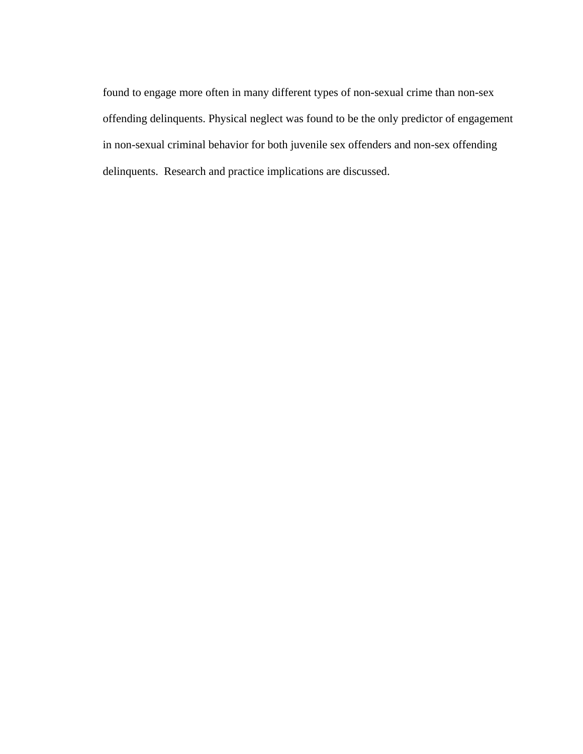found to engage more often in many different types of non-sexual crime than non-sex offending delinquents. Physical neglect was found to be the only predictor of engagement in non-sexual criminal behavior for both juvenile sex offenders and non-sex offending delinquents. Research and practice implications are discussed.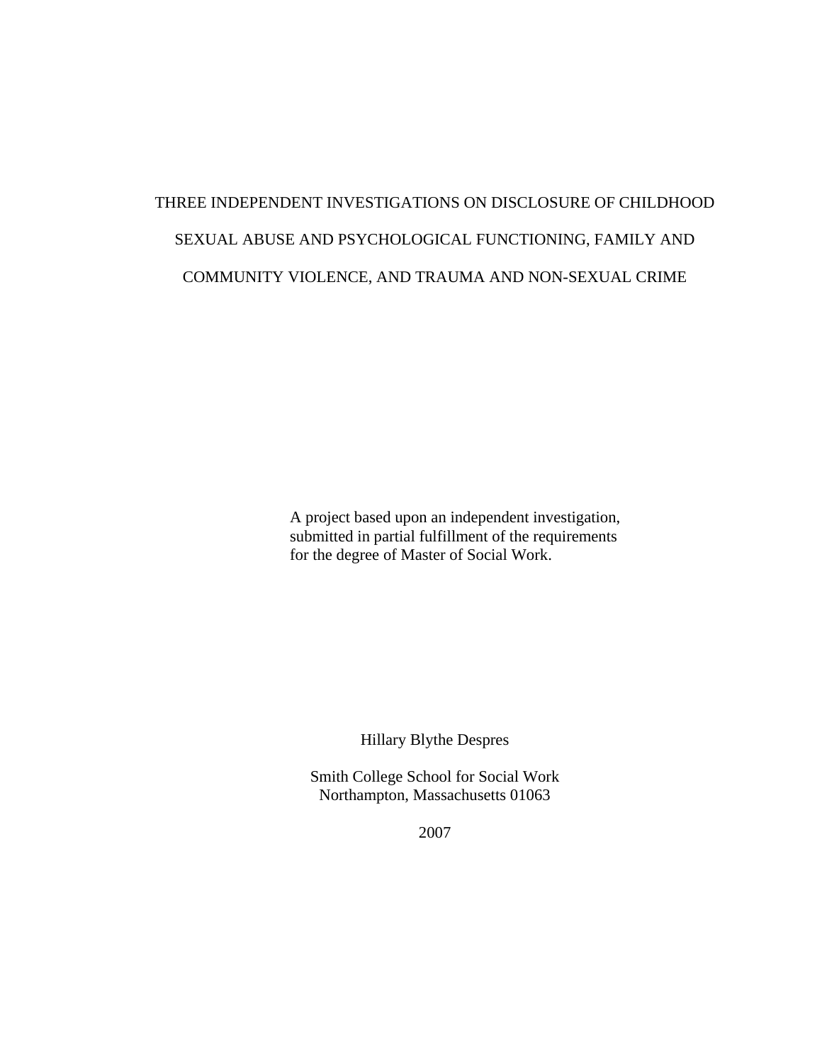# THREE INDEPENDENT INVESTIGATIONS ON DISCLOSURE OF CHILDHOOD SEXUAL ABUSE AND PSYCHOLOGICAL FUNCTIONING, FAMILY AND COMMUNITY VIOLENCE, AND TRAUMA AND NON-SEXUAL CRIME

A project based upon an independent investigation, submitted in partial fulfillment of the requirements for the degree of Master of Social Work.

Hillary Blythe Despres

Smith College School for Social Work
Northampton, Massachusetts 01063

2007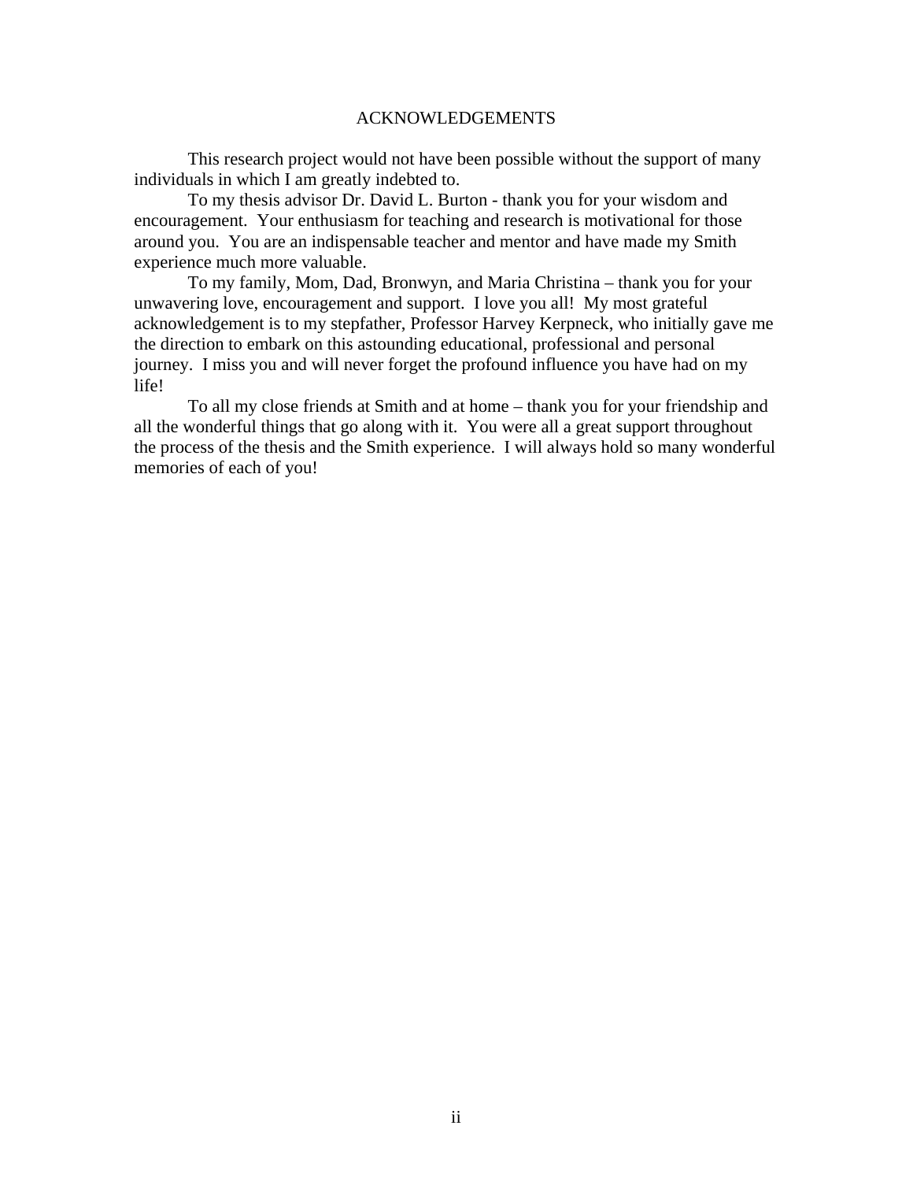# ACKNOWLEDGEMENTS

This research project would not have been possible without the support of many individuals in which I am greatly indebted to.

To my thesis advisor Dr. David L. Burton - thank you for your wisdom and encouragement. Your enthusiasm for teaching and research is motivational for those around you. You are an indispensable teacher and mentor and have made my Smith experience much more valuable.

To my family, Mom, Dad, Bronwyn, and Maria Christina – thank you for your unwavering love, encouragement and support. I love you all! My most grateful acknowledgement is to my stepfather, Professor Harvey Kerpneck, who initially gave me the direction to embark on this astounding educational, professional and personal journey. I miss you and will never forget the profound influence you have had on my life!

To all my close friends at Smith and at home – thank you for your friendship and all the wonderful things that go along with it. You were all a great support throughout the process of the thesis and the Smith experience. I will always hold so many wonderful memories of each of you!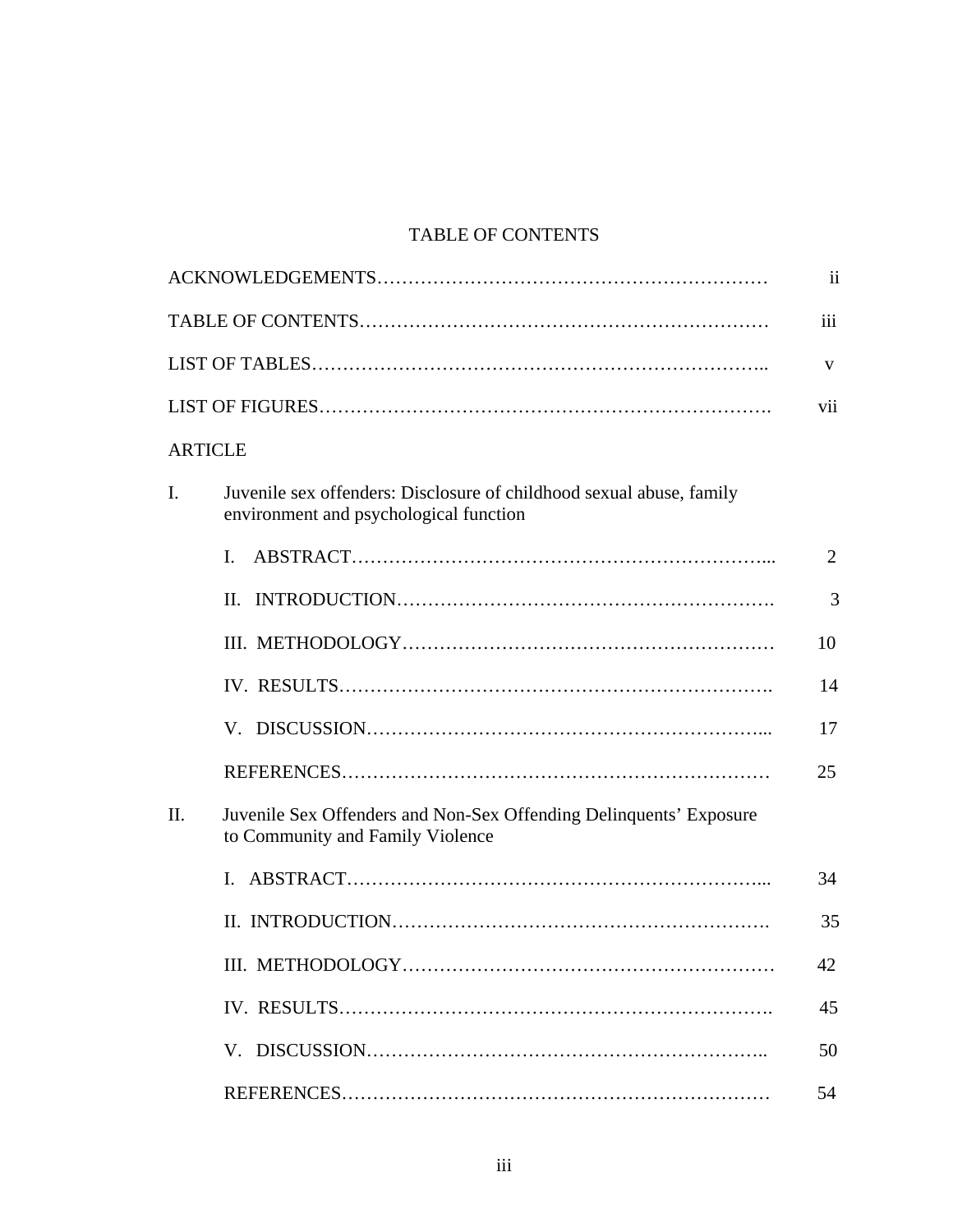# TABLE OF CONTENTS

| | | |
|---|---|---|
| ACKNOWLEDGEMENTS | | ii |
| TABLE OF CONTENTS | | iii |
| LIST OF TABLES | | v |
| LIST OF FIGURES | | vii |
| ARTICLE | | |
| I. | Juvenile sex offenders: Disclosure of childhood sexual abuse, family environment and psychological function | |
| | I. ABSTRACT | 2 |
| | II. INTRODUCTION | 3 |
| | III. METHODOLOGY | 10 |
| | IV. RESULTS | 14 |
| | V. DISCUSSION | 17 |
| | REFERENCES | 25 |
| II. | Juvenile Sex Offenders and Non-Sex Offending Delinquents' Exposure to Community and Family Violence | |
| | I. ABSTRACT | 34 |
| | II. INTRODUCTION | 35 |
| | III. METHODOLOGY | 42 |
| | IV. RESULTS | 45 |
| | V. DISCUSSION | 50 |
| | REFERENCES | 54 |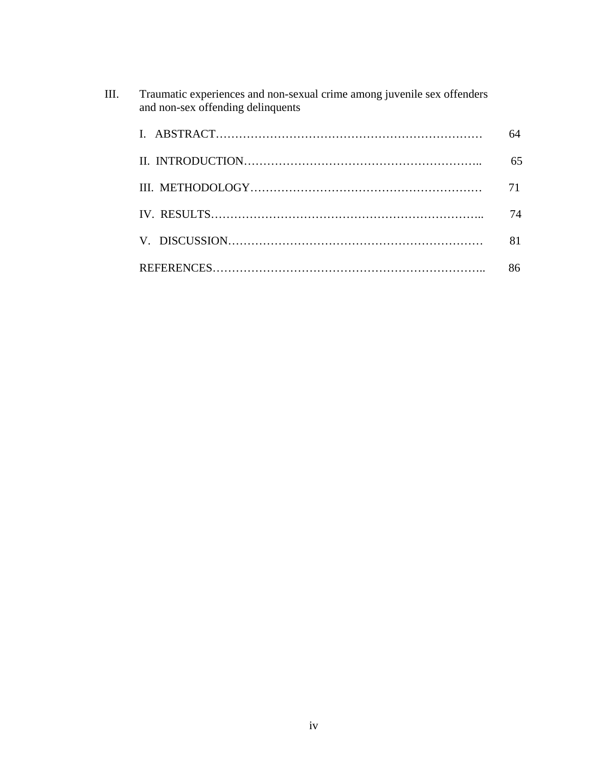III. Traumatic experiences and non-sexual crime among juvenile sex offenders and non-sex offending delinquents

| | |
|---|---|
| I. ABSTRACT | 64 |
| II. INTRODUCTION | 65 |
| III. METHODOLOGY | 71 |
| IV. RESULTS | 74 |
| V. DISCUSSION | 81 |
| REFERENCES | 86 |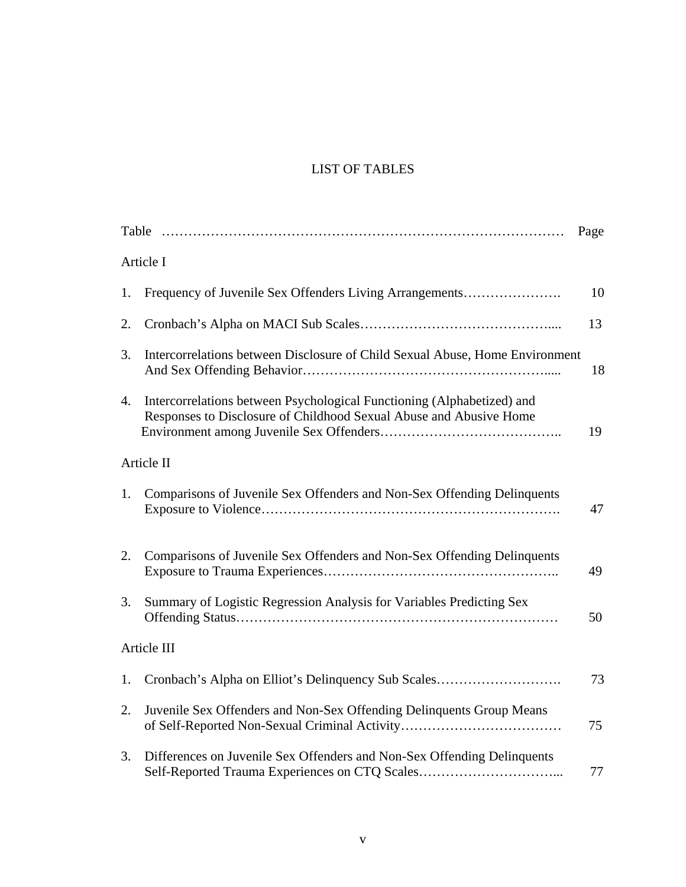# LIST OF TABLES

| Table | Page |
|---|---|
| **Article I** | |
| 1. Frequency of Juvenile Sex Offenders Living Arrangements | 10 |
| 2. Cronbach's Alpha on MACI Sub Scales | 13 |
| 3. Intercorrelations between Disclosure of Child Sexual Abuse, Home Environment And Sex Offending Behavior | 18 |
| 4. Intercorrelations between Psychological Functioning (Alphabetized) and Responses to Disclosure of Childhood Sexual Abuse and Abusive Home Environment among Juvenile Sex Offenders | 19 |
| **Article II** | |
| 1. Comparisons of Juvenile Sex Offenders and Non-Sex Offending Delinquents Exposure to Violence | 47 |
| 2. Comparisons of Juvenile Sex Offenders and Non-Sex Offending Delinquents Exposure to Trauma Experiences | 49 |
| 3. Summary of Logistic Regression Analysis for Variables Predicting Sex Offending Status | 50 |
| **Article III** | |
| 1. Cronbach's Alpha on Elliot's Delinquency Sub Scales | 73 |
| 2. Juvenile Sex Offenders and Non-Sex Offending Delinquents Group Means of Self-Reported Non-Sexual Criminal Activity | 75 |
| 3. Differences on Juvenile Sex Offenders and Non-Sex Offending Delinquents Self-Reported Trauma Experiences on CTQ Scales | 77 |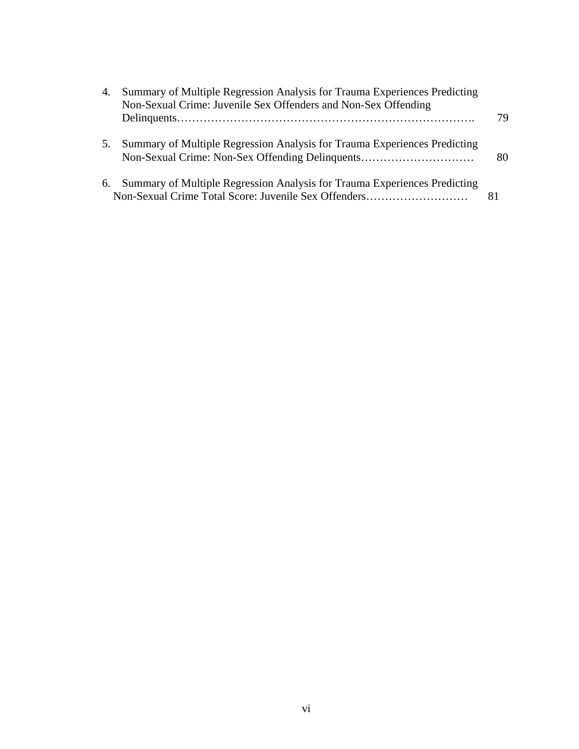4. Summary of Multiple Regression Analysis for Trauma Experiences Predicting Non-Sexual Crime: Juvenile Sex Offenders and Non-Sex Offending Delinquents……………………………………………………………………. 79

5. Summary of Multiple Regression Analysis for Trauma Experiences Predicting Non-Sexual Crime: Non-Sex Offending Delinquents………………………… 80

6. Summary of Multiple Regression Analysis for Trauma Experiences Predicting Non-Sexual Crime Total Score: Juvenile Sex Offenders……………………… 81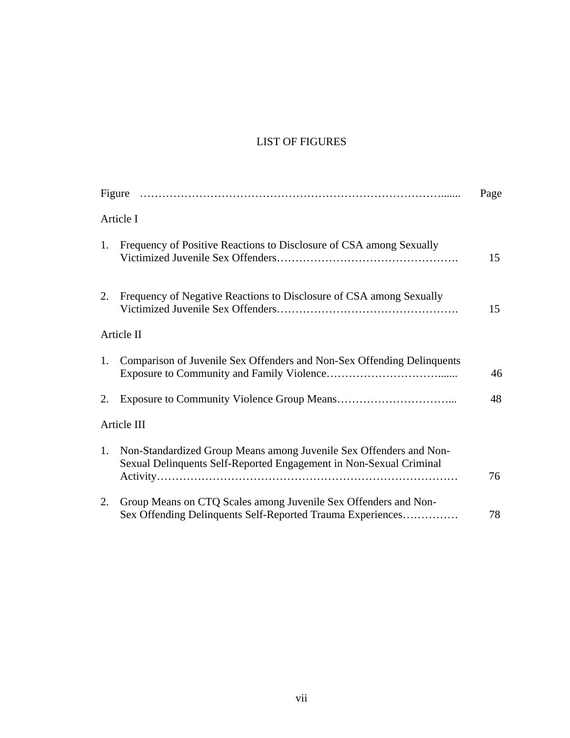# LIST OF FIGURES

| Figure | | Page |
|---|---|---|
| Article I | | |
| 1. | Frequency of Positive Reactions to Disclosure of CSA among Sexually Victimized Juvenile Sex Offenders | 15 |
| 2. | Frequency of Negative Reactions to Disclosure of CSA among Sexually Victimized Juvenile Sex Offenders | 15 |
| Article II | | |
| 1. | Comparison of Juvenile Sex Offenders and Non-Sex Offending Delinquents Exposure to Community and Family Violence | 46 |
| 2. | Exposure to Community Violence Group Means | 48 |
| Article III | | |
| 1. | Non-Standardized Group Means among Juvenile Sex Offenders and Non-Sexual Delinquents Self-Reported Engagement in Non-Sexual Criminal Activity | 76 |
| 2. | Group Means on CTQ Scales among Juvenile Sex Offenders and Non-Sex Offending Delinquents Self-Reported Trauma Experiences | 78 |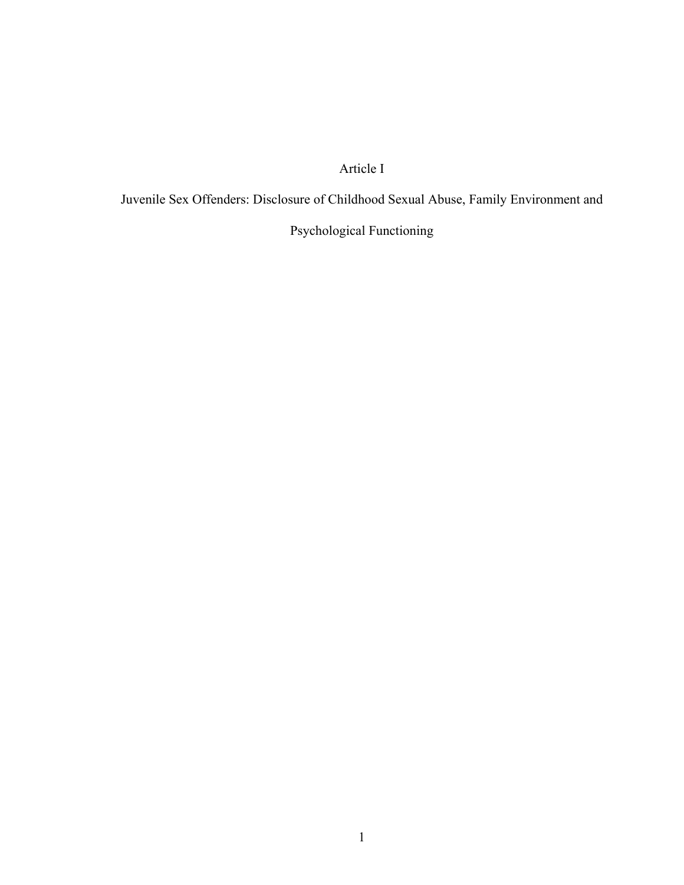# Article I

## Juvenile Sex Offenders: Disclosure of Childhood Sexual Abuse, Family Environment and Psychological Functioning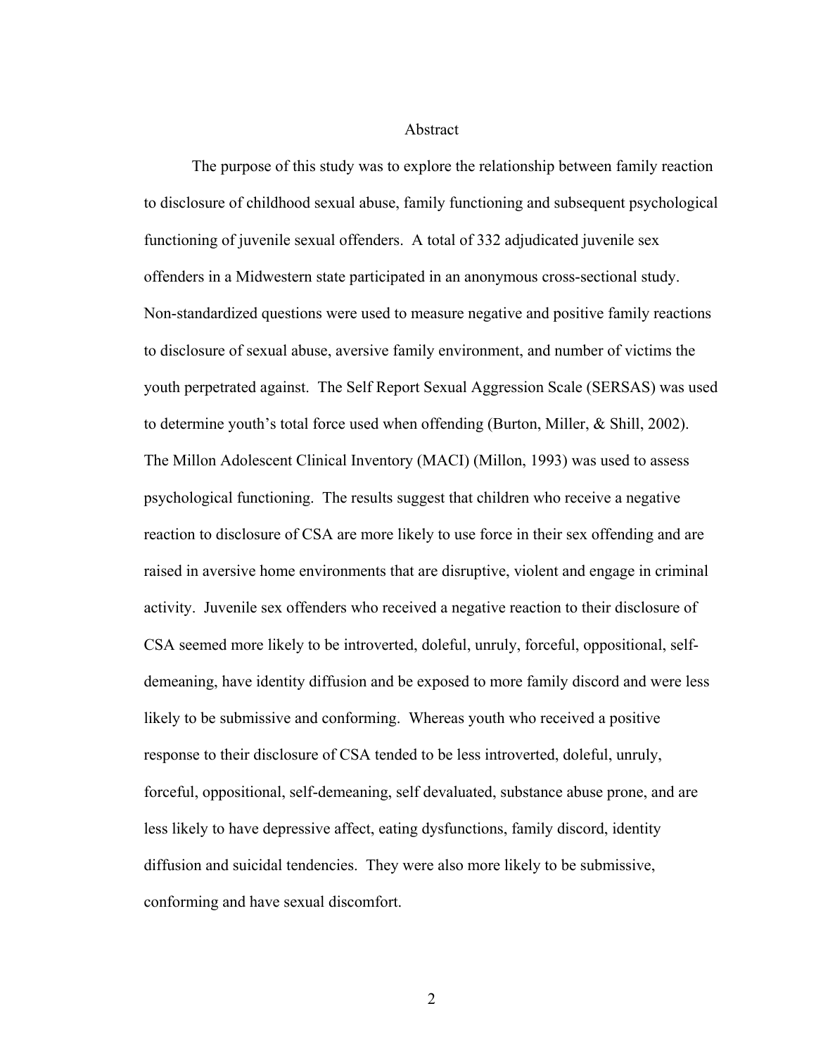# Abstract

The purpose of this study was to explore the relationship between family reaction to disclosure of childhood sexual abuse, family functioning and subsequent psychological functioning of juvenile sexual offenders. A total of 332 adjudicated juvenile sex offenders in a Midwestern state participated in an anonymous cross-sectional study. Non-standardized questions were used to measure negative and positive family reactions to disclosure of sexual abuse, aversive family environment, and number of victims the youth perpetrated against. The Self Report Sexual Aggression Scale (SERSAS) was used to determine youth's total force used when offending (Burton, Miller, & Shill, 2002). The Millon Adolescent Clinical Inventory (MACI) (Millon, 1993) was used to assess psychological functioning. The results suggest that children who receive a negative reaction to disclosure of CSA are more likely to use force in their sex offending and are raised in aversive home environments that are disruptive, violent and engage in criminal activity. Juvenile sex offenders who received a negative reaction to their disclosure of CSA seemed more likely to be introverted, doleful, unruly, forceful, oppositional, self-demeaning, have identity diffusion and be exposed to more family discord and were less likely to be submissive and conforming. Whereas youth who received a positive response to their disclosure of CSA tended to be less introverted, doleful, unruly, forceful, oppositional, self-demeaning, self devaluated, substance abuse prone, and are less likely to have depressive affect, eating dysfunctions, family discord, identity diffusion and suicidal tendencies. They were also more likely to be submissive, conforming and have sexual discomfort.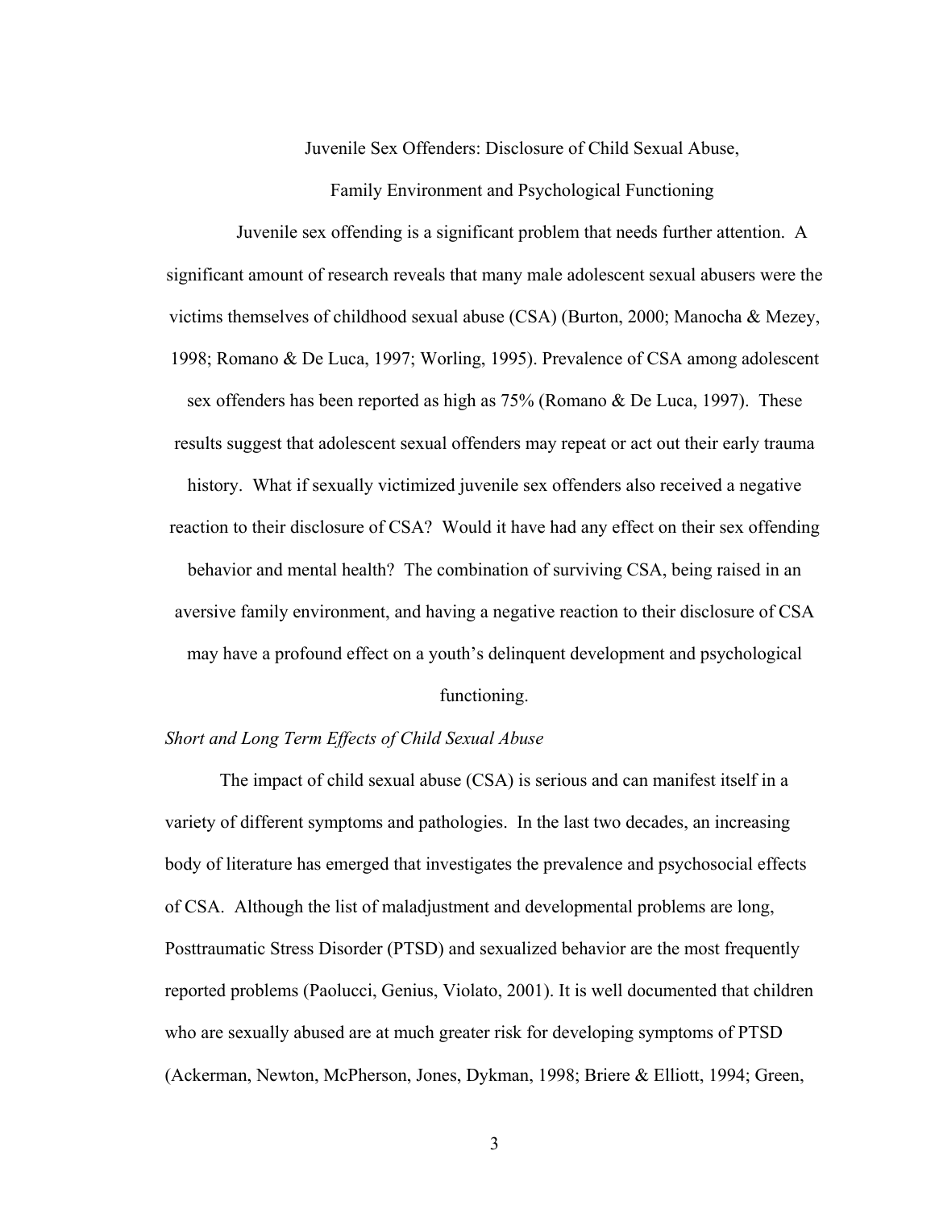# Juvenile Sex Offenders: Disclosure of Child Sexual Abuse, Family Environment and Psychological Functioning

Juvenile sex offending is a significant problem that needs further attention. A significant amount of research reveals that many male adolescent sexual abusers were the victims themselves of childhood sexual abuse (CSA) (Burton, 2000; Manocha & Mezey, 1998; Romano & De Luca, 1997; Worling, 1995). Prevalence of CSA among adolescent sex offenders has been reported as high as 75% (Romano & De Luca, 1997). These results suggest that adolescent sexual offenders may repeat or act out their early trauma history. What if sexually victimized juvenile sex offenders also received a negative reaction to their disclosure of CSA? Would it have had any effect on their sex offending behavior and mental health? The combination of surviving CSA, being raised in an aversive family environment, and having a negative reaction to their disclosure of CSA may have a profound effect on a youth's delinquent development and psychological functioning.

*Short and Long Term Effects of Child Sexual Abuse*

The impact of child sexual abuse (CSA) is serious and can manifest itself in a variety of different symptoms and pathologies. In the last two decades, an increasing body of literature has emerged that investigates the prevalence and psychosocial effects of CSA. Although the list of maladjustment and developmental problems are long, Posttraumatic Stress Disorder (PTSD) and sexualized behavior are the most frequently reported problems (Paolucci, Genius, Violato, 2001). It is well documented that children who are sexually abused are at much greater risk for developing symptoms of PTSD (Ackerman, Newton, McPherson, Jones, Dykman, 1998; Briere & Elliott, 1994; Green,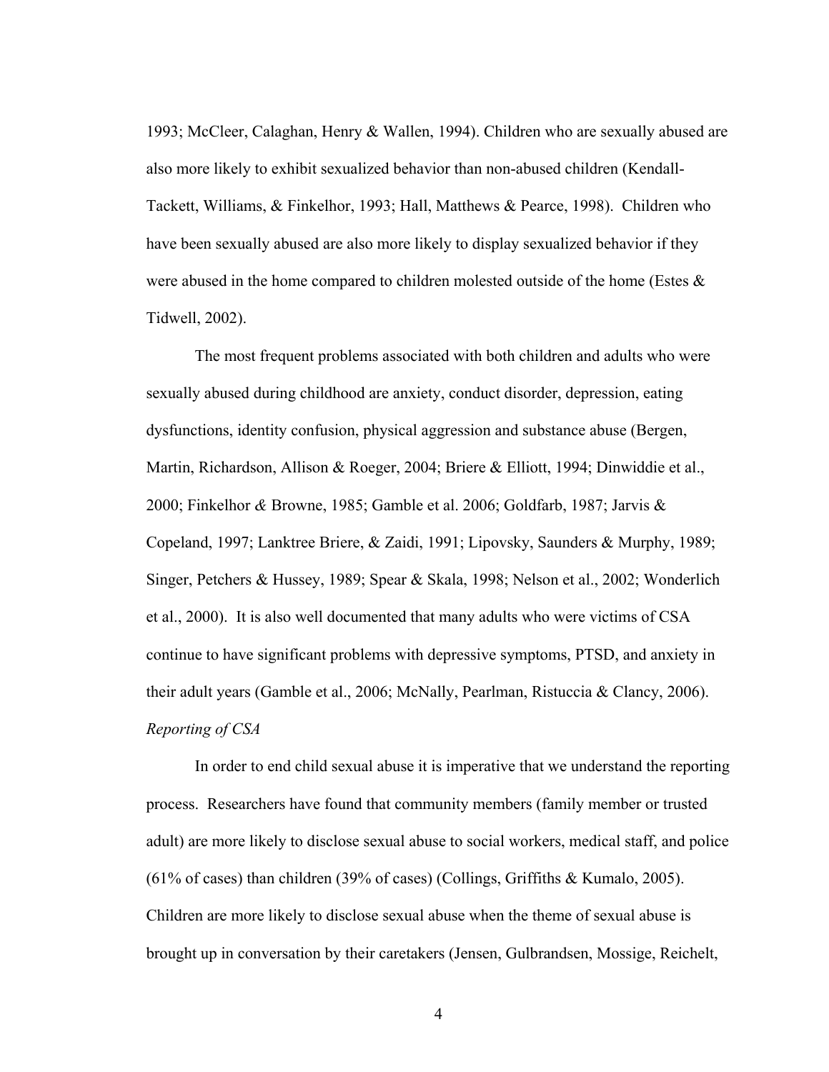1993; McCleer, Calaghan, Henry & Wallen, 1994). Children who are sexually abused are also more likely to exhibit sexualized behavior than non-abused children (Kendall-Tackett, Williams, & Finkelhor, 1993; Hall, Matthews & Pearce, 1998). Children who have been sexually abused are also more likely to display sexualized behavior if they were abused in the home compared to children molested outside of the home (Estes & Tidwell, 2002).

The most frequent problems associated with both children and adults who were sexually abused during childhood are anxiety, conduct disorder, depression, eating dysfunctions, identity confusion, physical aggression and substance abuse (Bergen, Martin, Richardson, Allison & Roeger, 2004; Briere & Elliott, 1994; Dinwiddie et al., 2000; Finkelhor *&* Browne, 1985; Gamble et al. 2006; Goldfarb, 1987; Jarvis & Copeland, 1997; Lanktree Briere, & Zaidi, 1991; Lipovsky, Saunders & Murphy, 1989; Singer, Petchers & Hussey, 1989; Spear & Skala, 1998; Nelson et al., 2002; Wonderlich et al., 2000). It is also well documented that many adults who were victims of CSA continue to have significant problems with depressive symptoms, PTSD, and anxiety in their adult years (Gamble et al., 2006; McNally, Pearlman, Ristuccia & Clancy, 2006).

*Reporting of CSA*

In order to end child sexual abuse it is imperative that we understand the reporting process. Researchers have found that community members (family member or trusted adult) are more likely to disclose sexual abuse to social workers, medical staff, and police (61% of cases) than children (39% of cases) (Collings, Griffiths & Kumalo, 2005). Children are more likely to disclose sexual abuse when the theme of sexual abuse is brought up in conversation by their caretakers (Jensen, Gulbrandsen, Mossige, Reichelt,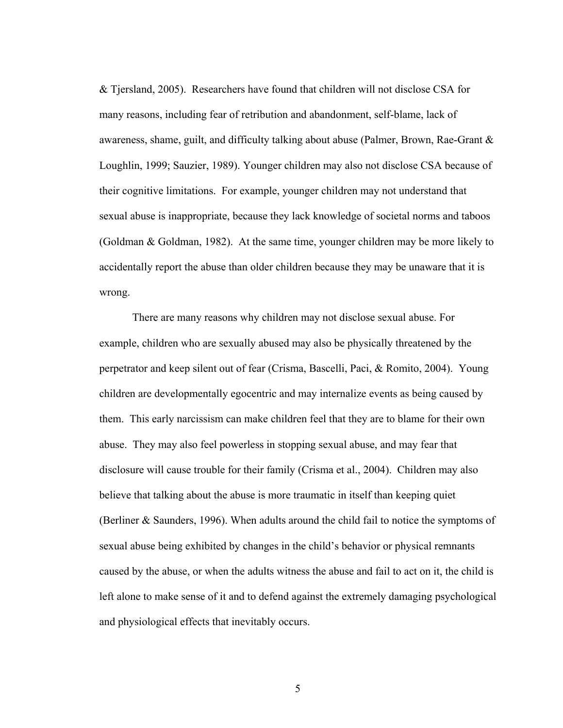& Tjersland, 2005). Researchers have found that children will not disclose CSA for many reasons, including fear of retribution and abandonment, self-blame, lack of awareness, shame, guilt, and difficulty talking about abuse (Palmer, Brown, Rae-Grant & Loughlin, 1999; Sauzier, 1989). Younger children may also not disclose CSA because of their cognitive limitations. For example, younger children may not understand that sexual abuse is inappropriate, because they lack knowledge of societal norms and taboos (Goldman & Goldman, 1982). At the same time, younger children may be more likely to accidentally report the abuse than older children because they may be unaware that it is wrong.

There are many reasons why children may not disclose sexual abuse. For example, children who are sexually abused may also be physically threatened by the perpetrator and keep silent out of fear (Crisma, Bascelli, Paci, & Romito, 2004). Young children are developmentally egocentric and may internalize events as being caused by them. This early narcissism can make children feel that they are to blame for their own abuse. They may also feel powerless in stopping sexual abuse, and may fear that disclosure will cause trouble for their family (Crisma et al., 2004). Children may also believe that talking about the abuse is more traumatic in itself than keeping quiet (Berliner & Saunders, 1996). When adults around the child fail to notice the symptoms of sexual abuse being exhibited by changes in the child's behavior or physical remnants caused by the abuse, or when the adults witness the abuse and fail to act on it, the child is left alone to make sense of it and to defend against the extremely damaging psychological and physiological effects that inevitably occurs.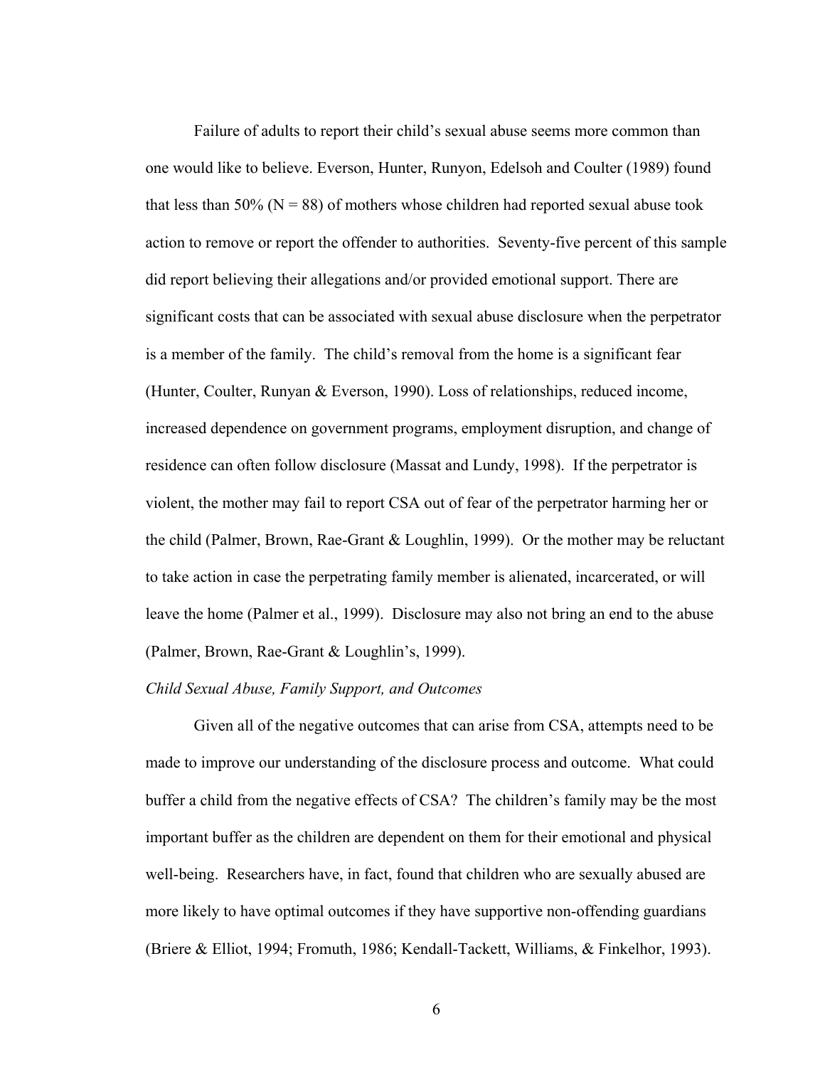Failure of adults to report their child's sexual abuse seems more common than one would like to believe. Everson, Hunter, Runyon, Edelsoh and Coulter (1989) found that less than 50% (N = 88) of mothers whose children had reported sexual abuse took action to remove or report the offender to authorities. Seventy-five percent of this sample did report believing their allegations and/or provided emotional support. There are significant costs that can be associated with sexual abuse disclosure when the perpetrator is a member of the family. The child's removal from the home is a significant fear (Hunter, Coulter, Runyan & Everson, 1990). Loss of relationships, reduced income, increased dependence on government programs, employment disruption, and change of residence can often follow disclosure (Massat and Lundy, 1998). If the perpetrator is violent, the mother may fail to report CSA out of fear of the perpetrator harming her or the child (Palmer, Brown, Rae-Grant & Loughlin, 1999). Or the mother may be reluctant to take action in case the perpetrating family member is alienated, incarcerated, or will leave the home (Palmer et al., 1999). Disclosure may also not bring an end to the abuse (Palmer, Brown, Rae-Grant & Loughlin's, 1999).

*Child Sexual Abuse, Family Support, and Outcomes*

Given all of the negative outcomes that can arise from CSA, attempts need to be made to improve our understanding of the disclosure process and outcome. What could buffer a child from the negative effects of CSA? The children's family may be the most important buffer as the children are dependent on them for their emotional and physical well-being. Researchers have, in fact, found that children who are sexually abused are more likely to have optimal outcomes if they have supportive non-offending guardians (Briere & Elliot, 1994; Fromuth, 1986; Kendall-Tackett, Williams, & Finkelhor, 1993).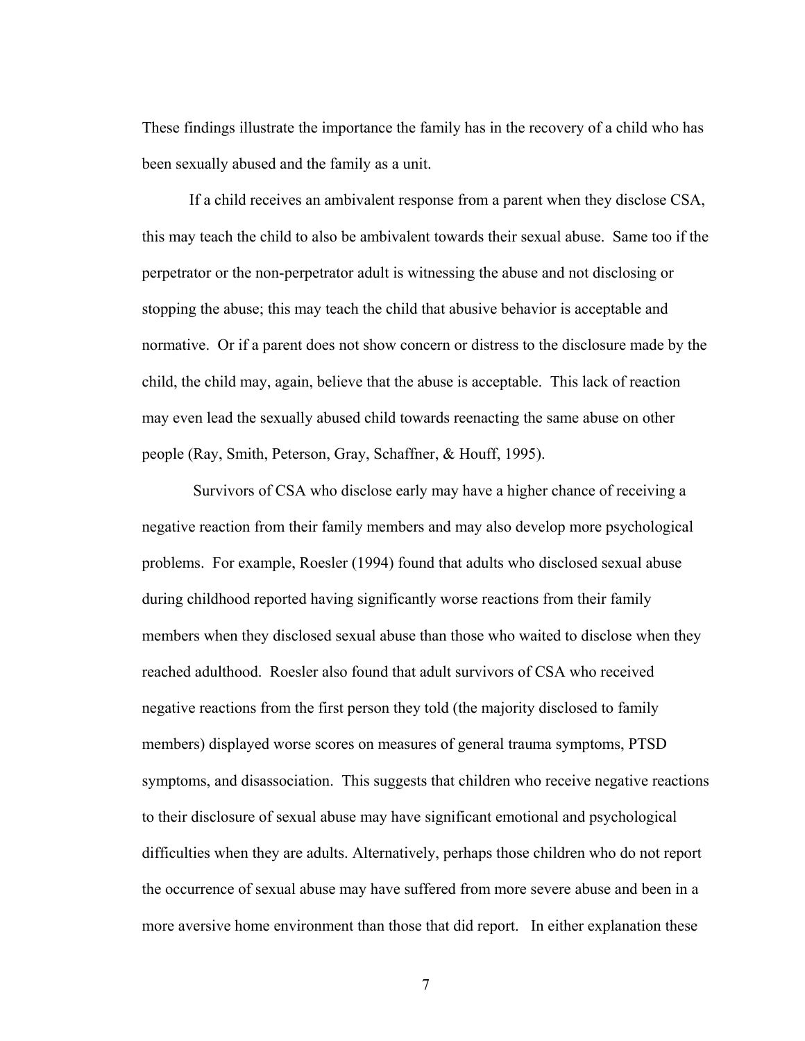These findings illustrate the importance the family has in the recovery of a child who has been sexually abused and the family as a unit.

If a child receives an ambivalent response from a parent when they disclose CSA, this may teach the child to also be ambivalent towards their sexual abuse. Same too if the perpetrator or the non-perpetrator adult is witnessing the abuse and not disclosing or stopping the abuse; this may teach the child that abusive behavior is acceptable and normative. Or if a parent does not show concern or distress to the disclosure made by the child, the child may, again, believe that the abuse is acceptable. This lack of reaction may even lead the sexually abused child towards reenacting the same abuse on other people (Ray, Smith, Peterson, Gray, Schaffner, & Houff, 1995).

Survivors of CSA who disclose early may have a higher chance of receiving a negative reaction from their family members and may also develop more psychological problems. For example, Roesler (1994) found that adults who disclosed sexual abuse during childhood reported having significantly worse reactions from their family members when they disclosed sexual abuse than those who waited to disclose when they reached adulthood. Roesler also found that adult survivors of CSA who received negative reactions from the first person they told (the majority disclosed to family members) displayed worse scores on measures of general trauma symptoms, PTSD symptoms, and disassociation. This suggests that children who receive negative reactions to their disclosure of sexual abuse may have significant emotional and psychological difficulties when they are adults. Alternatively, perhaps those children who do not report the occurrence of sexual abuse may have suffered from more severe abuse and been in a more aversive home environment than those that did report. In either explanation these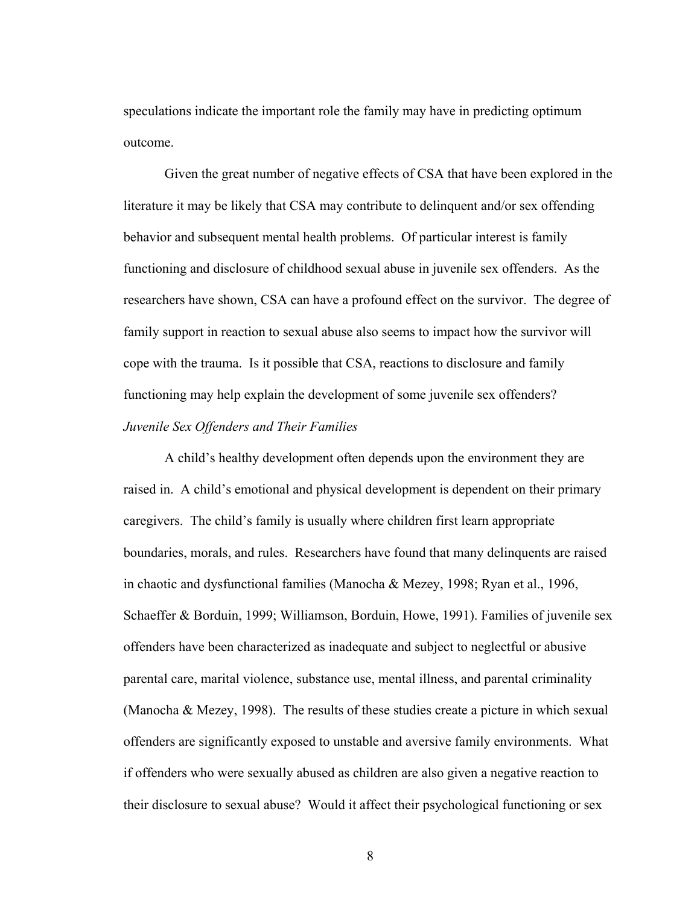speculations indicate the important role the family may have in predicting optimum outcome.

Given the great number of negative effects of CSA that have been explored in the literature it may be likely that CSA may contribute to delinquent and/or sex offending behavior and subsequent mental health problems. Of particular interest is family functioning and disclosure of childhood sexual abuse in juvenile sex offenders. As the researchers have shown, CSA can have a profound effect on the survivor. The degree of family support in reaction to sexual abuse also seems to impact how the survivor will cope with the trauma. Is it possible that CSA, reactions to disclosure and family functioning may help explain the development of some juvenile sex offenders?

### *Juvenile Sex Offenders and Their Families*

A child's healthy development often depends upon the environment they are raised in. A child's emotional and physical development is dependent on their primary caregivers. The child's family is usually where children first learn appropriate boundaries, morals, and rules. Researchers have found that many delinquents are raised in chaotic and dysfunctional families (Manocha & Mezey, 1998; Ryan et al., 1996, Schaeffer & Borduin, 1999; Williamson, Borduin, Howe, 1991). Families of juvenile sex offenders have been characterized as inadequate and subject to neglectful or abusive parental care, marital violence, substance use, mental illness, and parental criminality (Manocha & Mezey, 1998). The results of these studies create a picture in which sexual offenders are significantly exposed to unstable and aversive family environments. What if offenders who were sexually abused as children are also given a negative reaction to their disclosure to sexual abuse? Would it affect their psychological functioning or sex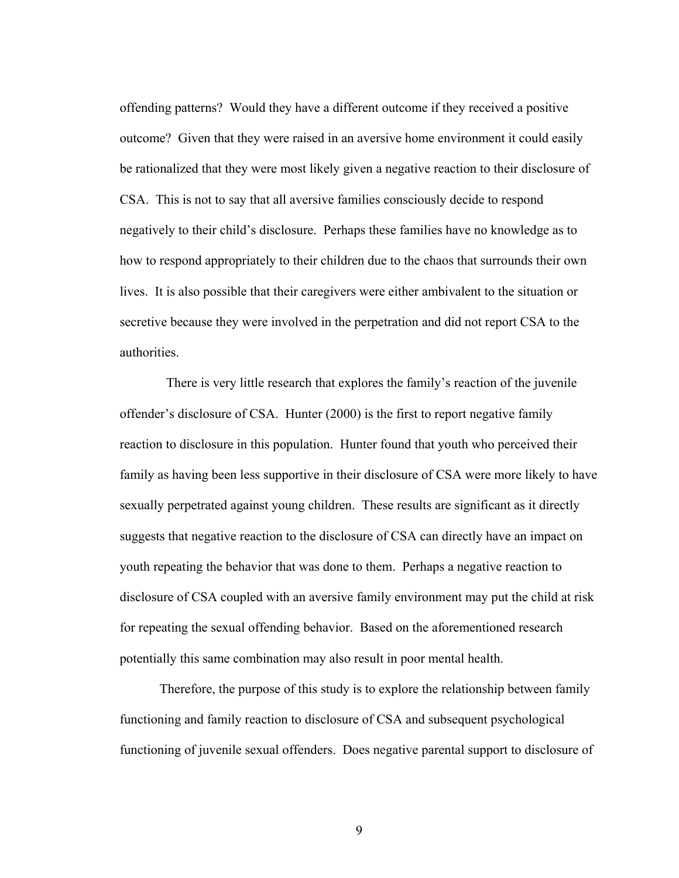offending patterns? Would they have a different outcome if they received a positive outcome? Given that they were raised in an aversive home environment it could easily be rationalized that they were most likely given a negative reaction to their disclosure of CSA. This is not to say that all aversive families consciously decide to respond negatively to their child's disclosure. Perhaps these families have no knowledge as to how to respond appropriately to their children due to the chaos that surrounds their own lives. It is also possible that their caregivers were either ambivalent to the situation or secretive because they were involved in the perpetration and did not report CSA to the authorities.

There is very little research that explores the family's reaction of the juvenile offender's disclosure of CSA. Hunter (2000) is the first to report negative family reaction to disclosure in this population. Hunter found that youth who perceived their family as having been less supportive in their disclosure of CSA were more likely to have sexually perpetrated against young children. These results are significant as it directly suggests that negative reaction to the disclosure of CSA can directly have an impact on youth repeating the behavior that was done to them. Perhaps a negative reaction to disclosure of CSA coupled with an aversive family environment may put the child at risk for repeating the sexual offending behavior. Based on the aforementioned research potentially this same combination may also result in poor mental health.

Therefore, the purpose of this study is to explore the relationship between family functioning and family reaction to disclosure of CSA and subsequent psychological functioning of juvenile sexual offenders. Does negative parental support to disclosure of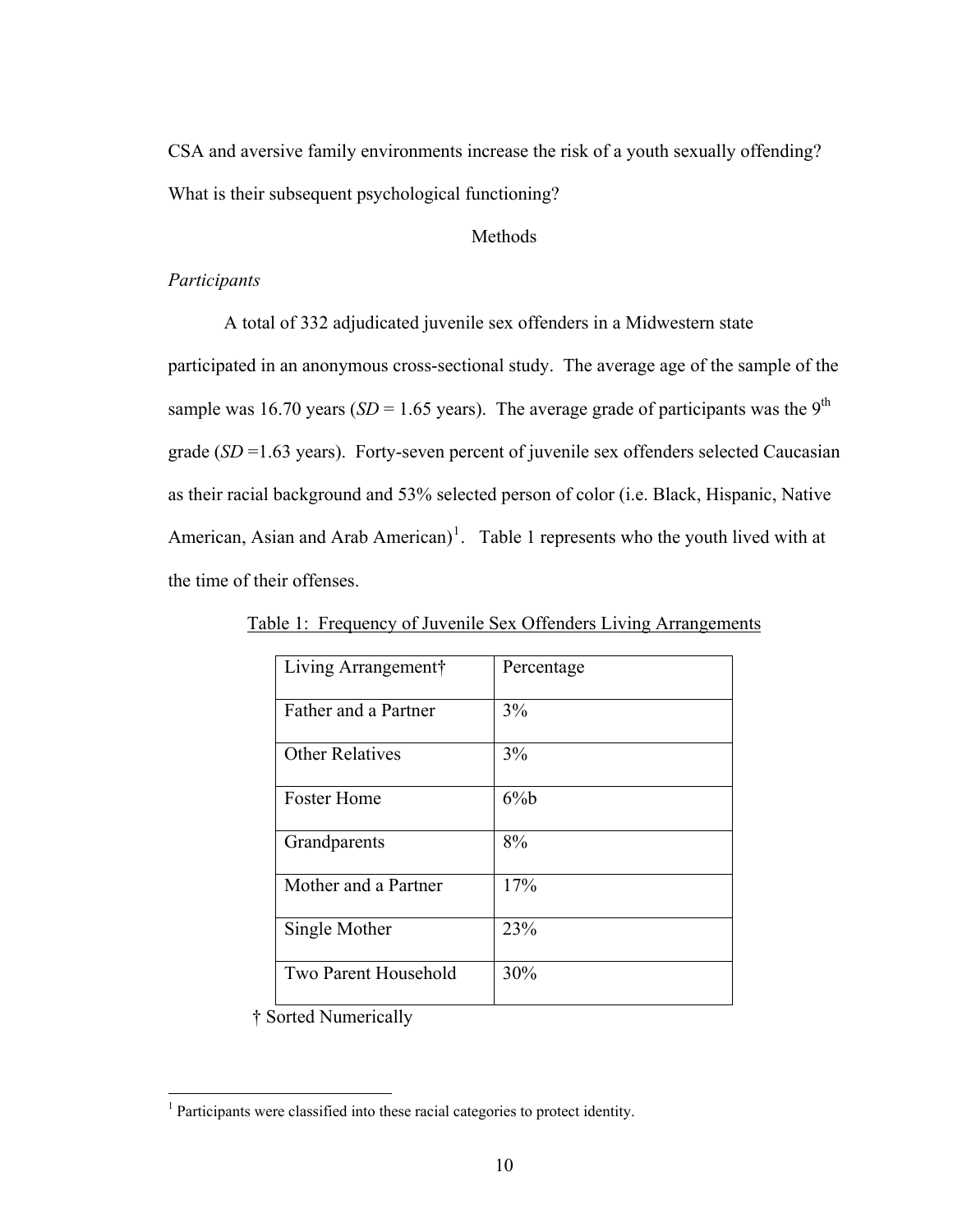CSA and aversive family environments increase the risk of a youth sexually offending? What is their subsequent psychological functioning?

## Methods

### *Participants*

A total of 332 adjudicated juvenile sex offenders in a Midwestern state participated in an anonymous cross-sectional study. The average age of the sample of the sample was 16.70 years (*SD* = 1.65 years). The average grade of participants was the 9th grade (*SD* =1.63 years). Forty-seven percent of juvenile sex offenders selected Caucasian as their racial background and 53% selected person of color (i.e. Black, Hispanic, Native American, Asian and Arab American)[1]. Table 1 represents who the youth lived with at the time of their offenses.

Table 1: Frequency of Juvenile Sex Offenders Living Arrangements

| Living Arrangement† | Percentage |
|---|---|
| Father and a Partner | 3% |
| Other Relatives | 3% |
| Foster Home | 6%b |
| Grandparents | 8% |
| Mother and a Partner | 17% |
| Single Mother | 23% |
| Two Parent Household | 30% |

† Sorted Numerically

[1] Participants were classified into these racial categories to protect identity.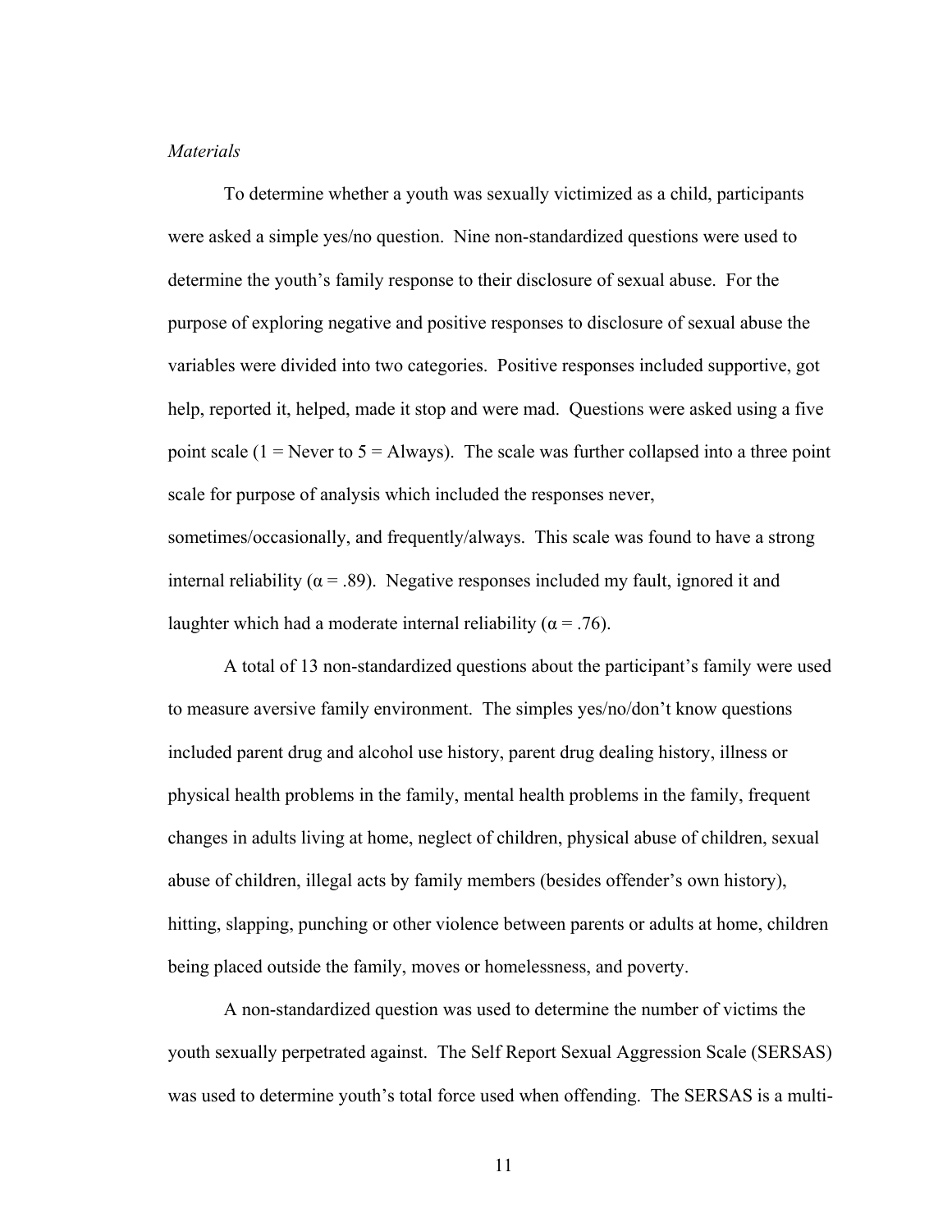*Materials*

To determine whether a youth was sexually victimized as a child, participants were asked a simple yes/no question. Nine non-standardized questions were used to determine the youth's family response to their disclosure of sexual abuse. For the purpose of exploring negative and positive responses to disclosure of sexual abuse the variables were divided into two categories. Positive responses included supportive, got help, reported it, helped, made it stop and were mad. Questions were asked using a five point scale (1 = Never to 5 = Always). The scale was further collapsed into a three point scale for purpose of analysis which included the responses never, sometimes/occasionally, and frequently/always. This scale was found to have a strong internal reliability ($\alpha = .89$). Negative responses included my fault, ignored it and laughter which had a moderate internal reliability ($\alpha = .76$).

A total of 13 non-standardized questions about the participant's family were used to measure aversive family environment. The simples yes/no/don't know questions included parent drug and alcohol use history, parent drug dealing history, illness or physical health problems in the family, mental health problems in the family, frequent changes in adults living at home, neglect of children, physical abuse of children, sexual abuse of children, illegal acts by family members (besides offender's own history), hitting, slapping, punching or other violence between parents or adults at home, children being placed outside the family, moves or homelessness, and poverty.

A non-standardized question was used to determine the number of victims the youth sexually perpetrated against. The Self Report Sexual Aggression Scale (SERSAS) was used to determine youth's total force used when offending. The SERSAS is a multi-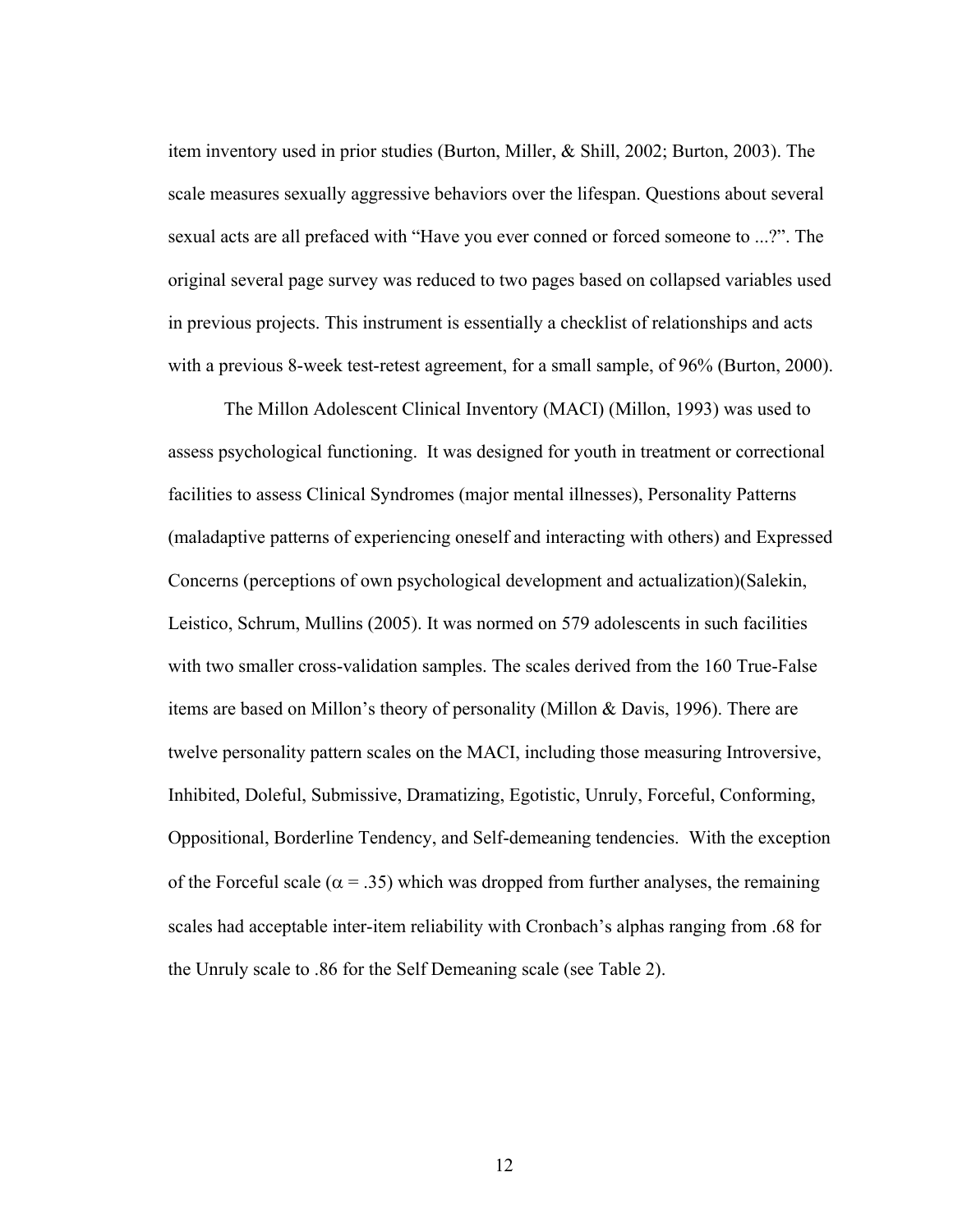item inventory used in prior studies (Burton, Miller, & Shill, 2002; Burton, 2003). The scale measures sexually aggressive behaviors over the lifespan. Questions about several sexual acts are all prefaced with "Have you ever conned or forced someone to ...?". The original several page survey was reduced to two pages based on collapsed variables used in previous projects. This instrument is essentially a checklist of relationships and acts with a previous 8-week test-retest agreement, for a small sample, of 96% (Burton, 2000).

The Millon Adolescent Clinical Inventory (MACI) (Millon, 1993) was used to assess psychological functioning. It was designed for youth in treatment or correctional facilities to assess Clinical Syndromes (major mental illnesses), Personality Patterns (maladaptive patterns of experiencing oneself and interacting with others) and Expressed Concerns (perceptions of own psychological development and actualization)(Salekin, Leistico, Schrum, Mullins (2005). It was normed on 579 adolescents in such facilities with two smaller cross-validation samples. The scales derived from the 160 True-False items are based on Millon's theory of personality (Millon & Davis, 1996). There are twelve personality pattern scales on the MACI, including those measuring Introversive, Inhibited, Doleful, Submissive, Dramatizing, Egotistic, Unruly, Forceful, Conforming, Oppositional, Borderline Tendency, and Self-demeaning tendencies. With the exception of the Forceful scale ($\alpha = .35$) which was dropped from further analyses, the remaining scales had acceptable inter-item reliability with Cronbach's alphas ranging from .68 for the Unruly scale to .86 for the Self Demeaning scale (see Table 2).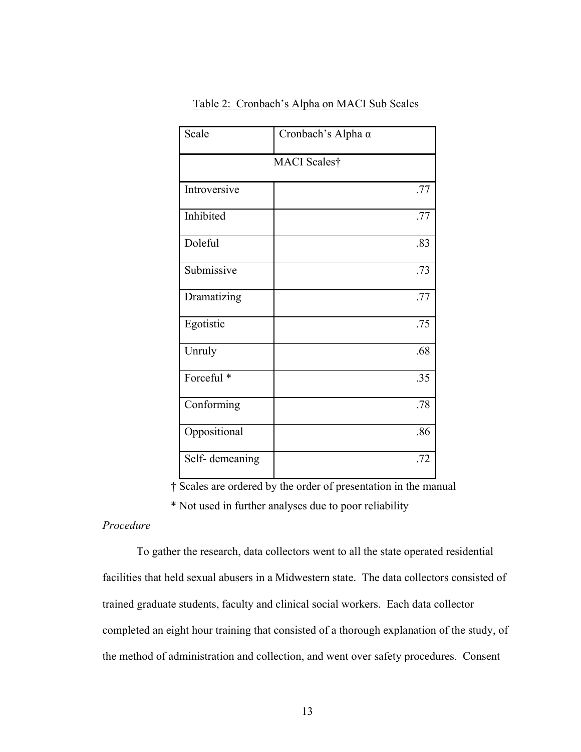Table 2: Cronbach's Alpha on MACI Sub Scales

| Scale | Cronbach's Alpha α |
|---|---|
| MACI Scales† | |
| Introversive | .77 |
| Inhibited | .77 |
| Doleful | .83 |
| Submissive | .73 |
| Dramatizing | .77 |
| Egotistic | .75 |
| Unruly | .68 |
| Forceful * | .35 |
| Conforming | .78 |
| Oppositional | .86 |
| Self- demeaning | .72 |

† Scales are ordered by the order of presentation in the manual

* Not used in further analyses due to poor reliability

*Procedure*

To gather the research, data collectors went to all the state operated residential facilities that held sexual abusers in a Midwestern state. The data collectors consisted of trained graduate students, faculty and clinical social workers. Each data collector completed an eight hour training that consisted of a thorough explanation of the study, of the method of administration and collection, and went over safety procedures. Consent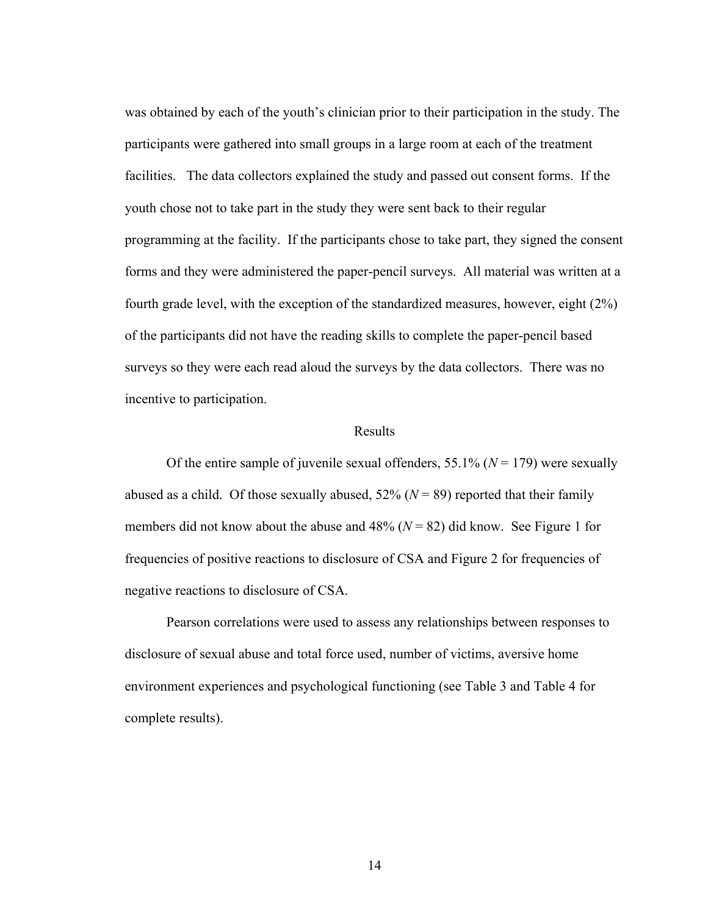was obtained by each of the youth's clinician prior to their participation in the study. The participants were gathered into small groups in a large room at each of the treatment facilities. The data collectors explained the study and passed out consent forms. If the youth chose not to take part in the study they were sent back to their regular programming at the facility. If the participants chose to take part, they signed the consent forms and they were administered the paper-pencil surveys. All material was written at a fourth grade level, with the exception of the standardized measures, however, eight (2%) of the participants did not have the reading skills to complete the paper-pencil based surveys so they were each read aloud the surveys by the data collectors. There was no incentive to participation.

## Results

Of the entire sample of juvenile sexual offenders, 55.1% ($N$ = 179) were sexually abused as a child. Of those sexually abused, 52% ($N$ = 89) reported that their family members did not know about the abuse and 48% ($N$ = 82) did know. See Figure 1 for frequencies of positive reactions to disclosure of CSA and Figure 2 for frequencies of negative reactions to disclosure of CSA.

Pearson correlations were used to assess any relationships between responses to disclosure of sexual abuse and total force used, number of victims, aversive home environment experiences and psychological functioning (see Table 3 and Table 4 for complete results).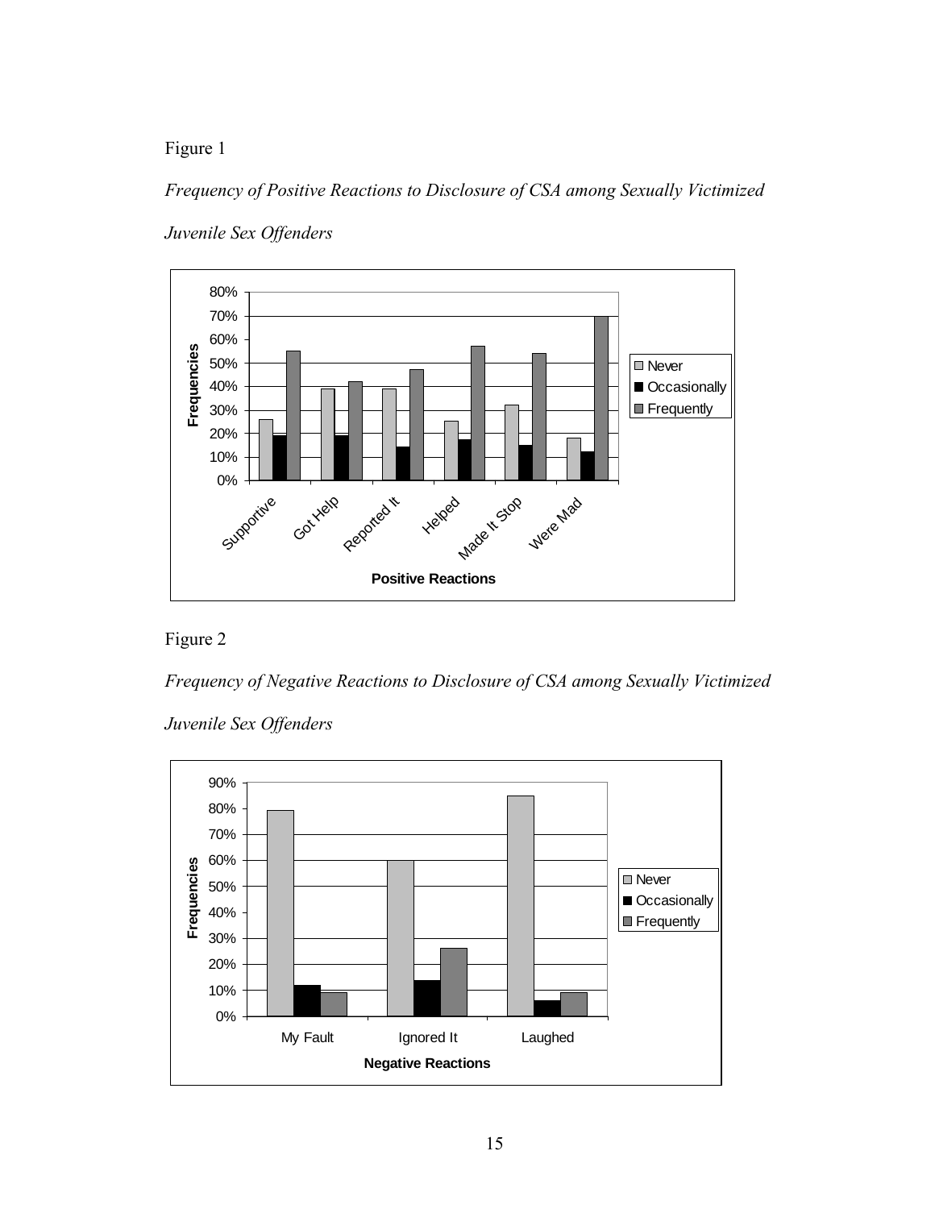Figure 1

*Frequency of Positive Reactions to Disclosure of CSA among Sexually Victimized Juvenile Sex Offenders*

Figure 2

*Frequency of Negative Reactions to Disclosure of CSA among Sexually Victimized Juvenile Sex Offenders*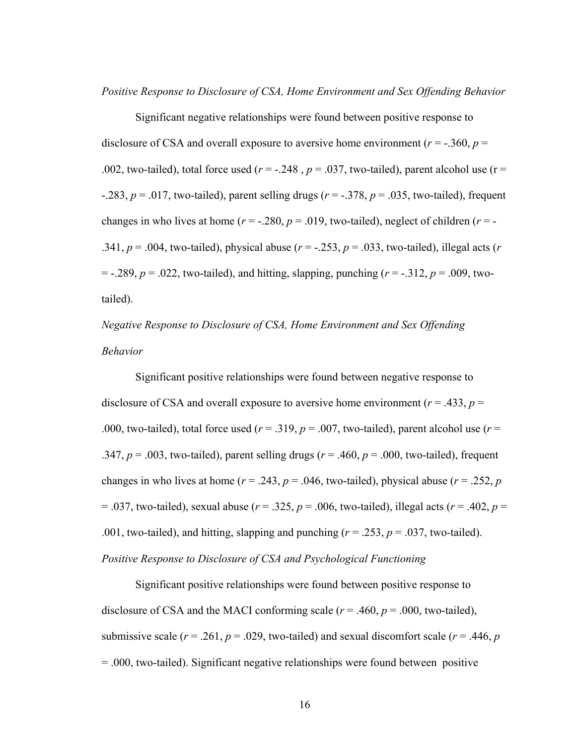*Positive Response to Disclosure of CSA, Home Environment and Sex Offending Behavior*

Significant negative relationships were found between positive response to disclosure of CSA and overall exposure to aversive home environment ($r$ = -.360, $p$ = .002, two-tailed), total force used ($r$ = -.248 , $p$ = .037, two-tailed), parent alcohol use (r = -.283, $p$ = .017, two-tailed), parent selling drugs ($r$ = -.378, $p$ = .035, two-tailed), frequent changes in who lives at home ($r$ = -.280, $p$ = .019, two-tailed), neglect of children ($r$ = -.341, $p$ = .004, two-tailed), physical abuse ($r$ = -.253, $p$ = .033, two-tailed), illegal acts ($r$ = -.289, $p$ = .022, two-tailed), and hitting, slapping, punching ($r$ = -.312, $p$ = .009, two-tailed).

*Negative Response to Disclosure of CSA, Home Environment and Sex Offending Behavior*

Significant positive relationships were found between negative response to disclosure of CSA and overall exposure to aversive home environment ($r$ = .433, $p$ = .000, two-tailed), total force used ($r$ = .319, $p$ = .007, two-tailed), parent alcohol use ($r$ = .347, $p$ = .003, two-tailed), parent selling drugs ($r$ = .460, $p$ = .000, two-tailed), frequent changes in who lives at home ($r$ = .243, $p$ = .046, two-tailed), physical abuse ($r$ = .252, $p$ = .037, two-tailed), sexual abuse ($r$ = .325, $p$ = .006, two-tailed), illegal acts ($r$ = .402, $p$ = .001, two-tailed), and hitting, slapping and punching ($r$ = .253, $p$ = .037, two-tailed).

*Positive Response to Disclosure of CSA and Psychological Functioning*

Significant positive relationships were found between positive response to disclosure of CSA and the MACI conforming scale ($r$ = .460, $p$ = .000, two-tailed), submissive scale ($r$ = .261, $p$ = .029, two-tailed) and sexual discomfort scale ($r$ = .446, $p$ = .000, two-tailed). Significant negative relationships were found between positive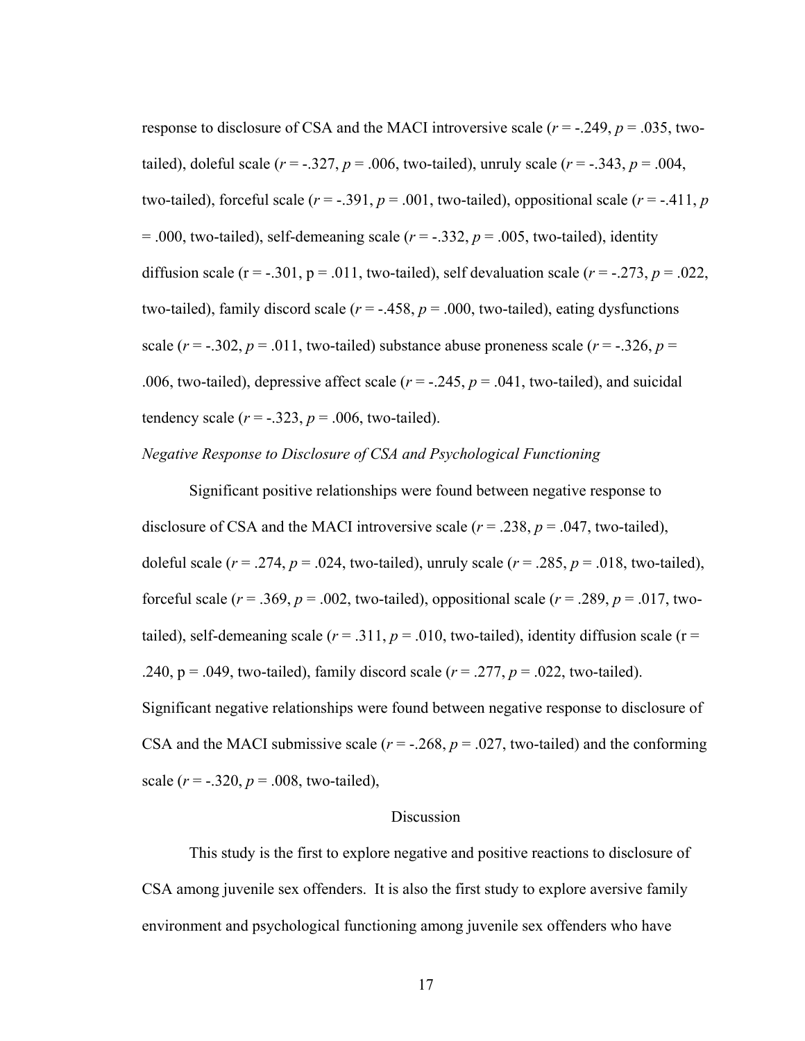response to disclosure of CSA and the MACI introversive scale ($r = -.249$, $p = .035$, two-tailed), doleful scale ($r = -.327$, $p = .006$, two-tailed), unruly scale ($r = -.343$, $p = .004$, two-tailed), forceful scale ($r = -.391$, $p = .001$, two-tailed), oppositional scale ($r = -.411$, $p = .000$, two-tailed), self-demeaning scale ($r = -.332$, $p = .005$, two-tailed), identity diffusion scale (r = -.301, p = .011, two-tailed), self devaluation scale ($r = -.273$, $p = .022$, two-tailed), family discord scale ($r = -.458$, $p = .000$, two-tailed), eating dysfunctions scale ($r = -.302$, $p = .011$, two-tailed) substance abuse proneness scale ($r = -.326$, $p = .006$, two-tailed), depressive affect scale ($r = -.245$, $p = .041$, two-tailed), and suicidal tendency scale ($r = -.323$, $p = .006$, two-tailed).

*Negative Response to Disclosure of CSA and Psychological Functioning*

Significant positive relationships were found between negative response to disclosure of CSA and the MACI introversive scale ($r = .238$, $p = .047$, two-tailed), doleful scale ($r = .274$, $p = .024$, two-tailed), unruly scale ($r = .285$, $p = .018$, two-tailed), forceful scale ($r = .369$, $p = .002$, two-tailed), oppositional scale ($r = .289$, $p = .017$, two-tailed), self-demeaning scale ($r = .311$, $p = .010$, two-tailed), identity diffusion scale (r = .240, p = .049, two-tailed), family discord scale ($r = .277$, $p = .022$, two-tailed). Significant negative relationships were found between negative response to disclosure of CSA and the MACI submissive scale ($r = -.268$, $p = .027$, two-tailed) and the conforming scale ($r = -.320$, $p = .008$, two-tailed),

## Discussion

This study is the first to explore negative and positive reactions to disclosure of CSA among juvenile sex offenders. It is also the first study to explore aversive family environment and psychological functioning among juvenile sex offenders who have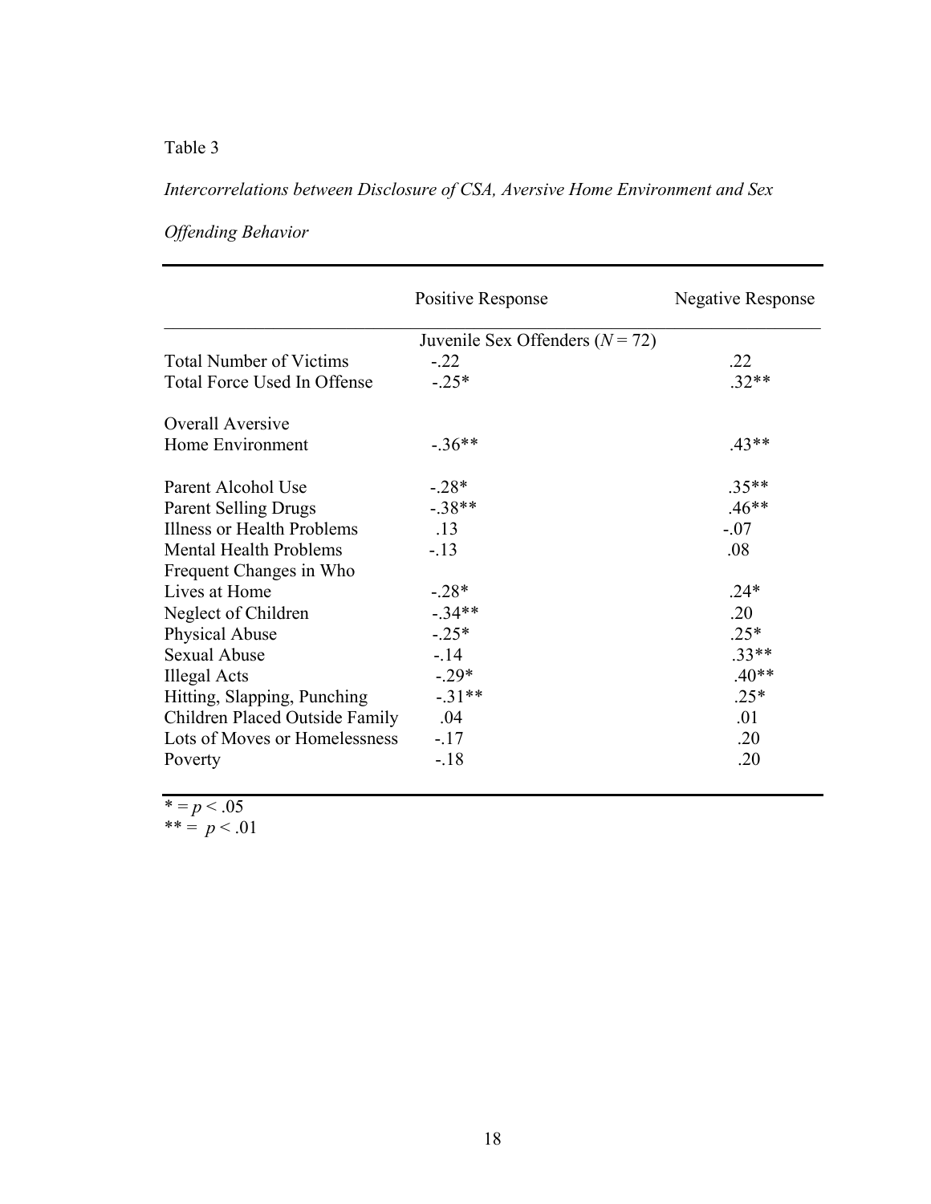Table 3

*Intercorrelations between Disclosure of CSA, Aversive Home Environment and Sex Offending Behavior*

| | Positive Response | Negative Response |
|---|---|---|
| | Juvenile Sex Offenders ($N = 72$) | |
| Total Number of Victims | -.22 | .22 |
| Total Force Used In Offense | -.25* | .32** |
| Overall Aversive Home Environment | -.36** | .43** |
| Parent Alcohol Use | -.28* | .35** |
| Parent Selling Drugs | -.38** | .46** |
| Illness or Health Problems | .13 | -.07 |
| Mental Health Problems | -.13 | .08 |
| Frequent Changes in Who Lives at Home | -.28* | .24* |
| Neglect of Children | -.34** | .20 |
| Physical Abuse | -.25* | .25* |
| Sexual Abuse | -.14 | .33** |
| Illegal Acts | -.29* | .40** |
| Hitting, Slapping, Punching | -.31** | .25* |
| Children Placed Outside Family | .04 | .01 |
| Lots of Moves or Homelessness | -.17 | .20 |
| Poverty | -.18 | .20 |

* = $p < .05$
** = $p < .01$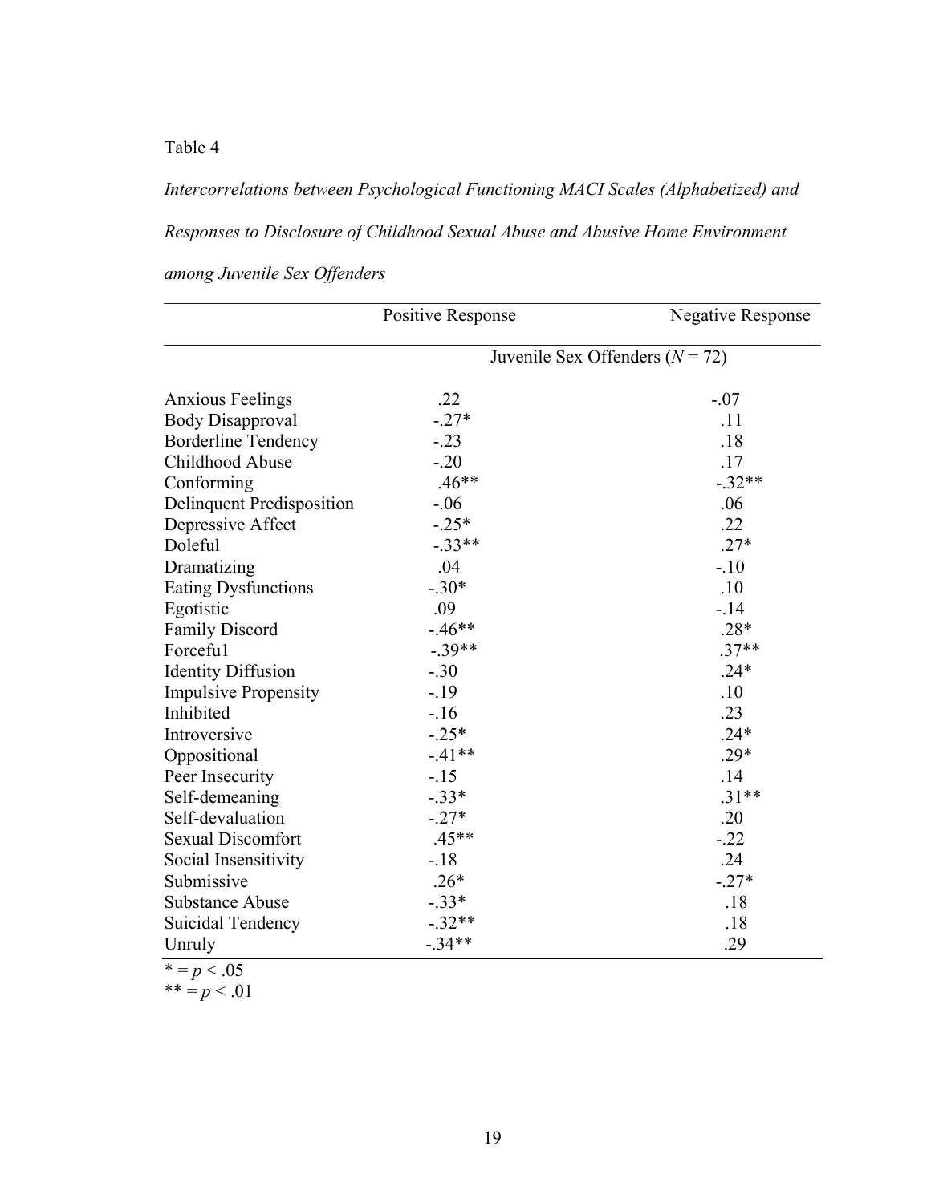Table 4

*Intercorrelations between Psychological Functioning MACI Scales (Alphabetized) and Responses to Disclosure of Childhood Sexual Abuse and Abusive Home Environment among Juvenile Sex Offenders*

| | Positive Response | Negative Response |
|---|---|---|
| | Juvenile Sex Offenders (*N* = 72) | |
| Anxious Feelings | .22 | -.07 |
| Body Disapproval | -.27* | .11 |
| Borderline Tendency | -.23 | .18 |
| Childhood Abuse | -.20 | .17 |
| Conforming | .46** | -.32** |
| Delinquent Predisposition | -.06 | .06 |
| Depressive Affect | -.25* | .22 |
| Doleful | -.33** | .27* |
| Dramatizing | .04 | -.10 |
| Eating Dysfunctions | -.30* | .10 |
| Egotistic | .09 | -.14 |
| Family Discord | -.46** | .28* |
| Forceful | -.39** | .37** |
| Identity Diffusion | -.30 | .24* |
| Impulsive Propensity | -.19 | .10 |
| Inhibited | -.16 | .23 |
| Introversive | -.25* | .24* |
| Oppositional | -.41** | .29* |
| Peer Insecurity | -.15 | .14 |
| Self-demeaning | -.33* | .31** |
| Self-devaluation | -.27* | .20 |
| Sexual Discomfort | .45** | -.22 |
| Social Insensitivity | -.18 | .24 |
| Submissive | .26* | -.27* |
| Substance Abuse | -.33* | .18 |
| Suicidal Tendency | -.32** | .18 |
| Unruly | -.34** | .29 |

* = $p < .05$
** = $p < .01$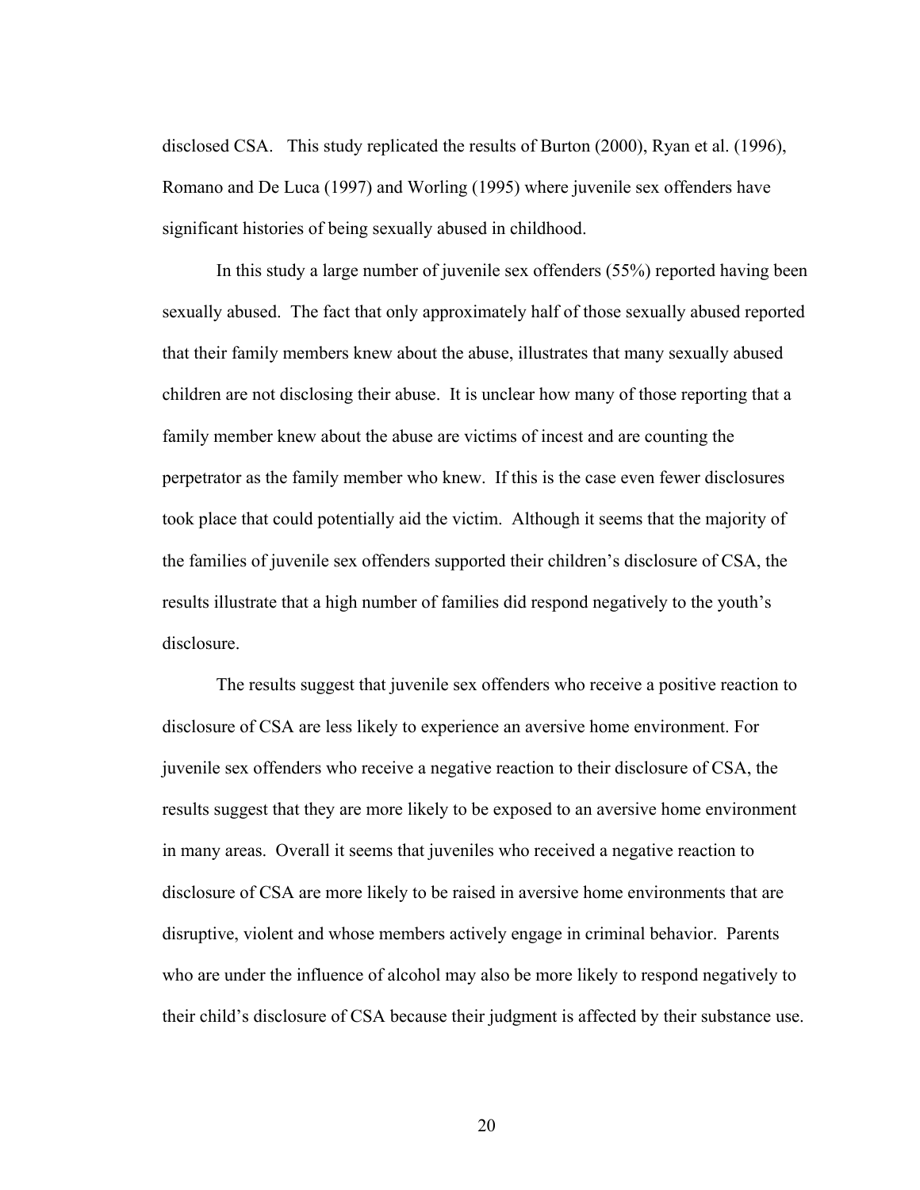disclosed CSA. This study replicated the results of Burton (2000), Ryan et al. (1996), Romano and De Luca (1997) and Worling (1995) where juvenile sex offenders have significant histories of being sexually abused in childhood.

In this study a large number of juvenile sex offenders (55%) reported having been sexually abused. The fact that only approximately half of those sexually abused reported that their family members knew about the abuse, illustrates that many sexually abused children are not disclosing their abuse. It is unclear how many of those reporting that a family member knew about the abuse are victims of incest and are counting the perpetrator as the family member who knew. If this is the case even fewer disclosures took place that could potentially aid the victim. Although it seems that the majority of the families of juvenile sex offenders supported their children's disclosure of CSA, the results illustrate that a high number of families did respond negatively to the youth's disclosure.

The results suggest that juvenile sex offenders who receive a positive reaction to disclosure of CSA are less likely to experience an aversive home environment. For juvenile sex offenders who receive a negative reaction to their disclosure of CSA, the results suggest that they are more likely to be exposed to an aversive home environment in many areas. Overall it seems that juveniles who received a negative reaction to disclosure of CSA are more likely to be raised in aversive home environments that are disruptive, violent and whose members actively engage in criminal behavior. Parents who are under the influence of alcohol may also be more likely to respond negatively to their child's disclosure of CSA because their judgment is affected by their substance use.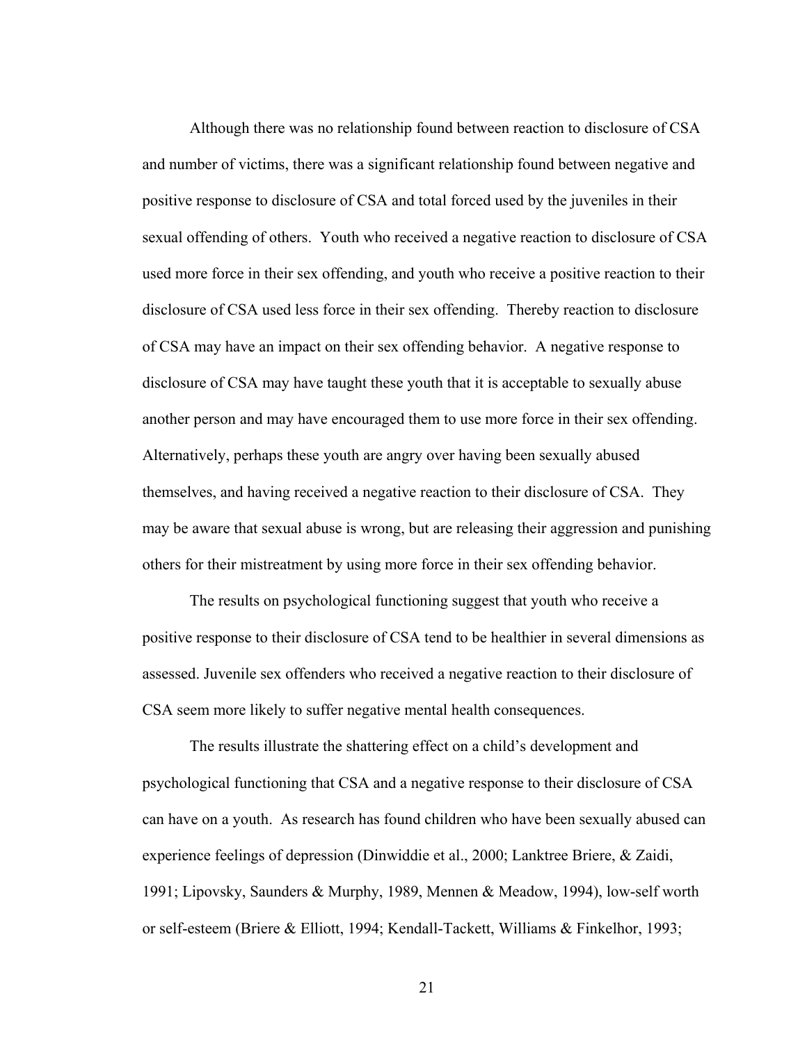Although there was no relationship found between reaction to disclosure of CSA and number of victims, there was a significant relationship found between negative and positive response to disclosure of CSA and total forced used by the juveniles in their sexual offending of others. Youth who received a negative reaction to disclosure of CSA used more force in their sex offending, and youth who receive a positive reaction to their disclosure of CSA used less force in their sex offending. Thereby reaction to disclosure of CSA may have an impact on their sex offending behavior. A negative response to disclosure of CSA may have taught these youth that it is acceptable to sexually abuse another person and may have encouraged them to use more force in their sex offending. Alternatively, perhaps these youth are angry over having been sexually abused themselves, and having received a negative reaction to their disclosure of CSA. They may be aware that sexual abuse is wrong, but are releasing their aggression and punishing others for their mistreatment by using more force in their sex offending behavior.

The results on psychological functioning suggest that youth who receive a positive response to their disclosure of CSA tend to be healthier in several dimensions as assessed. Juvenile sex offenders who received a negative reaction to their disclosure of CSA seem more likely to suffer negative mental health consequences.

The results illustrate the shattering effect on a child's development and psychological functioning that CSA and a negative response to their disclosure of CSA can have on a youth. As research has found children who have been sexually abused can experience feelings of depression (Dinwiddie et al., 2000; Lanktree Briere, & Zaidi, 1991; Lipovsky, Saunders & Murphy, 1989, Mennen & Meadow, 1994), low-self worth or self-esteem (Briere & Elliott, 1994; Kendall-Tackett, Williams & Finkelhor, 1993;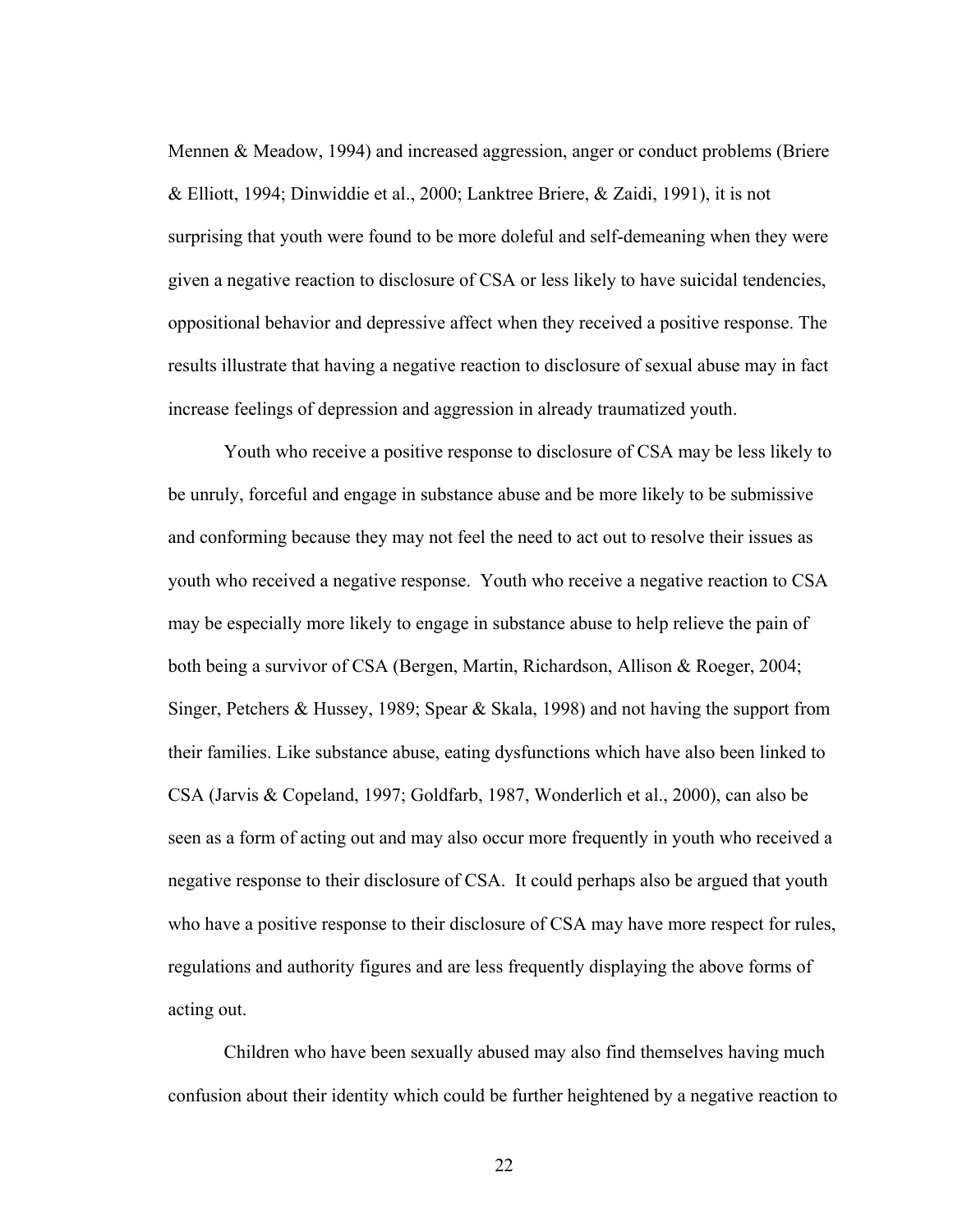Mennen & Meadow, 1994) and increased aggression, anger or conduct problems (Briere & Elliott, 1994; Dinwiddie et al., 2000; Lanktree Briere, & Zaidi, 1991), it is not surprising that youth were found to be more doleful and self-demeaning when they were given a negative reaction to disclosure of CSA or less likely to have suicidal tendencies, oppositional behavior and depressive affect when they received a positive response. The results illustrate that having a negative reaction to disclosure of sexual abuse may in fact increase feelings of depression and aggression in already traumatized youth.

Youth who receive a positive response to disclosure of CSA may be less likely to be unruly, forceful and engage in substance abuse and be more likely to be submissive and conforming because they may not feel the need to act out to resolve their issues as youth who received a negative response. Youth who receive a negative reaction to CSA may be especially more likely to engage in substance abuse to help relieve the pain of both being a survivor of CSA (Bergen, Martin, Richardson, Allison & Roeger, 2004; Singer, Petchers & Hussey, 1989; Spear & Skala, 1998) and not having the support from their families. Like substance abuse, eating dysfunctions which have also been linked to CSA (Jarvis & Copeland, 1997; Goldfarb, 1987, Wonderlich et al., 2000), can also be seen as a form of acting out and may also occur more frequently in youth who received a negative response to their disclosure of CSA. It could perhaps also be argued that youth who have a positive response to their disclosure of CSA may have more respect for rules, regulations and authority figures and are less frequently displaying the above forms of acting out.

Children who have been sexually abused may also find themselves having much confusion about their identity which could be further heightened by a negative reaction to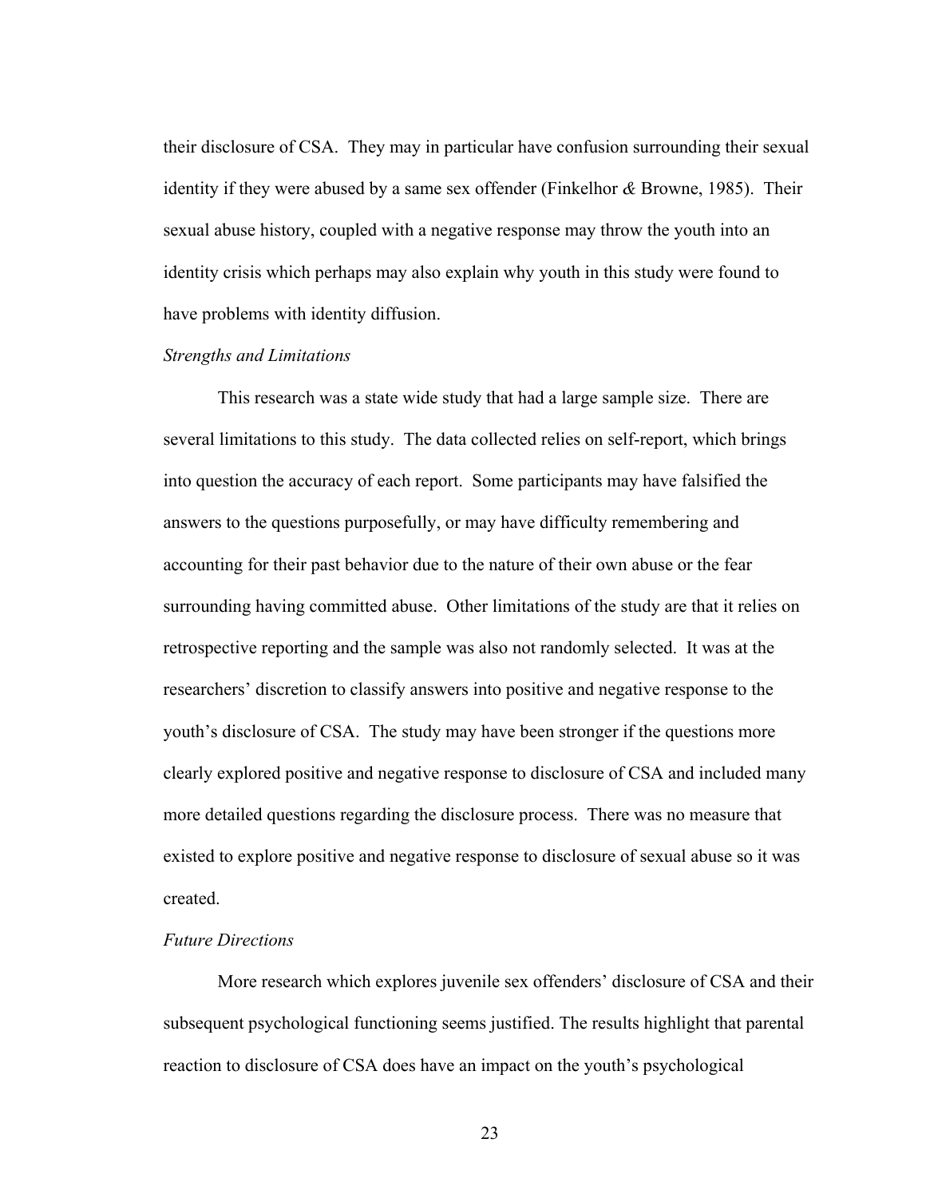their disclosure of CSA. They may in particular have confusion surrounding their sexual identity if they were abused by a same sex offender (Finkelhor *&* Browne, 1985). Their sexual abuse history, coupled with a negative response may throw the youth into an identity crisis which perhaps may also explain why youth in this study were found to have problems with identity diffusion.

*Strengths and Limitations*

This research was a state wide study that had a large sample size. There are several limitations to this study. The data collected relies on self-report, which brings into question the accuracy of each report. Some participants may have falsified the answers to the questions purposefully, or may have difficulty remembering and accounting for their past behavior due to the nature of their own abuse or the fear surrounding having committed abuse. Other limitations of the study are that it relies on retrospective reporting and the sample was also not randomly selected. It was at the researchers' discretion to classify answers into positive and negative response to the youth's disclosure of CSA. The study may have been stronger if the questions more clearly explored positive and negative response to disclosure of CSA and included many more detailed questions regarding the disclosure process. There was no measure that existed to explore positive and negative response to disclosure of sexual abuse so it was created.

*Future Directions*

More research which explores juvenile sex offenders' disclosure of CSA and their subsequent psychological functioning seems justified. The results highlight that parental reaction to disclosure of CSA does have an impact on the youth's psychological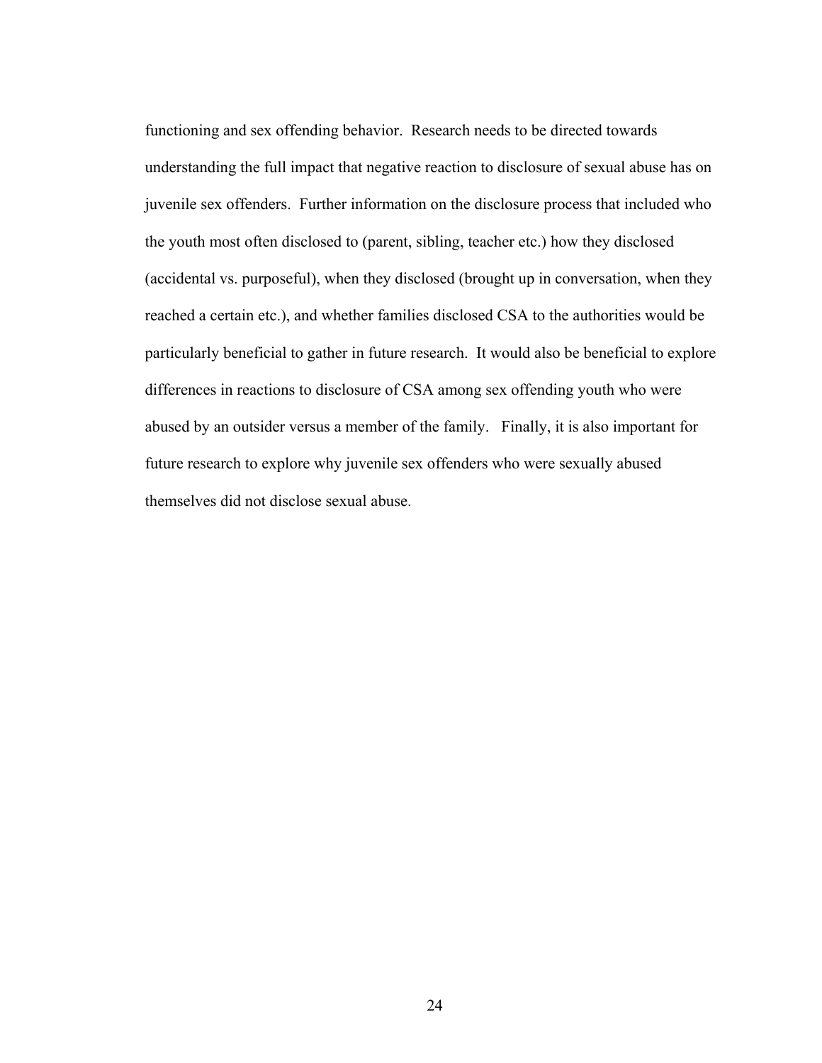functioning and sex offending behavior. Research needs to be directed towards understanding the full impact that negative reaction to disclosure of sexual abuse has on juvenile sex offenders. Further information on the disclosure process that included who the youth most often disclosed to (parent, sibling, teacher etc.) how they disclosed (accidental vs. purposeful), when they disclosed (brought up in conversation, when they reached a certain etc.), and whether families disclosed CSA to the authorities would be particularly beneficial to gather in future research. It would also be beneficial to explore differences in reactions to disclosure of CSA among sex offending youth who were abused by an outsider versus a member of the family. Finally, it is also important for future research to explore why juvenile sex offenders who were sexually abused themselves did not disclose sexual abuse.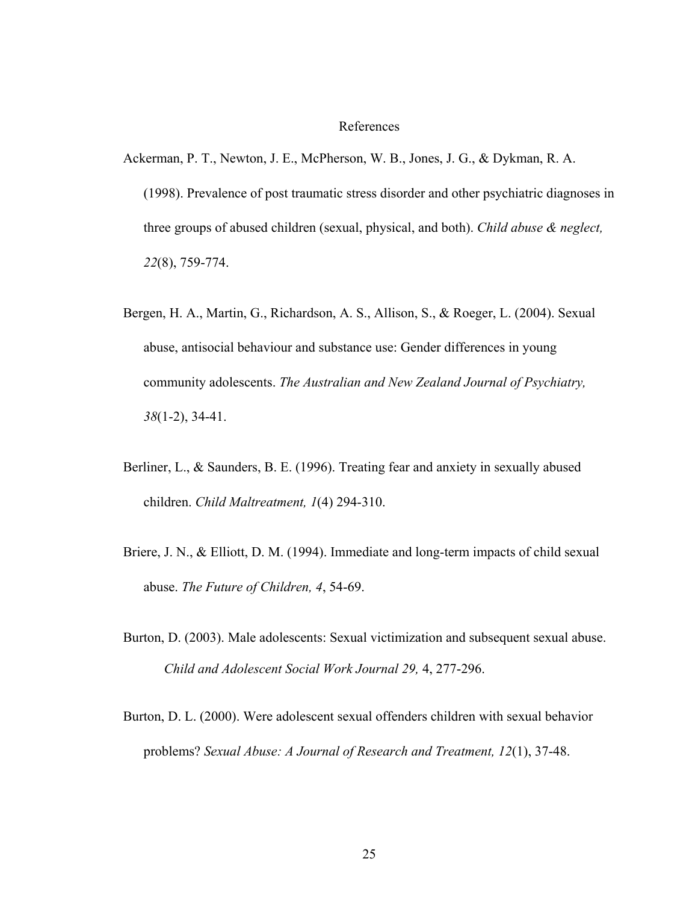# References

Ackerman, P. T., Newton, J. E., McPherson, W. B., Jones, J. G., & Dykman, R. A. (1998). Prevalence of post traumatic stress disorder and other psychiatric diagnoses in three groups of abused children (sexual, physical, and both). *Child abuse & neglect, 22*(8), 759-774.

Bergen, H. A., Martin, G., Richardson, A. S., Allison, S., & Roeger, L. (2004). Sexual abuse, antisocial behaviour and substance use: Gender differences in young community adolescents. *The Australian and New Zealand Journal of Psychiatry, 38*(1-2), 34-41.

Berliner, L., & Saunders, B. E. (1996). Treating fear and anxiety in sexually abused children. *Child Maltreatment, 1*(4) 294-310.

Briere, J. N., & Elliott, D. M. (1994). Immediate and long-term impacts of child sexual abuse. *The Future of Children, 4*, 54-69.

Burton, D. (2003). Male adolescents: Sexual victimization and subsequent sexual abuse. *Child and Adolescent Social Work Journal 29,* 4, 277-296.

Burton, D. L. (2000). Were adolescent sexual offenders children with sexual behavior problems? *Sexual Abuse: A Journal of Research and Treatment, 12*(1), 37-48.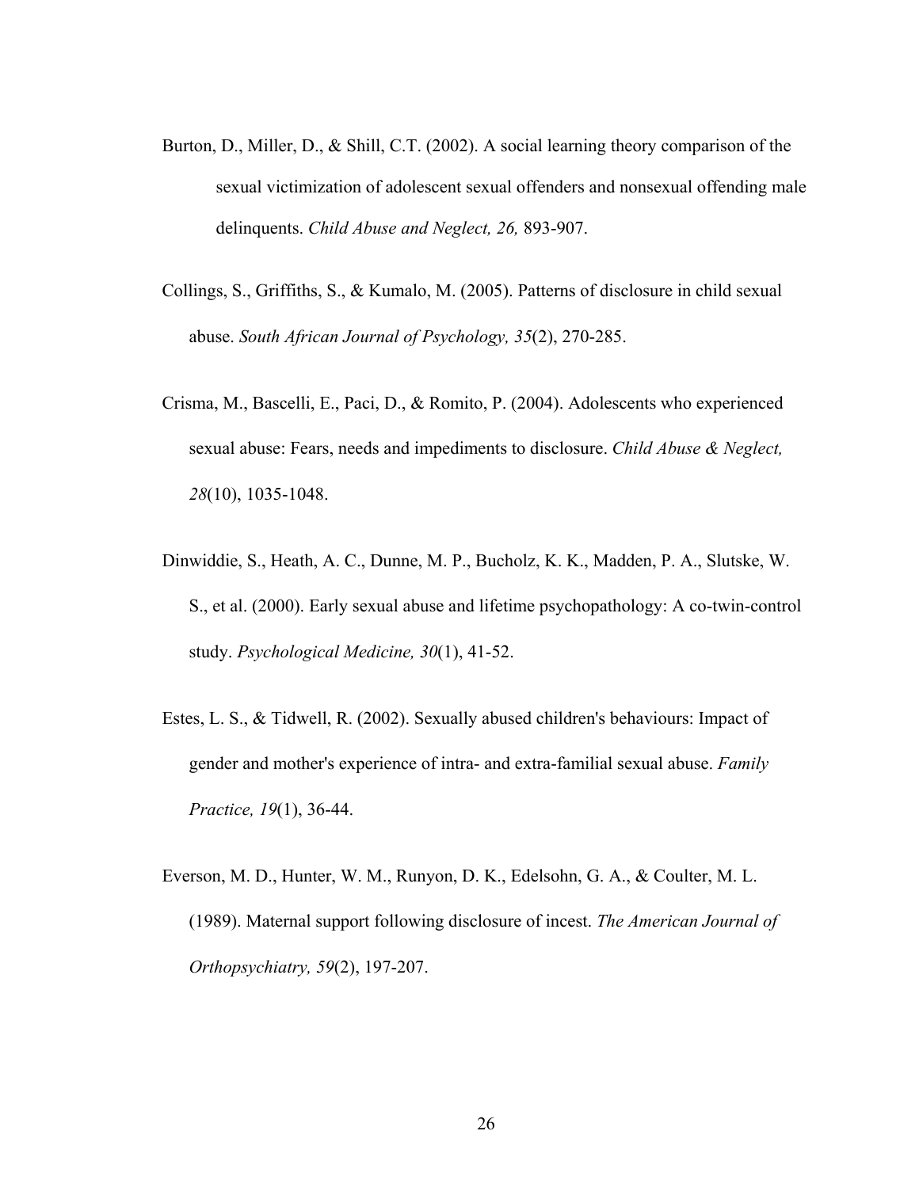Burton, D., Miller, D., & Shill, C.T. (2002). A social learning theory comparison of the sexual victimization of adolescent sexual offenders and nonsexual offending male delinquents. *Child Abuse and Neglect, 26,* 893-907.

Collings, S., Griffiths, S., & Kumalo, M. (2005). Patterns of disclosure in child sexual abuse. *South African Journal of Psychology, 35*(2), 270-285.

Crisma, M., Bascelli, E., Paci, D., & Romito, P. (2004). Adolescents who experienced sexual abuse: Fears, needs and impediments to disclosure. *Child Abuse & Neglect, 28*(10), 1035-1048.

Dinwiddie, S., Heath, A. C., Dunne, M. P., Bucholz, K. K., Madden, P. A., Slutske, W. S., et al. (2000). Early sexual abuse and lifetime psychopathology: A co-twin-control study. *Psychological Medicine, 30*(1), 41-52.

Estes, L. S., & Tidwell, R. (2002). Sexually abused children's behaviours: Impact of gender and mother's experience of intra- and extra-familial sexual abuse. *Family Practice, 19*(1), 36-44.

Everson, M. D., Hunter, W. M., Runyon, D. K., Edelsohn, G. A., & Coulter, M. L. (1989). Maternal support following disclosure of incest. *The American Journal of Orthopsychiatry, 59*(2), 197-207.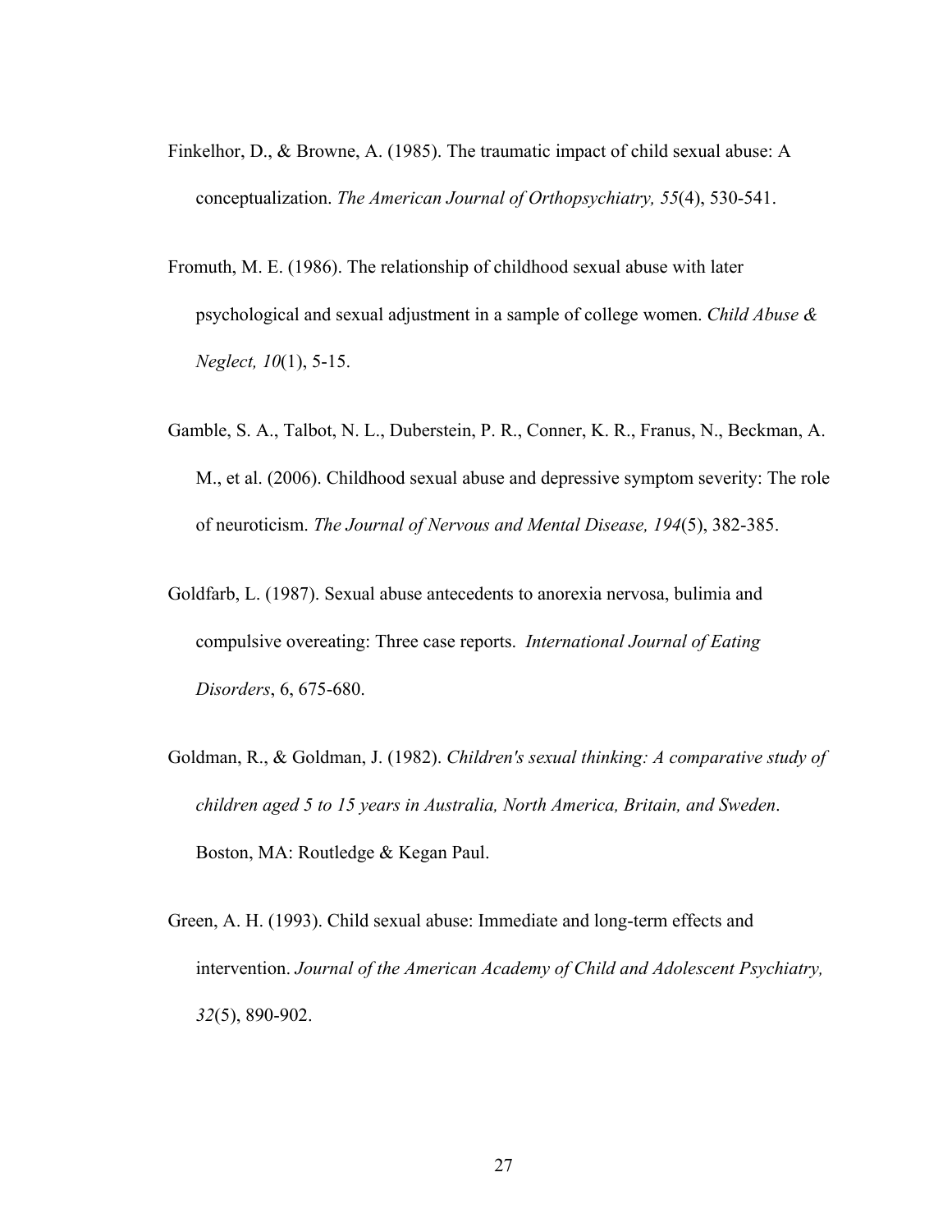Finkelhor, D., & Browne, A. (1985). The traumatic impact of child sexual abuse: A conceptualization. *The American Journal of Orthopsychiatry, 55*(4), 530-541.

Fromuth, M. E. (1986). The relationship of childhood sexual abuse with later psychological and sexual adjustment in a sample of college women. *Child Abuse & Neglect, 10*(1), 5-15.

Gamble, S. A., Talbot, N. L., Duberstein, P. R., Conner, K. R., Franus, N., Beckman, A. M., et al. (2006). Childhood sexual abuse and depressive symptom severity: The role of neuroticism. *The Journal of Nervous and Mental Disease, 194*(5), 382-385.

Goldfarb, L. (1987). Sexual abuse antecedents to anorexia nervosa, bulimia and compulsive overeating: Three case reports. *International Journal of Eating Disorders*, 6, 675-680.

Goldman, R., & Goldman, J. (1982). *Children's sexual thinking: A comparative study of children aged 5 to 15 years in Australia, North America, Britain, and Sweden*. Boston, MA: Routledge & Kegan Paul.

Green, A. H. (1993). Child sexual abuse: Immediate and long-term effects and intervention. *Journal of the American Academy of Child and Adolescent Psychiatry, 32*(5), 890-902.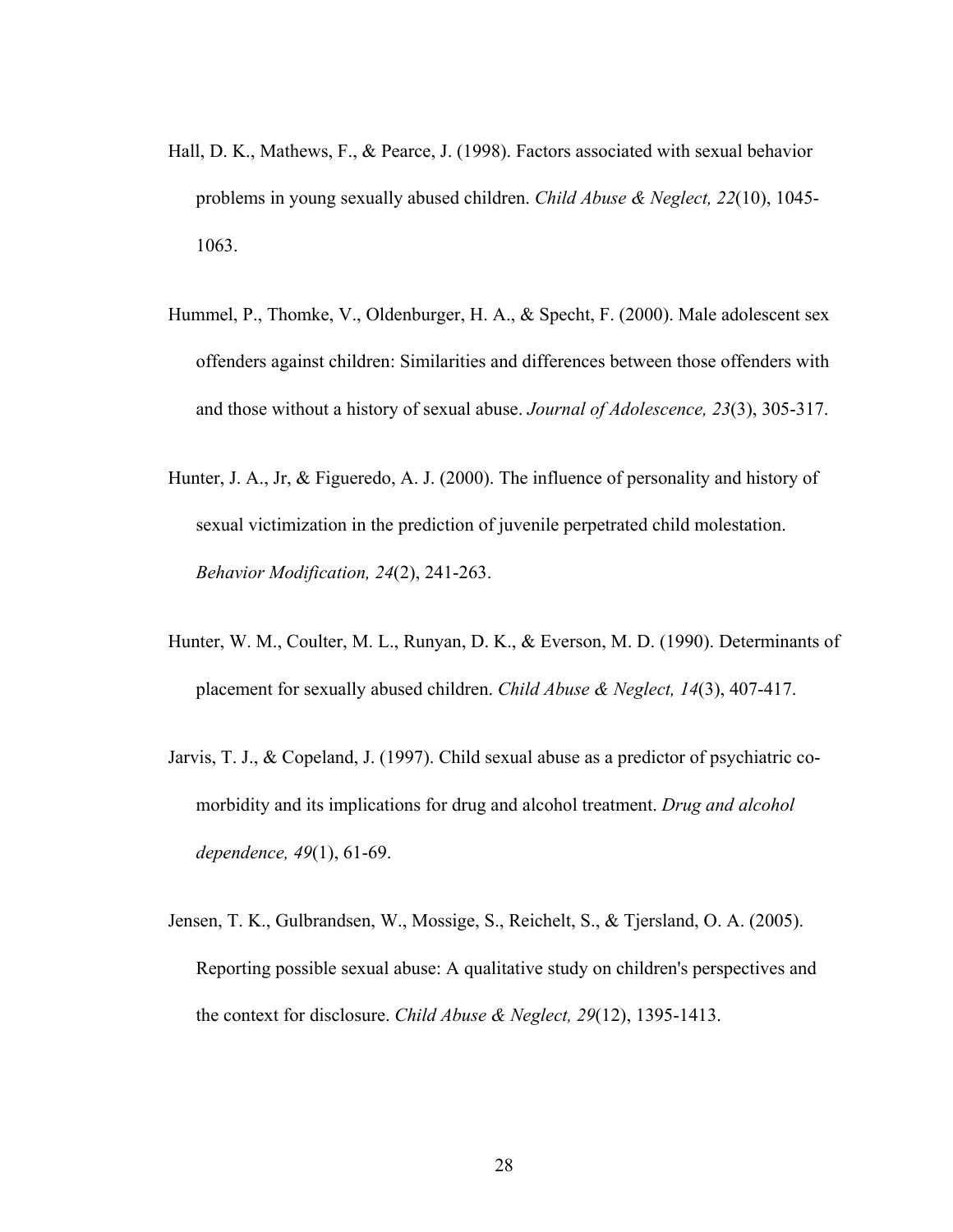Hall, D. K., Mathews, F., & Pearce, J. (1998). Factors associated with sexual behavior problems in young sexually abused children. *Child Abuse & Neglect, 22*(10), 1045-1063.

Hummel, P., Thomke, V., Oldenburger, H. A., & Specht, F. (2000). Male adolescent sex offenders against children: Similarities and differences between those offenders with and those without a history of sexual abuse. *Journal of Adolescence, 23*(3), 305-317.

Hunter, J. A., Jr, & Figueredo, A. J. (2000). The influence of personality and history of sexual victimization in the prediction of juvenile perpetrated child molestation. *Behavior Modification, 24*(2), 241-263.

Hunter, W. M., Coulter, M. L., Runyan, D. K., & Everson, M. D. (1990). Determinants of placement for sexually abused children. *Child Abuse & Neglect, 14*(3), 407-417.

Jarvis, T. J., & Copeland, J. (1997). Child sexual abuse as a predictor of psychiatric co-morbidity and its implications for drug and alcohol treatment. *Drug and alcohol dependence, 49*(1), 61-69.

Jensen, T. K., Gulbrandsen, W., Mossige, S., Reichelt, S., & Tjersland, O. A. (2005). Reporting possible sexual abuse: A qualitative study on children's perspectives and the context for disclosure. *Child Abuse & Neglect, 29*(12), 1395-1413.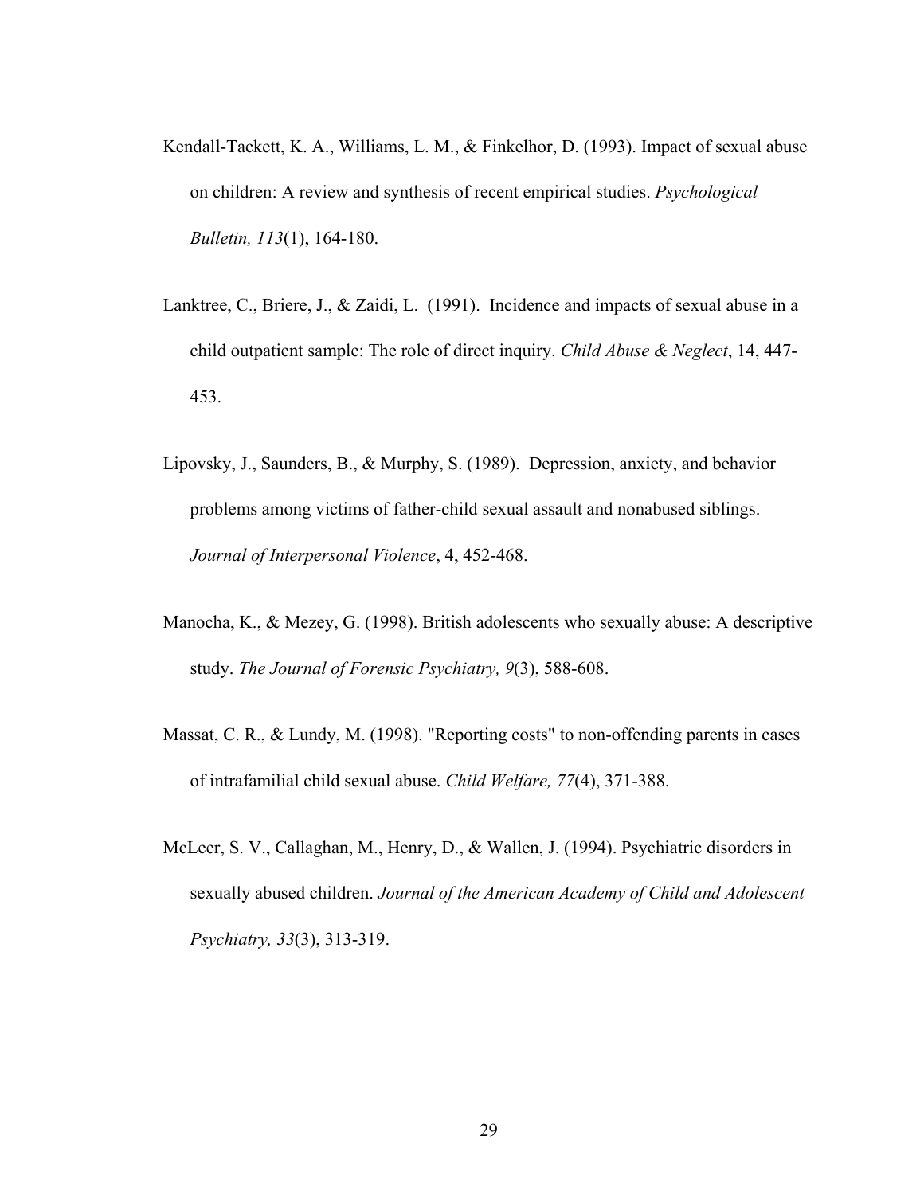Kendall-Tackett, K. A., Williams, L. M., & Finkelhor, D. (1993). Impact of sexual abuse on children: A review and synthesis of recent empirical studies. *Psychological Bulletin, 113*(1), 164-180.

Lanktree, C., Briere, J., & Zaidi, L. (1991). Incidence and impacts of sexual abuse in a child outpatient sample: The role of direct inquiry. *Child Abuse & Neglect*, 14, 447-453.

Lipovsky, J., Saunders, B., & Murphy, S. (1989). Depression, anxiety, and behavior problems among victims of father-child sexual assault and nonabused siblings. *Journal of Interpersonal Violence*, 4, 452-468.

Manocha, K., & Mezey, G. (1998). British adolescents who sexually abuse: A descriptive study. *The Journal of Forensic Psychiatry, 9*(3), 588-608.

Massat, C. R., & Lundy, M. (1998). "Reporting costs" to non-offending parents in cases of intrafamilial child sexual abuse. *Child Welfare, 77*(4), 371-388.

McLeer, S. V., Callaghan, M., Henry, D., & Wallen, J. (1994). Psychiatric disorders in sexually abused children. *Journal of the American Academy of Child and Adolescent Psychiatry, 33*(3), 313-319.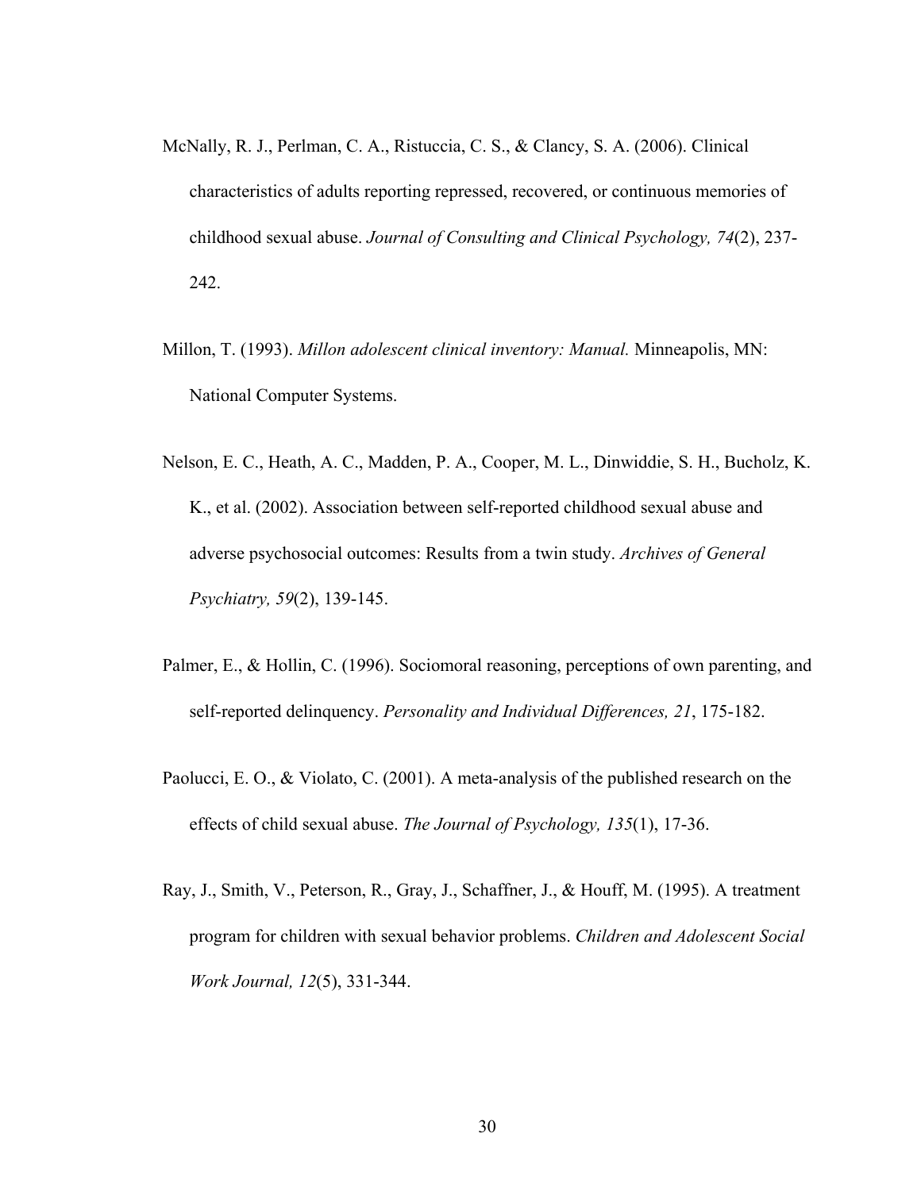McNally, R. J., Perlman, C. A., Ristuccia, C. S., & Clancy, S. A. (2006). Clinical characteristics of adults reporting repressed, recovered, or continuous memories of childhood sexual abuse. *Journal of Consulting and Clinical Psychology, 74*(2), 237-242.

Millon, T. (1993). *Millon adolescent clinical inventory: Manual.* Minneapolis, MN: National Computer Systems.

Nelson, E. C., Heath, A. C., Madden, P. A., Cooper, M. L., Dinwiddie, S. H., Bucholz, K. K., et al. (2002). Association between self-reported childhood sexual abuse and adverse psychosocial outcomes: Results from a twin study. *Archives of General Psychiatry, 59*(2), 139-145.

Palmer, E., & Hollin, C. (1996). Sociomoral reasoning, perceptions of own parenting, and self-reported delinquency. *Personality and Individual Differences, 21*, 175-182.

Paolucci, E. O., & Violato, C. (2001). A meta-analysis of the published research on the effects of child sexual abuse. *The Journal of Psychology, 135*(1), 17-36.

Ray, J., Smith, V., Peterson, R., Gray, J., Schaffner, J., & Houff, M. (1995). A treatment program for children with sexual behavior problems. *Children and Adolescent Social Work Journal, 12*(5), 331-344.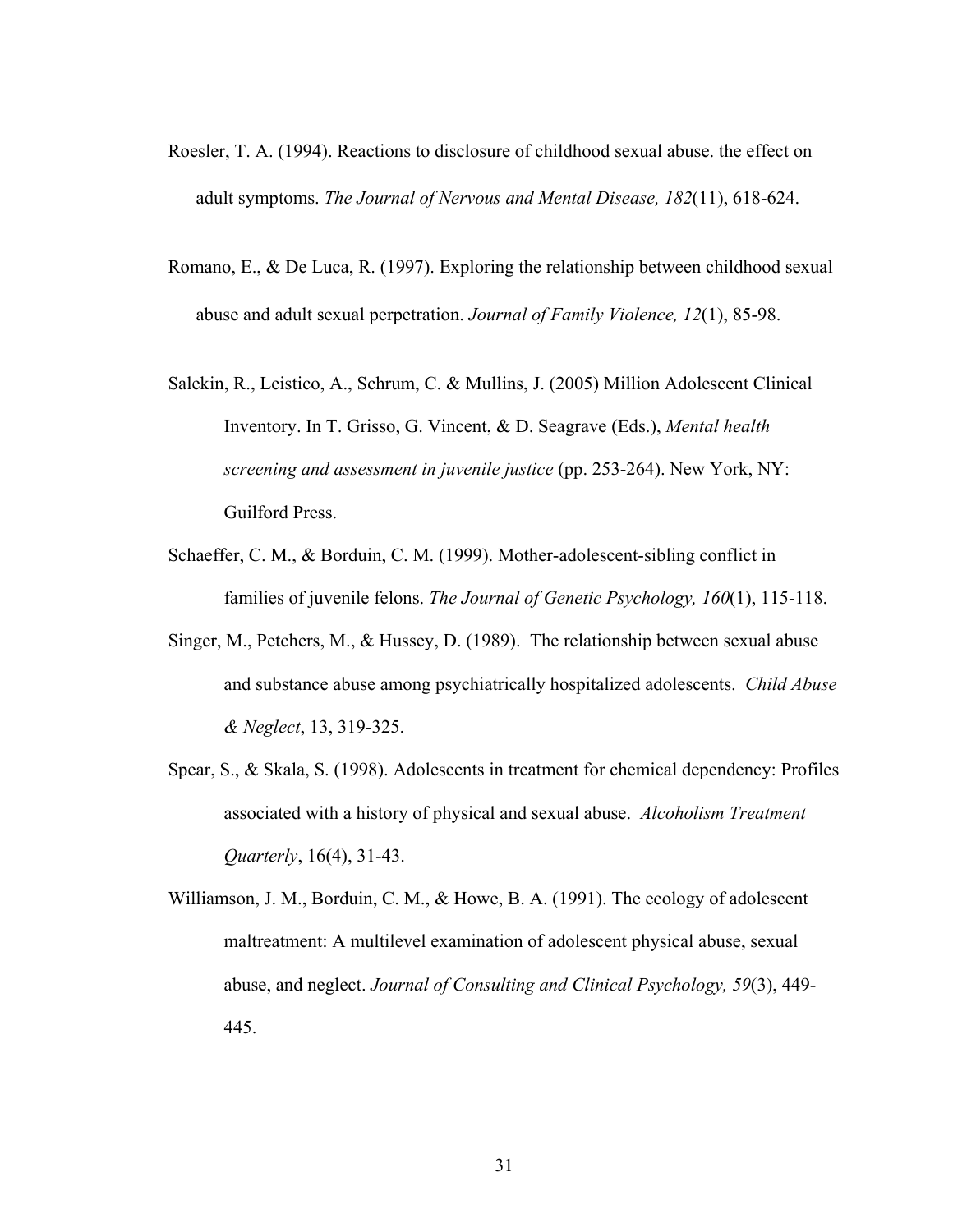Roesler, T. A. (1994). Reactions to disclosure of childhood sexual abuse. the effect on adult symptoms. *The Journal of Nervous and Mental Disease, 182*(11), 618-624.

Romano, E., & De Luca, R. (1997). Exploring the relationship between childhood sexual abuse and adult sexual perpetration. *Journal of Family Violence, 12*(1), 85-98.

Salekin, R., Leistico, A., Schrum, C. & Mullins, J. (2005) Million Adolescent Clinical Inventory. In T. Grisso, G. Vincent, & D. Seagrave (Eds.), *Mental health screening and assessment in juvenile justice* (pp. 253-264). New York, NY: Guilford Press.

Schaeffer, C. M., & Borduin, C. M. (1999). Mother-adolescent-sibling conflict in families of juvenile felons. *The Journal of Genetic Psychology, 160*(1), 115-118.

Singer, M., Petchers, M., & Hussey, D. (1989). The relationship between sexual abuse and substance abuse among psychiatrically hospitalized adolescents. *Child Abuse & Neglect*, 13, 319-325.

Spear, S., & Skala, S. (1998). Adolescents in treatment for chemical dependency: Profiles associated with a history of physical and sexual abuse. *Alcoholism Treatment Quarterly*, 16(4), 31-43.

Williamson, J. M., Borduin, C. M., & Howe, B. A. (1991). The ecology of adolescent maltreatment: A multilevel examination of adolescent physical abuse, sexual abuse, and neglect. *Journal of Consulting and Clinical Psychology, 59*(3), 449-445.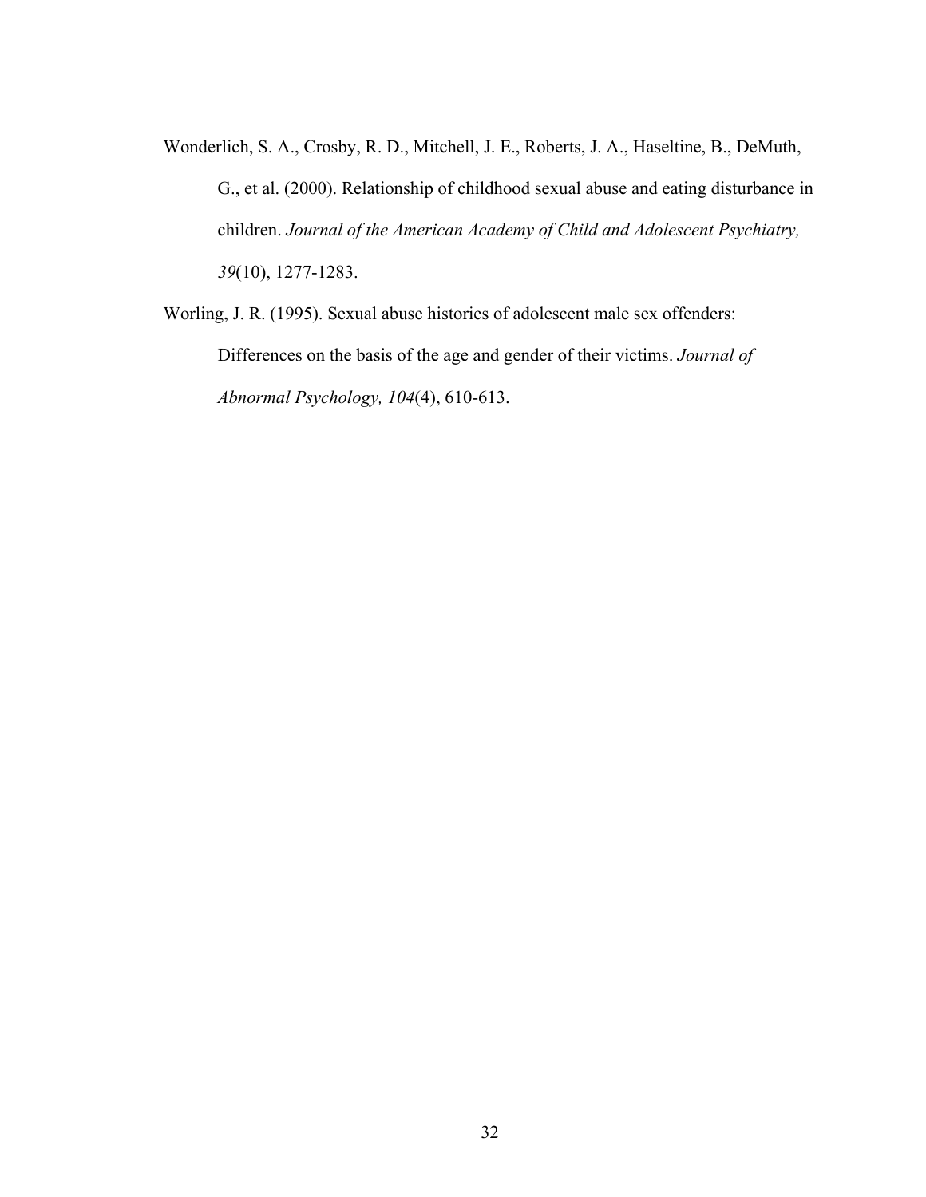Wonderlich, S. A., Crosby, R. D., Mitchell, J. E., Roberts, J. A., Haseltine, B., DeMuth, G., et al. (2000). Relationship of childhood sexual abuse and eating disturbance in children. *Journal of the American Academy of Child and Adolescent Psychiatry, 39*(10), 1277-1283.

Worling, J. R. (1995). Sexual abuse histories of adolescent male sex offenders: Differences on the basis of the age and gender of their victims. *Journal of Abnormal Psychology, 104*(4), 610-613.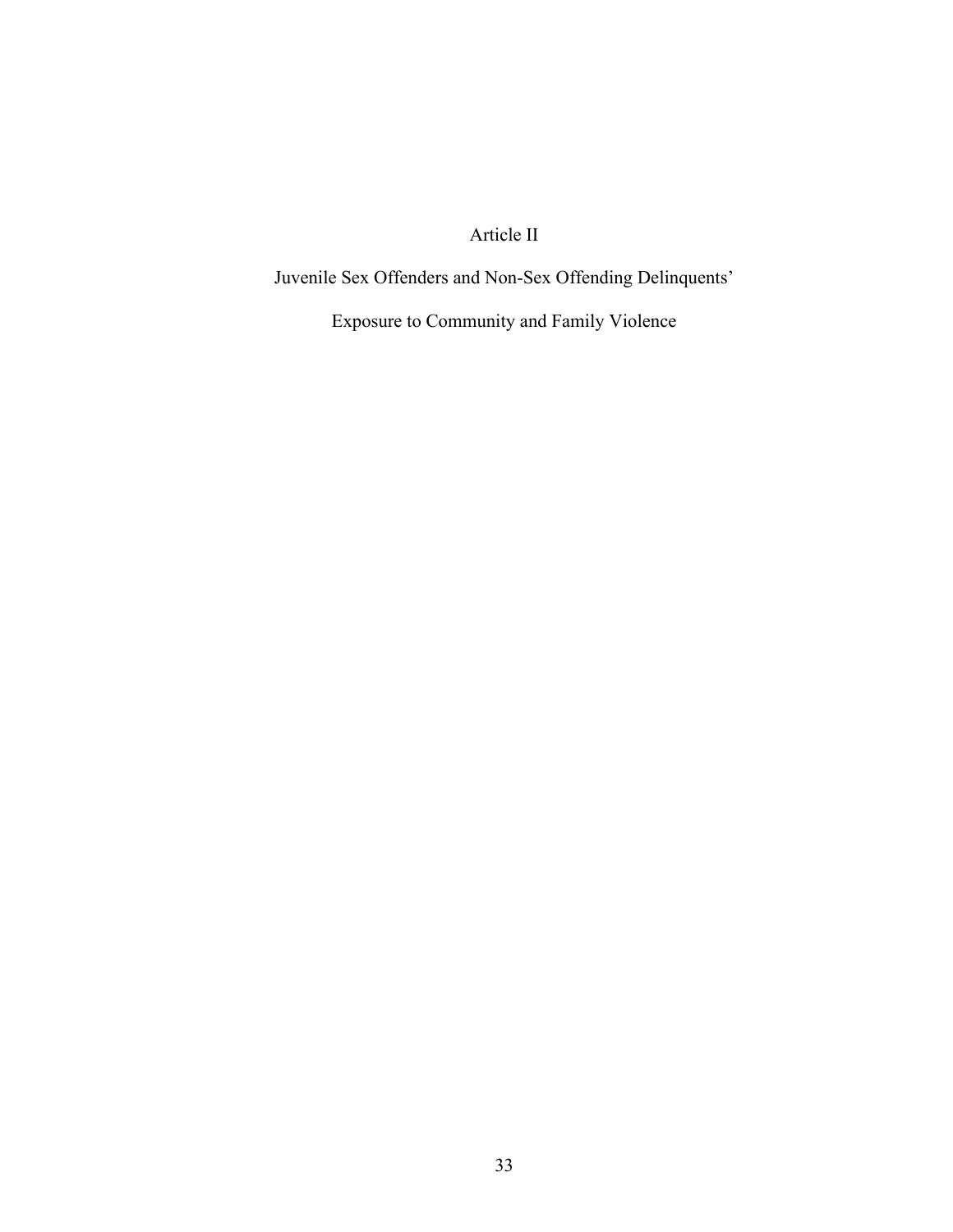# Article II

## Juvenile Sex Offenders and Non-Sex Offending Delinquents'

## Exposure to Community and Family Violence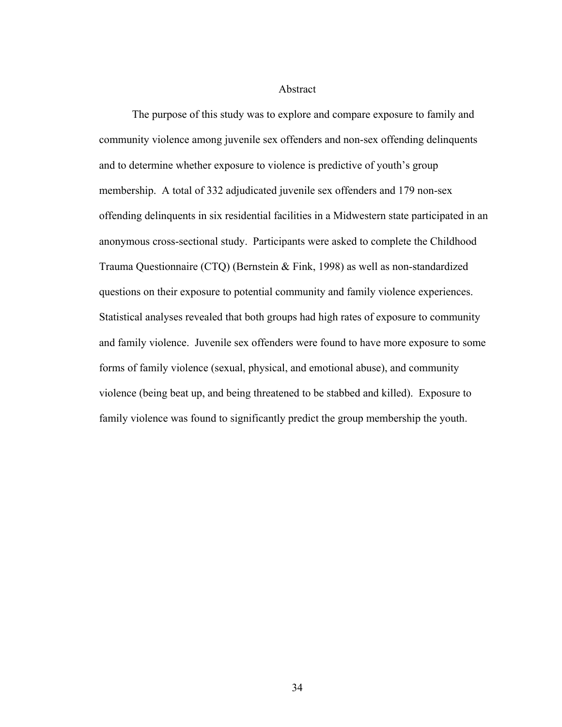# Abstract

The purpose of this study was to explore and compare exposure to family and community violence among juvenile sex offenders and non-sex offending delinquents and to determine whether exposure to violence is predictive of youth's group membership. A total of 332 adjudicated juvenile sex offenders and 179 non-sex offending delinquents in six residential facilities in a Midwestern state participated in an anonymous cross-sectional study. Participants were asked to complete the Childhood Trauma Questionnaire (CTQ) (Bernstein & Fink, 1998) as well as non-standardized questions on their exposure to potential community and family violence experiences. Statistical analyses revealed that both groups had high rates of exposure to community and family violence. Juvenile sex offenders were found to have more exposure to some forms of family violence (sexual, physical, and emotional abuse), and community violence (being beat up, and being threatened to be stabbed and killed). Exposure to family violence was found to significantly predict the group membership the youth.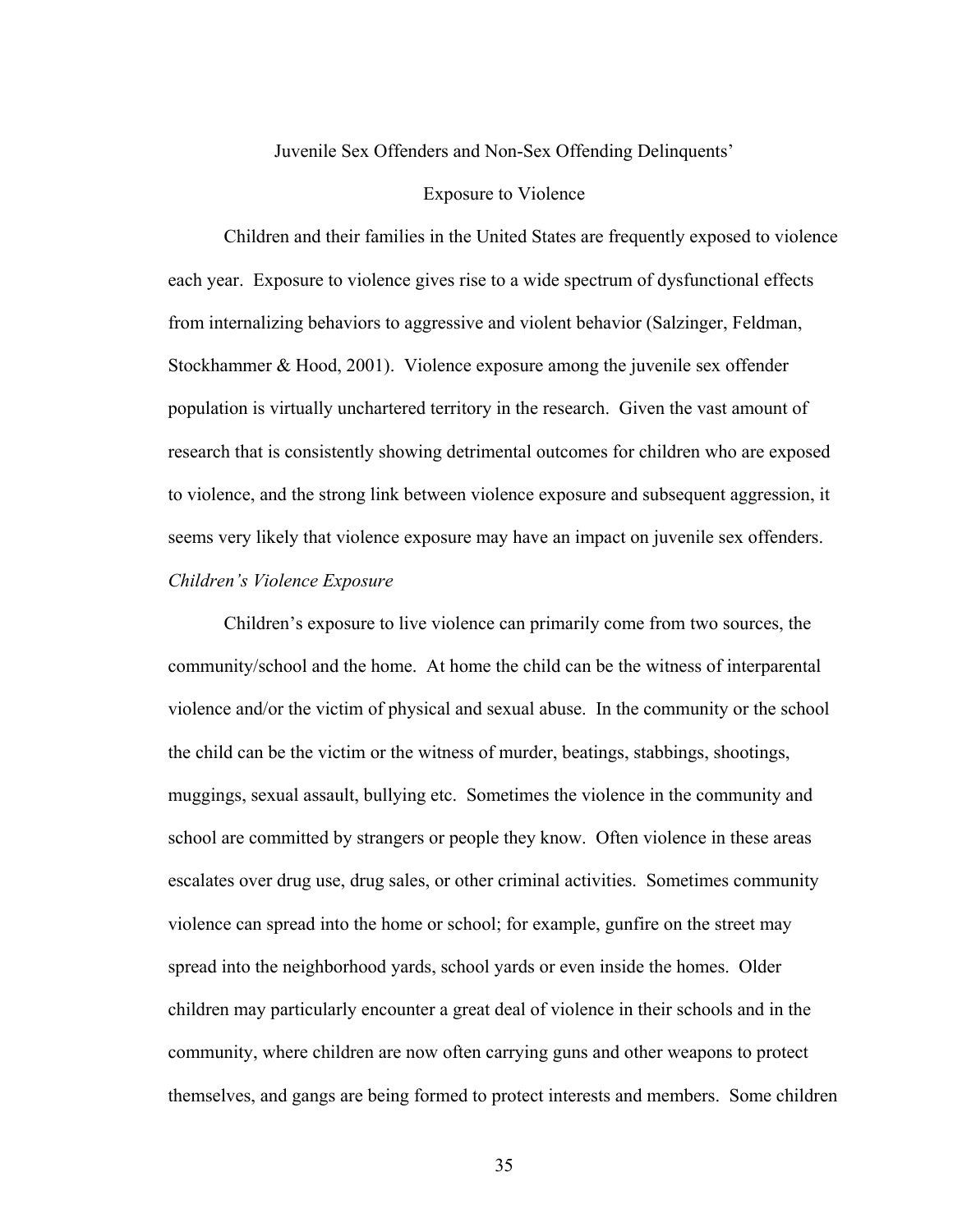## Juvenile Sex Offenders and Non-Sex Offending Delinquents' Exposure to Violence

Children and their families in the United States are frequently exposed to violence each year. Exposure to violence gives rise to a wide spectrum of dysfunctional effects from internalizing behaviors to aggressive and violent behavior (Salzinger, Feldman, Stockhammer & Hood, 2001). Violence exposure among the juvenile sex offender population is virtually unchartered territory in the research. Given the vast amount of research that is consistently showing detrimental outcomes for children who are exposed to violence, and the strong link between violence exposure and subsequent aggression, it seems very likely that violence exposure may have an impact on juvenile sex offenders.

### *Children's Violence Exposure*

Children's exposure to live violence can primarily come from two sources, the community/school and the home. At home the child can be the witness of interparental violence and/or the victim of physical and sexual abuse. In the community or the school the child can be the victim or the witness of murder, beatings, stabbings, shootings, muggings, sexual assault, bullying etc. Sometimes the violence in the community and school are committed by strangers or people they know. Often violence in these areas escalates over drug use, drug sales, or other criminal activities. Sometimes community violence can spread into the home or school; for example, gunfire on the street may spread into the neighborhood yards, school yards or even inside the homes. Older children may particularly encounter a great deal of violence in their schools and in the community, where children are now often carrying guns and other weapons to protect themselves, and gangs are being formed to protect interests and members. Some children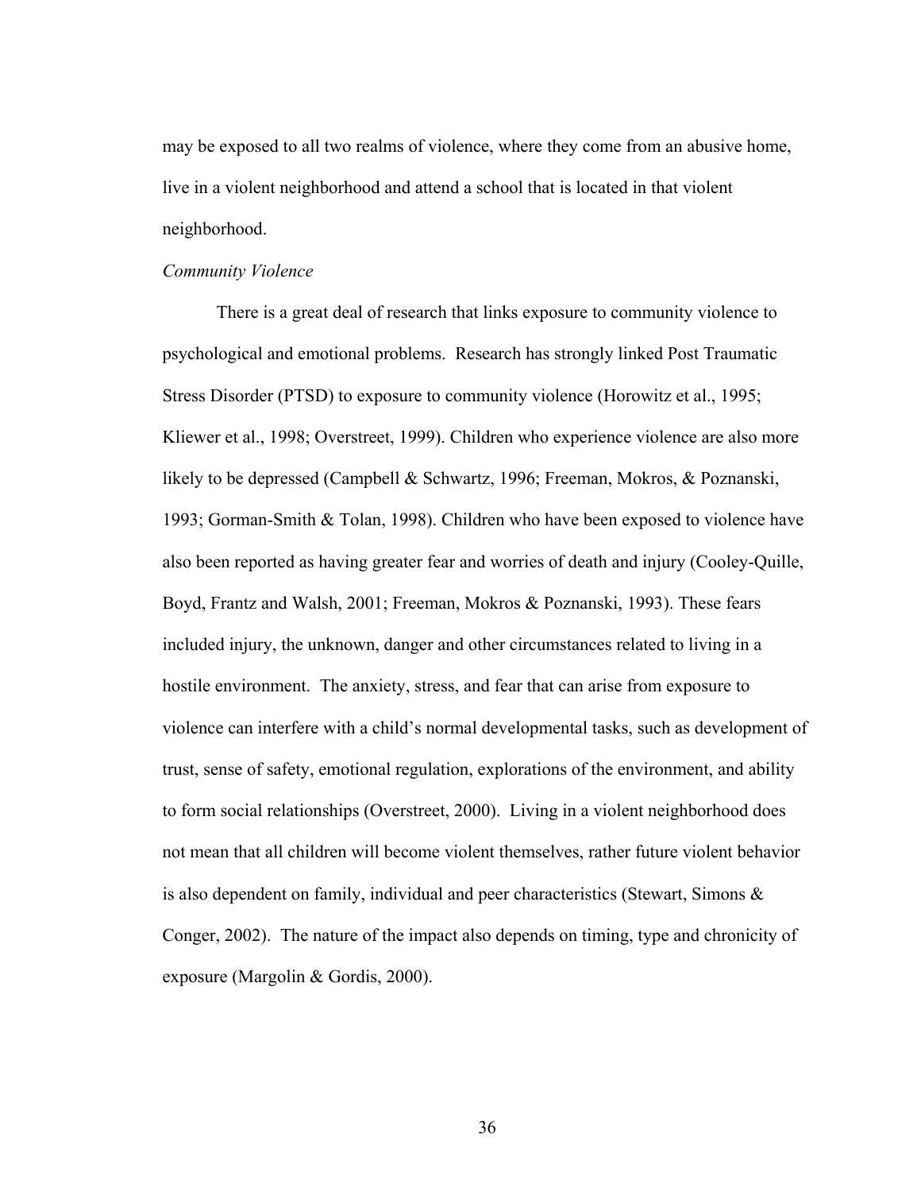may be exposed to all two realms of violence, where they come from an abusive home, live in a violent neighborhood and attend a school that is located in that violent neighborhood.

*Community Violence*

There is a great deal of research that links exposure to community violence to psychological and emotional problems. Research has strongly linked Post Traumatic Stress Disorder (PTSD) to exposure to community violence (Horowitz et al., 1995; Kliewer et al., 1998; Overstreet, 1999). Children who experience violence are also more likely to be depressed (Campbell & Schwartz, 1996; Freeman, Mokros, & Poznanski, 1993; Gorman-Smith & Tolan, 1998). Children who have been exposed to violence have also been reported as having greater fear and worries of death and injury (Cooley-Quille, Boyd, Frantz and Walsh, 2001; Freeman, Mokros & Poznanski, 1993). These fears included injury, the unknown, danger and other circumstances related to living in a hostile environment. The anxiety, stress, and fear that can arise from exposure to violence can interfere with a child's normal developmental tasks, such as development of trust, sense of safety, emotional regulation, explorations of the environment, and ability to form social relationships (Overstreet, 2000). Living in a violent neighborhood does not mean that all children will become violent themselves, rather future violent behavior is also dependent on family, individual and peer characteristics (Stewart, Simons & Conger, 2002). The nature of the impact also depends on timing, type and chronicity of exposure (Margolin & Gordis, 2000).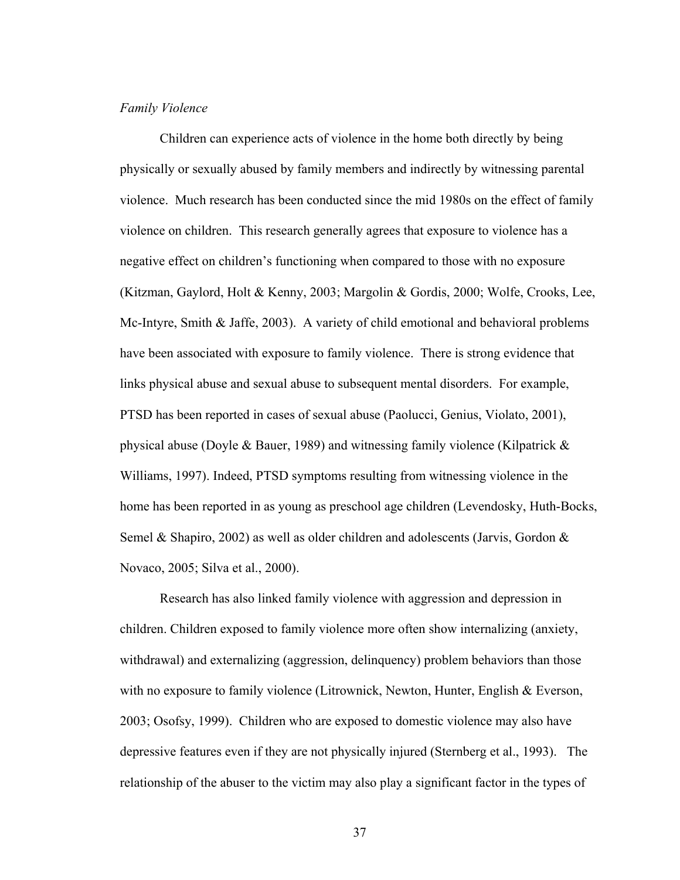*Family Violence*

Children can experience acts of violence in the home both directly by being physically or sexually abused by family members and indirectly by witnessing parental violence. Much research has been conducted since the mid 1980s on the effect of family violence on children. This research generally agrees that exposure to violence has a negative effect on children's functioning when compared to those with no exposure (Kitzman, Gaylord, Holt & Kenny, 2003; Margolin & Gordis, 2000; Wolfe, Crooks, Lee, Mc-Intyre, Smith & Jaffe, 2003). A variety of child emotional and behavioral problems have been associated with exposure to family violence. There is strong evidence that links physical abuse and sexual abuse to subsequent mental disorders. For example, PTSD has been reported in cases of sexual abuse (Paolucci, Genius, Violato, 2001), physical abuse (Doyle & Bauer, 1989) and witnessing family violence (Kilpatrick & Williams, 1997). Indeed, PTSD symptoms resulting from witnessing violence in the home has been reported in as young as preschool age children (Levendosky, Huth-Bocks, Semel & Shapiro, 2002) as well as older children and adolescents (Jarvis, Gordon & Novaco, 2005; Silva et al., 2000).

Research has also linked family violence with aggression and depression in children. Children exposed to family violence more often show internalizing (anxiety, withdrawal) and externalizing (aggression, delinquency) problem behaviors than those with no exposure to family violence (Litrownick, Newton, Hunter, English & Everson, 2003; Osofsy, 1999). Children who are exposed to domestic violence may also have depressive features even if they are not physically injured (Sternberg et al., 1993). The relationship of the abuser to the victim may also play a significant factor in the types of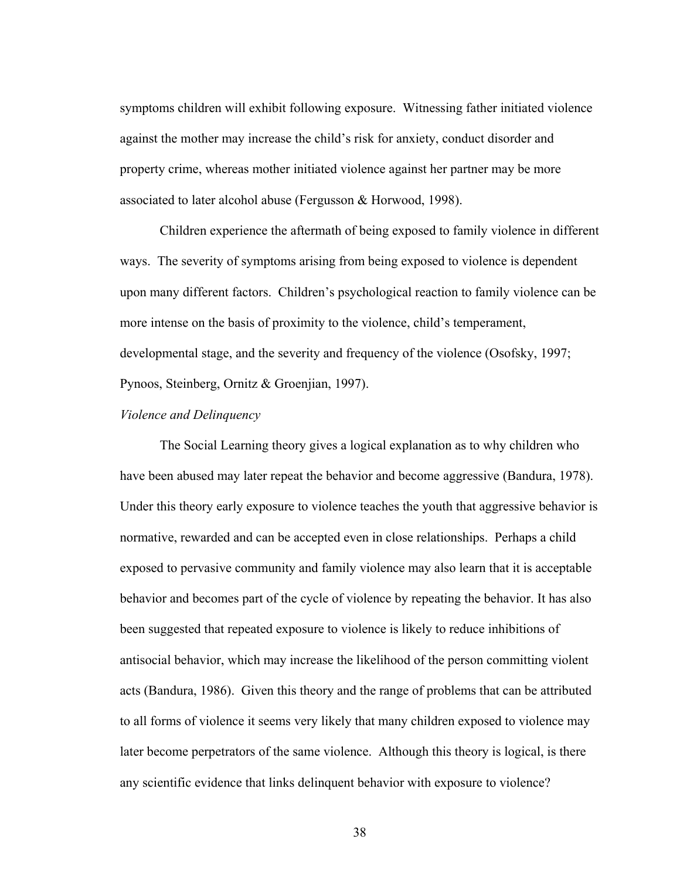symptoms children will exhibit following exposure. Witnessing father initiated violence against the mother may increase the child's risk for anxiety, conduct disorder and property crime, whereas mother initiated violence against her partner may be more associated to later alcohol abuse (Fergusson & Horwood, 1998).

Children experience the aftermath of being exposed to family violence in different ways. The severity of symptoms arising from being exposed to violence is dependent upon many different factors. Children's psychological reaction to family violence can be more intense on the basis of proximity to the violence, child's temperament, developmental stage, and the severity and frequency of the violence (Osofsky, 1997; Pynoos, Steinberg, Ornitz & Groenjian, 1997).

*Violence and Delinquency*

The Social Learning theory gives a logical explanation as to why children who have been abused may later repeat the behavior and become aggressive (Bandura, 1978). Under this theory early exposure to violence teaches the youth that aggressive behavior is normative, rewarded and can be accepted even in close relationships. Perhaps a child exposed to pervasive community and family violence may also learn that it is acceptable behavior and becomes part of the cycle of violence by repeating the behavior. It has also been suggested that repeated exposure to violence is likely to reduce inhibitions of antisocial behavior, which may increase the likelihood of the person committing violent acts (Bandura, 1986). Given this theory and the range of problems that can be attributed to all forms of violence it seems very likely that many children exposed to violence may later become perpetrators of the same violence. Although this theory is logical, is there any scientific evidence that links delinquent behavior with exposure to violence?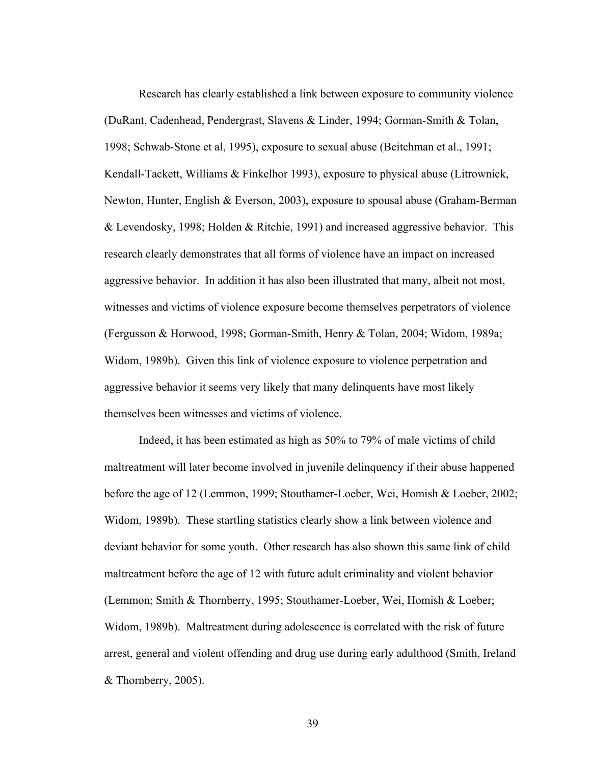Research has clearly established a link between exposure to community violence (DuRant, Cadenhead, Pendergrast, Slavens & Linder, 1994; Gorman-Smith & Tolan, 1998; Schwab-Stone et al, 1995), exposure to sexual abuse (Beitchman et al., 1991; Kendall-Tackett, Williams & Finkelhor 1993), exposure to physical abuse (Litrownick, Newton, Hunter, English & Everson, 2003), exposure to spousal abuse (Graham-Berman & Levendosky, 1998; Holden & Ritchie, 1991) and increased aggressive behavior. This research clearly demonstrates that all forms of violence have an impact on increased aggressive behavior. In addition it has also been illustrated that many, albeit not most, witnesses and victims of violence exposure become themselves perpetrators of violence (Fergusson & Horwood, 1998; Gorman-Smith, Henry & Tolan, 2004; Widom, 1989a; Widom, 1989b). Given this link of violence exposure to violence perpetration and aggressive behavior it seems very likely that many delinquents have most likely themselves been witnesses and victims of violence.

Indeed, it has been estimated as high as 50% to 79% of male victims of child maltreatment will later become involved in juvenile delinquency if their abuse happened before the age of 12 (Lemmon, 1999; Stouthamer-Loeber, Wei, Homish & Loeber, 2002; Widom, 1989b). These startling statistics clearly show a link between violence and deviant behavior for some youth. Other research has also shown this same link of child maltreatment before the age of 12 with future adult criminality and violent behavior (Lemmon; Smith & Thornberry, 1995; Stouthamer-Loeber, Wei, Homish & Loeber; Widom, 1989b). Maltreatment during adolescence is correlated with the risk of future arrest, general and violent offending and drug use during early adulthood (Smith, Ireland & Thornberry, 2005).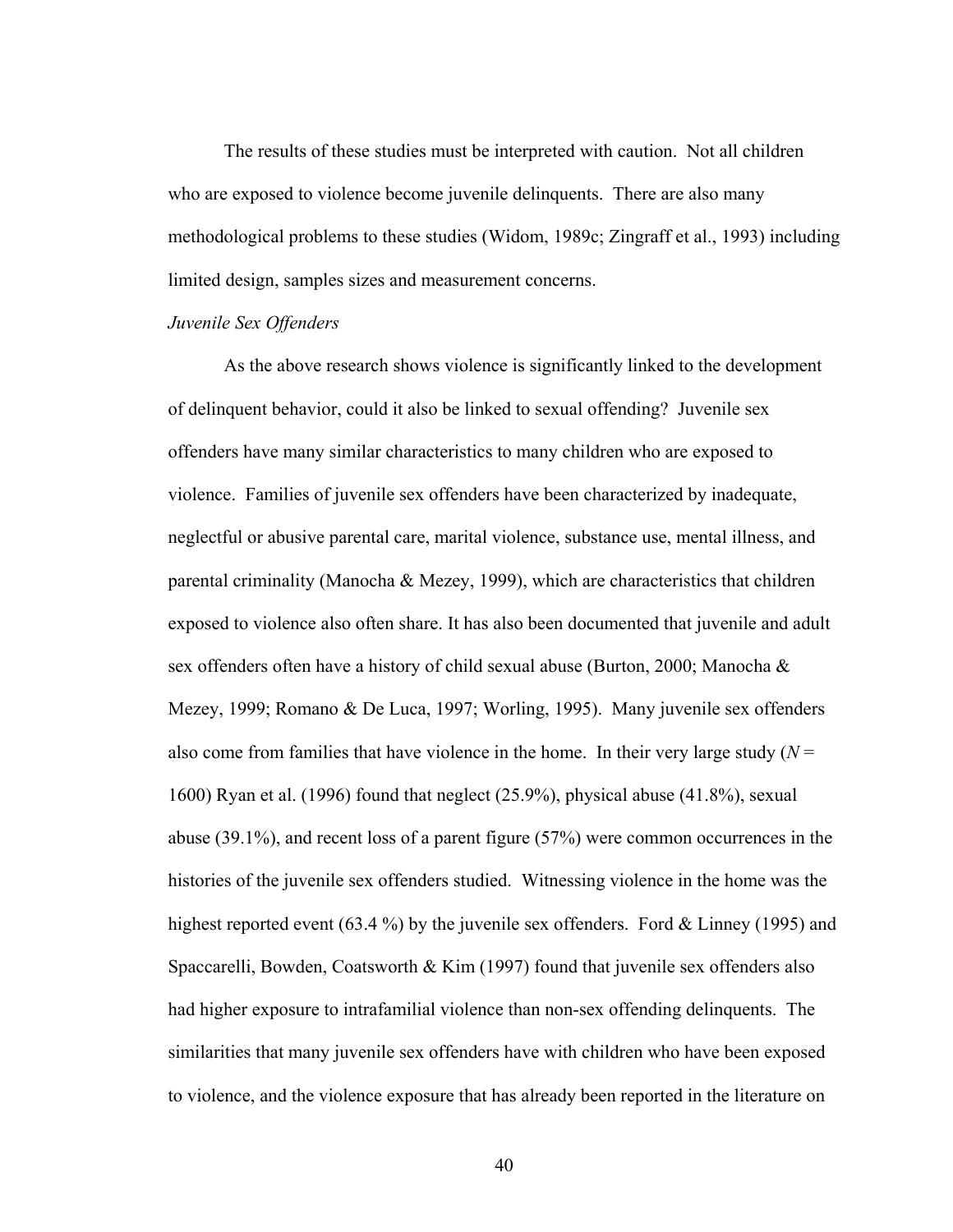The results of these studies must be interpreted with caution. Not all children who are exposed to violence become juvenile delinquents. There are also many methodological problems to these studies (Widom, 1989c; Zingraff et al., 1993) including limited design, samples sizes and measurement concerns.

*Juvenile Sex Offenders*

As the above research shows violence is significantly linked to the development of delinquent behavior, could it also be linked to sexual offending? Juvenile sex offenders have many similar characteristics to many children who are exposed to violence. Families of juvenile sex offenders have been characterized by inadequate, neglectful or abusive parental care, marital violence, substance use, mental illness, and parental criminality (Manocha & Mezey, 1999), which are characteristics that children exposed to violence also often share. It has also been documented that juvenile and adult sex offenders often have a history of child sexual abuse (Burton, 2000; Manocha & Mezey, 1999; Romano & De Luca, 1997; Worling, 1995). Many juvenile sex offenders also come from families that have violence in the home. In their very large study ($N$ = 1600) Ryan et al. (1996) found that neglect (25.9%), physical abuse (41.8%), sexual abuse (39.1%), and recent loss of a parent figure (57%) were common occurrences in the histories of the juvenile sex offenders studied. Witnessing violence in the home was the highest reported event (63.4 %) by the juvenile sex offenders. Ford & Linney (1995) and Spaccarelli, Bowden, Coatsworth & Kim (1997) found that juvenile sex offenders also had higher exposure to intrafamilial violence than non-sex offending delinquents. The similarities that many juvenile sex offenders have with children who have been exposed to violence, and the violence exposure that has already been reported in the literature on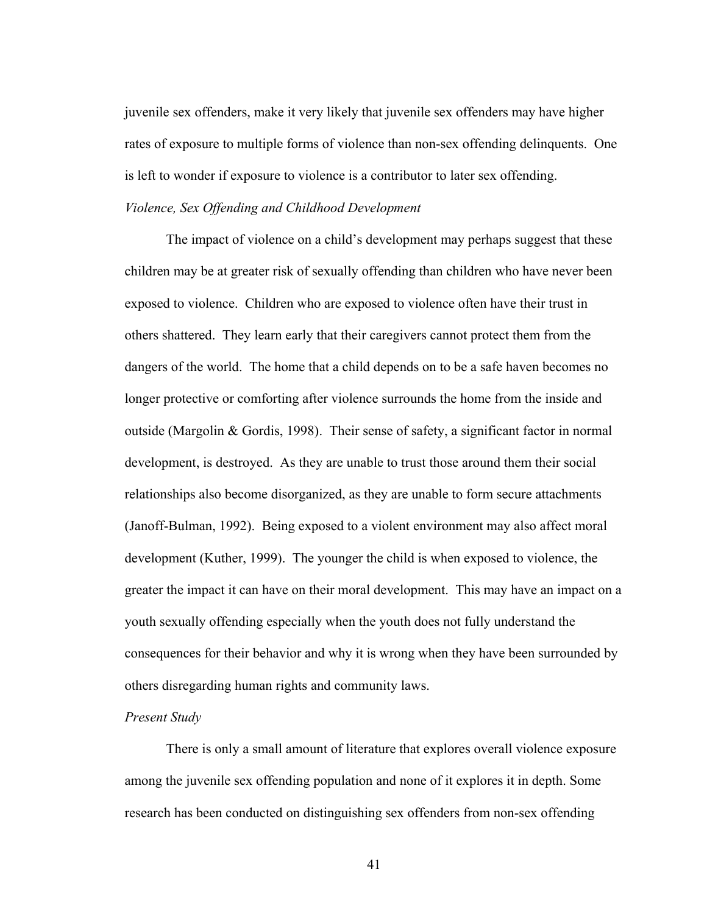juvenile sex offenders, make it very likely that juvenile sex offenders may have higher rates of exposure to multiple forms of violence than non-sex offending delinquents. One is left to wonder if exposure to violence is a contributor to later sex offending.

### *Violence, Sex Offending and Childhood Development*

The impact of violence on a child's development may perhaps suggest that these children may be at greater risk of sexually offending than children who have never been exposed to violence. Children who are exposed to violence often have their trust in others shattered. They learn early that their caregivers cannot protect them from the dangers of the world. The home that a child depends on to be a safe haven becomes no longer protective or comforting after violence surrounds the home from the inside and outside (Margolin & Gordis, 1998). Their sense of safety, a significant factor in normal development, is destroyed. As they are unable to trust those around them their social relationships also become disorganized, as they are unable to form secure attachments (Janoff-Bulman, 1992). Being exposed to a violent environment may also affect moral development (Kuther, 1999). The younger the child is when exposed to violence, the greater the impact it can have on their moral development. This may have an impact on a youth sexually offending especially when the youth does not fully understand the consequences for their behavior and why it is wrong when they have been surrounded by others disregarding human rights and community laws.

### *Present Study*

There is only a small amount of literature that explores overall violence exposure among the juvenile sex offending population and none of it explores it in depth. Some research has been conducted on distinguishing sex offenders from non-sex offending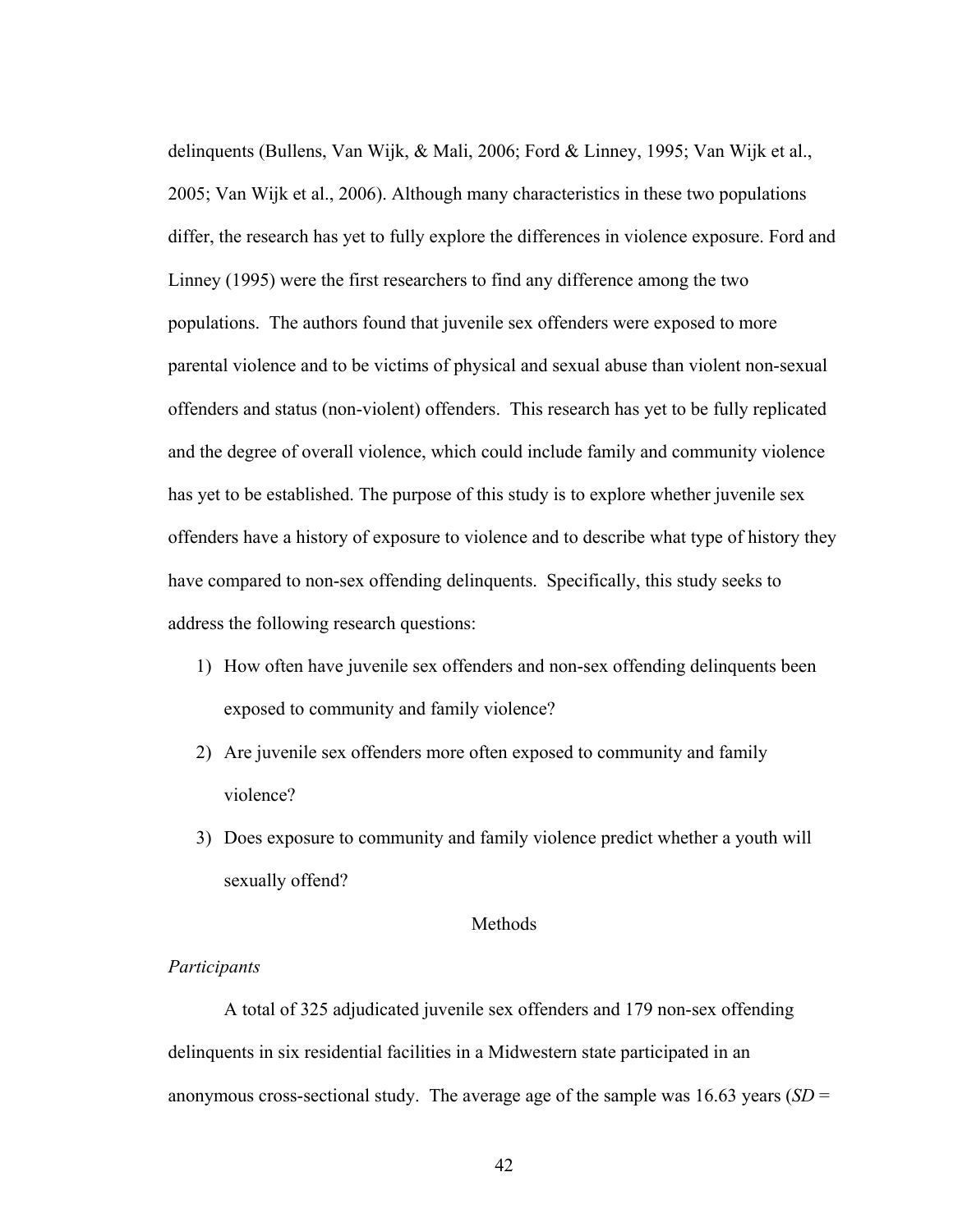delinquents (Bullens, Van Wijk, & Mali, 2006; Ford & Linney, 1995; Van Wijk et al., 2005; Van Wijk et al., 2006). Although many characteristics in these two populations differ, the research has yet to fully explore the differences in violence exposure. Ford and Linney (1995) were the first researchers to find any difference among the two populations. The authors found that juvenile sex offenders were exposed to more parental violence and to be victims of physical and sexual abuse than violent non-sexual offenders and status (non-violent) offenders. This research has yet to be fully replicated and the degree of overall violence, which could include family and community violence has yet to be established. The purpose of this study is to explore whether juvenile sex offenders have a history of exposure to violence and to describe what type of history they have compared to non-sex offending delinquents. Specifically, this study seeks to address the following research questions:

1) How often have juvenile sex offenders and non-sex offending delinquents been exposed to community and family violence?
2) Are juvenile sex offenders more often exposed to community and family violence?
3) Does exposure to community and family violence predict whether a youth will sexually offend?

## Methods

### *Participants*

A total of 325 adjudicated juvenile sex offenders and 179 non-sex offending delinquents in six residential facilities in a Midwestern state participated in an anonymous cross-sectional study. The average age of the sample was 16.63 years (*SD* =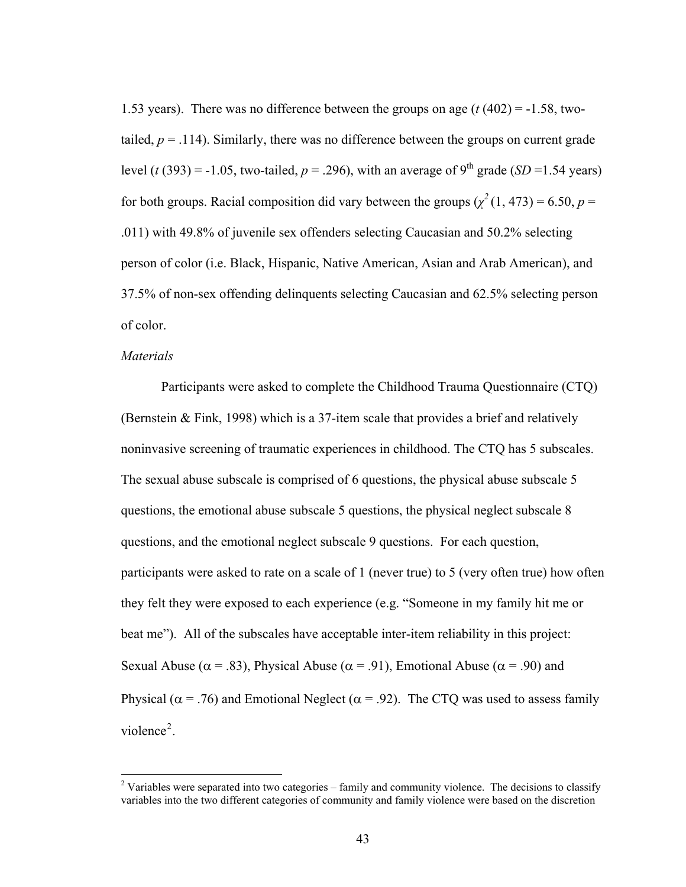1.53 years). There was no difference between the groups on age ($t$ (402) = -1.58, two-tailed, $p$ = .114). Similarly, there was no difference between the groups on current grade level ($t$ (393) = -1.05, two-tailed, $p$ = .296), with an average of 9th grade ($SD$ =1.54 years) for both groups. Racial composition did vary between the groups ($\chi^2$ (1, 473) = 6.50, $p$ = .011) with 49.8% of juvenile sex offenders selecting Caucasian and 50.2% selecting person of color (i.e. Black, Hispanic, Native American, Asian and Arab American), and 37.5% of non-sex offending delinquents selecting Caucasian and 62.5% selecting person of color.

*Materials*

Participants were asked to complete the Childhood Trauma Questionnaire (CTQ) (Bernstein & Fink, 1998) which is a 37-item scale that provides a brief and relatively noninvasive screening of traumatic experiences in childhood. The CTQ has 5 subscales. The sexual abuse subscale is comprised of 6 questions, the physical abuse subscale 5 questions, the emotional abuse subscale 5 questions, the physical neglect subscale 8 questions, and the emotional neglect subscale 9 questions. For each question, participants were asked to rate on a scale of 1 (never true) to 5 (very often true) how often they felt they were exposed to each experience (e.g. "Someone in my family hit me or beat me"). All of the subscales have acceptable inter-item reliability in this project: Sexual Abuse ($\alpha$ = .83), Physical Abuse ($\alpha$ = .91), Emotional Abuse ($\alpha$ = .90) and Physical ($\alpha$ = .76) and Emotional Neglect ($\alpha$ = .92). The CTQ was used to assess family violence[2].

[2] Variables were separated into two categories – family and community violence. The decisions to classify variables into the two different categories of community and family violence were based on the discretion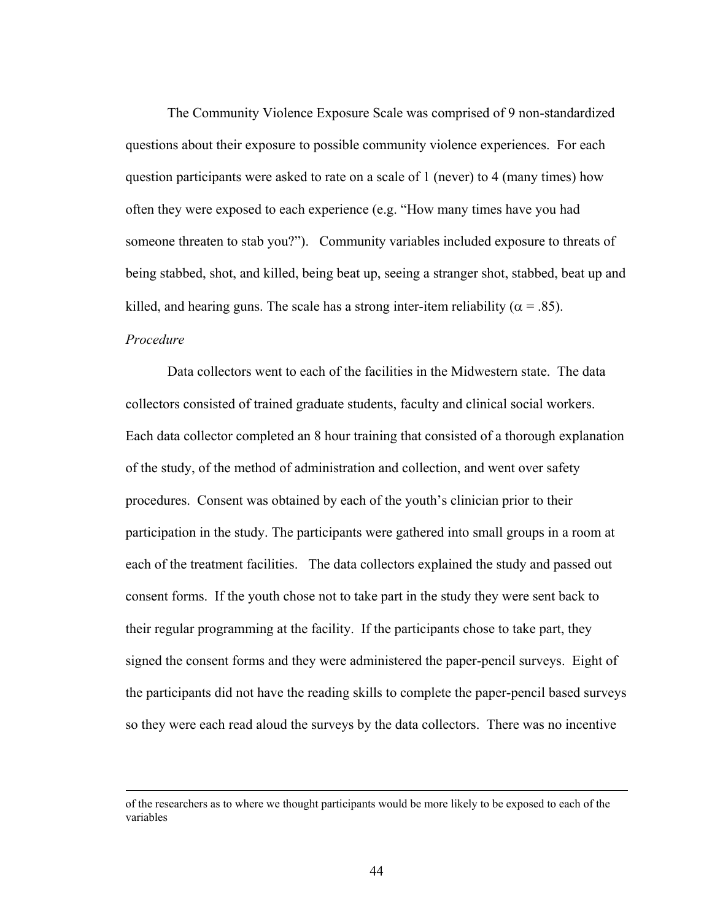The Community Violence Exposure Scale was comprised of 9 non-standardized questions about their exposure to possible community violence experiences. For each question participants were asked to rate on a scale of 1 (never) to 4 (many times) how often they were exposed to each experience (e.g. "How many times have you had someone threaten to stab you?"). Community variables included exposure to threats of being stabbed, shot, and killed, being beat up, seeing a stranger shot, stabbed, beat up and killed, and hearing guns. The scale has a strong inter-item reliability ($\alpha$ = .85).

*Procedure*

Data collectors went to each of the facilities in the Midwestern state. The data collectors consisted of trained graduate students, faculty and clinical social workers. Each data collector completed an 8 hour training that consisted of a thorough explanation of the study, of the method of administration and collection, and went over safety procedures. Consent was obtained by each of the youth's clinician prior to their participation in the study. The participants were gathered into small groups in a room at each of the treatment facilities. The data collectors explained the study and passed out consent forms. If the youth chose not to take part in the study they were sent back to their regular programming at the facility. If the participants chose to take part, they signed the consent forms and they were administered the paper-pencil surveys. Eight of the participants did not have the reading skills to complete the paper-pencil based surveys so they were each read aloud the surveys by the data collectors. There was no incentive

---

of the researchers as to where we thought participants would be more likely to be exposed to each of the variables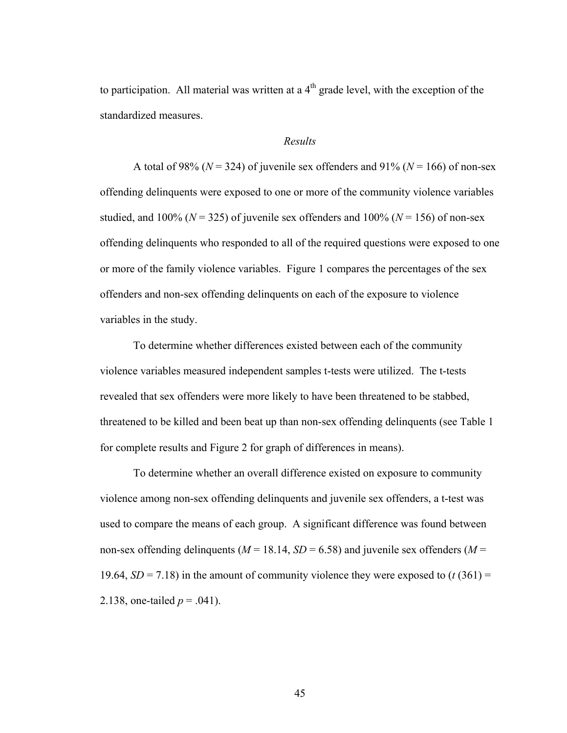to participation. All material was written at a 4th grade level, with the exception of the standardized measures.

*Results*

A total of 98% (*N* = 324) of juvenile sex offenders and 91% (*N* = 166) of non-sex offending delinquents were exposed to one or more of the community violence variables studied, and 100% (*N* = 325) of juvenile sex offenders and 100% (*N* = 156) of non-sex offending delinquents who responded to all of the required questions were exposed to one or more of the family violence variables. Figure 1 compares the percentages of the sex offenders and non-sex offending delinquents on each of the exposure to violence variables in the study.

To determine whether differences existed between each of the community violence variables measured independent samples t-tests were utilized. The t-tests revealed that sex offenders were more likely to have been threatened to be stabbed, threatened to be killed and been beat up than non-sex offending delinquents (see Table 1 for complete results and Figure 2 for graph of differences in means).

To determine whether an overall difference existed on exposure to community violence among non-sex offending delinquents and juvenile sex offenders, a t-test was used to compare the means of each group. A significant difference was found between non-sex offending delinquents ($M = 18.14$, $SD = 6.58$) and juvenile sex offenders ($M = 19.64$, $SD = 7.18$) in the amount of community violence they were exposed to ($t\,(361) = 2.138$, one-tailed $p = .041$).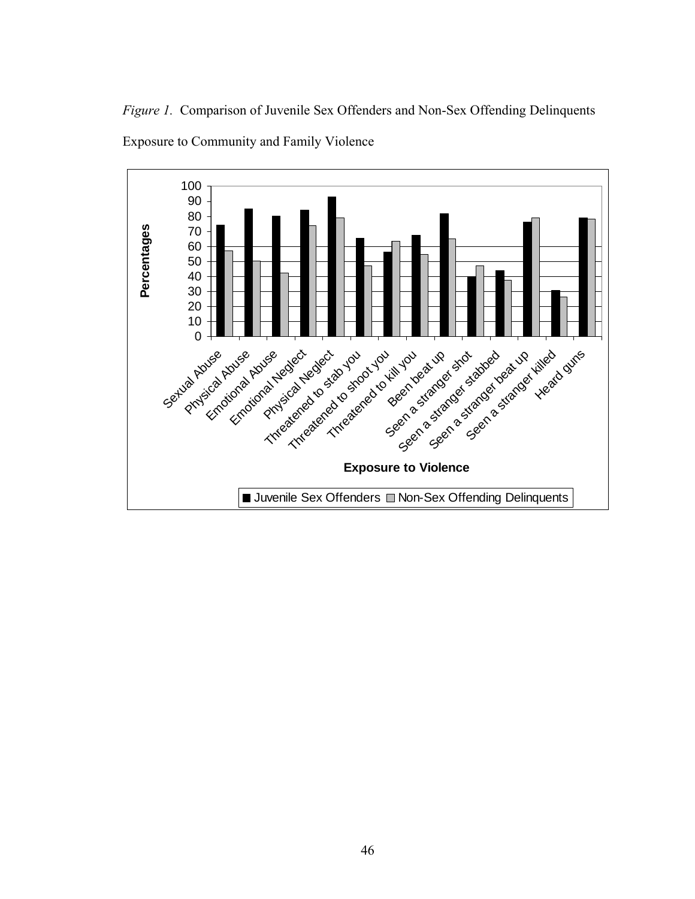*Figure 1.* Comparison of Juvenile Sex Offenders and Non-Sex Offending Delinquents Exposure to Community and Family Violence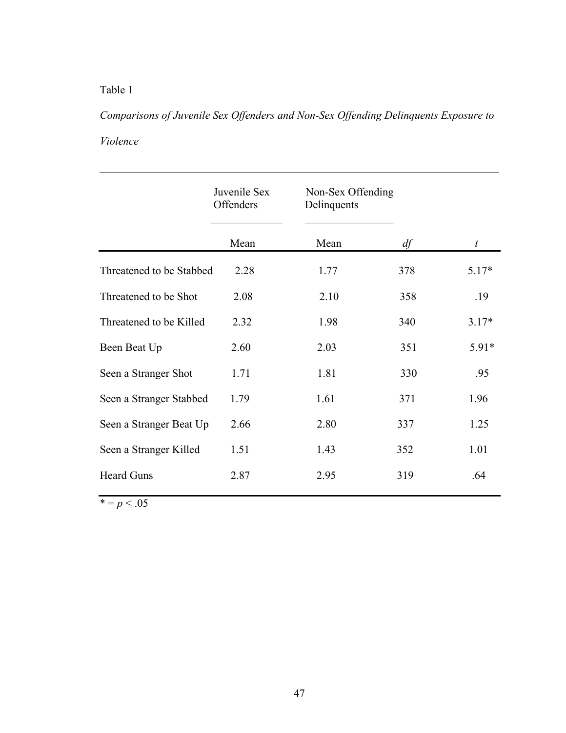Table 1

*Comparisons of Juvenile Sex Offenders and Non-Sex Offending Delinquents Exposure to Violence*

| | Juvenile Sex Offenders | Non-Sex Offending Delinquents | | |
|---|---|---|---|---|
| | Mean | Mean | *df* | *t* |
| Threatened to be Stabbed | 2.28 | 1.77 | 378 | 5.17* |
| Threatened to be Shot | 2.08 | 2.10 | 358 | .19 |
| Threatened to be Killed | 2.32 | 1.98 | 340 | 3.17* |
| Been Beat Up | 2.60 | 2.03 | 351 | 5.91* |
| Seen a Stranger Shot | 1.71 | 1.81 | 330 | .95 |
| Seen a Stranger Stabbed | 1.79 | 1.61 | 371 | 1.96 |
| Seen a Stranger Beat Up | 2.66 | 2.80 | 337 | 1.25 |
| Seen a Stranger Killed | 1.51 | 1.43 | 352 | 1.01 |
| Heard Guns | 2.87 | 2.95 | 319 | .64 |

* = $p < .05$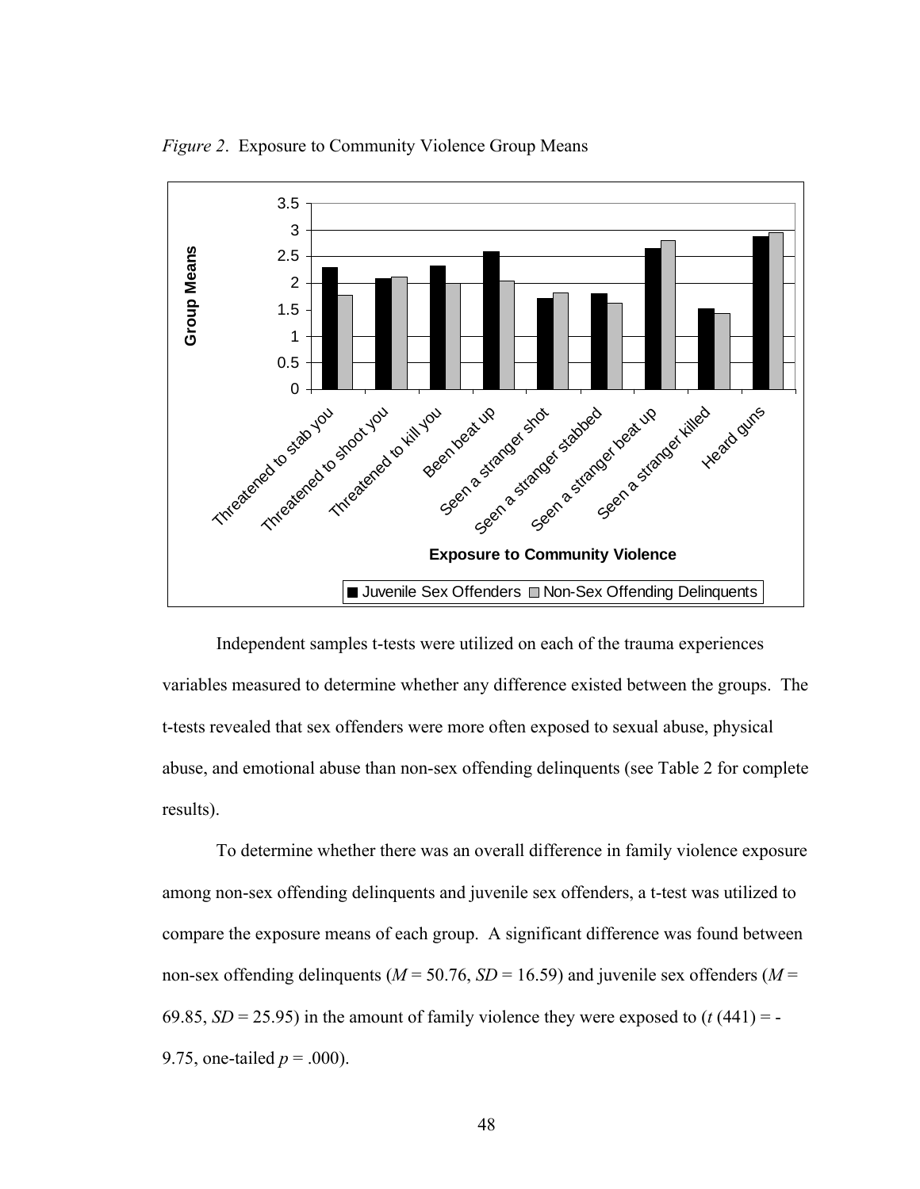*Figure 2*. Exposure to Community Violence Group Means

Independent samples t-tests were utilized on each of the trauma experiences variables measured to determine whether any difference existed between the groups. The t-tests revealed that sex offenders were more often exposed to sexual abuse, physical abuse, and emotional abuse than non-sex offending delinquents (see Table 2 for complete results).

To determine whether there was an overall difference in family violence exposure among non-sex offending delinquents and juvenile sex offenders, a t-test was utilized to compare the exposure means of each group. A significant difference was found between non-sex offending delinquents ($M$ = 50.76, $SD$ = 16.59) and juvenile sex offenders ($M$ = 69.85, $SD$ = 25.95) in the amount of family violence they were exposed to ($t$ (441) = -9.75, one-tailed $p$ = .000).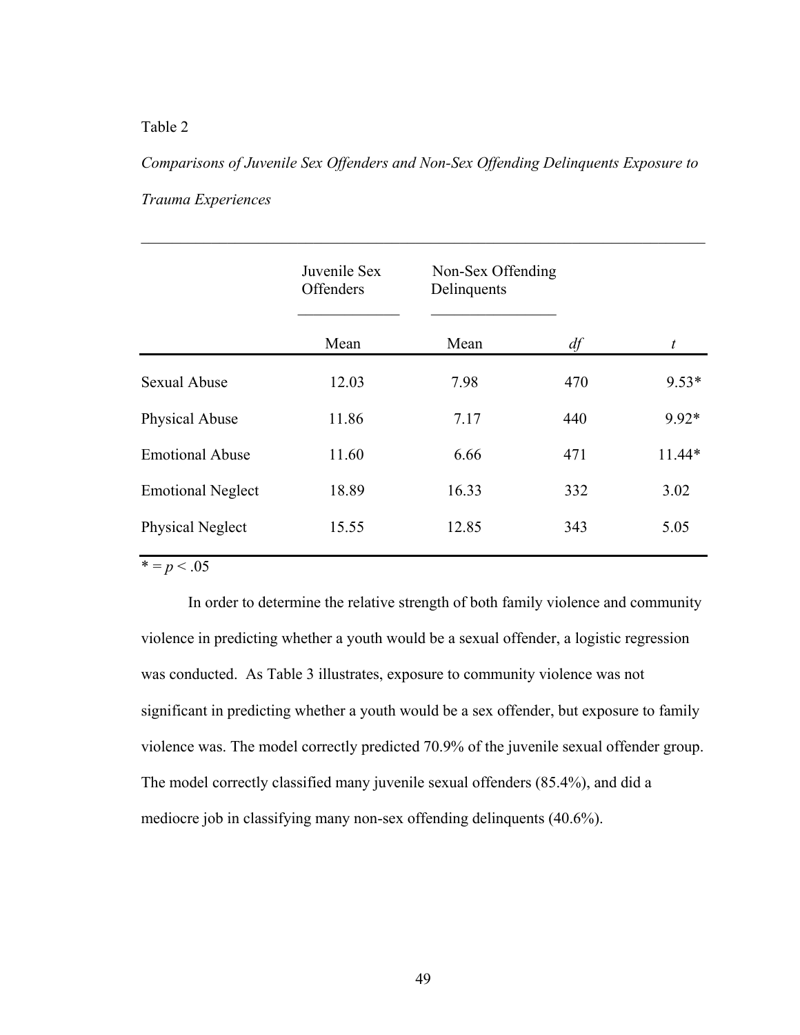Table 2

*Comparisons of Juvenile Sex Offenders and Non-Sex Offending Delinquents Exposure to Trauma Experiences*

| | Juvenile Sex Offenders | Non-Sex Offending Delinquents | | |
|---|---|---|---|---|
| | Mean | Mean | *df* | *t* |
| Sexual Abuse | 12.03 | 7.98 | 470 | 9.53* |
| Physical Abuse | 11.86 | 7.17 | 440 | 9.92* |
| Emotional Abuse | 11.60 | 6.66 | 471 | 11.44* |
| Emotional Neglect | 18.89 | 16.33 | 332 | 3.02 |
| Physical Neglect | 15.55 | 12.85 | 343 | 5.05 |

* = $p < .05$

In order to determine the relative strength of both family violence and community violence in predicting whether a youth would be a sexual offender, a logistic regression was conducted. As Table 3 illustrates, exposure to community violence was not significant in predicting whether a youth would be a sex offender, but exposure to family violence was. The model correctly predicted 70.9% of the juvenile sexual offender group. The model correctly classified many juvenile sexual offenders (85.4%), and did a mediocre job in classifying many non-sex offending delinquents (40.6%).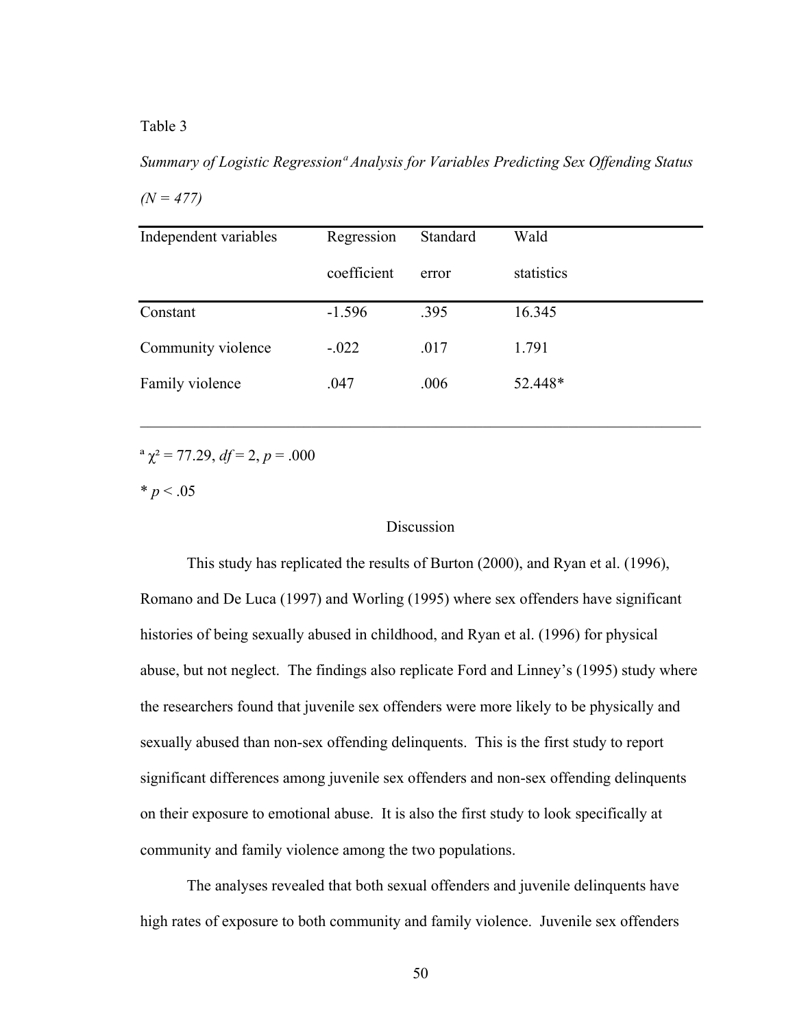Table 3

*Summary of Logistic Regression[a] Analysis for Variables Predicting Sex Offending Status (N = 477)*

| Independent variables | Regression coefficient | Standard error | Wald statistics |
|---|---|---|---|
| Constant | -1.596 | .395 | 16.345 |
| Community violence | -.022 | .017 | 1.791 |
| Family violence | .047 | .006 | 52.448* |

[a] $\chi^2 = 77.29$, $df = 2$, $p = .000$

* $p < .05$

## Discussion

This study has replicated the results of Burton (2000), and Ryan et al. (1996), Romano and De Luca (1997) and Worling (1995) where sex offenders have significant histories of being sexually abused in childhood, and Ryan et al. (1996) for physical abuse, but not neglect. The findings also replicate Ford and Linney's (1995) study where the researchers found that juvenile sex offenders were more likely to be physically and sexually abused than non-sex offending delinquents. This is the first study to report significant differences among juvenile sex offenders and non-sex offending delinquents on their exposure to emotional abuse. It is also the first study to look specifically at community and family violence among the two populations.

The analyses revealed that both sexual offenders and juvenile delinquents have high rates of exposure to both community and family violence. Juvenile sex offenders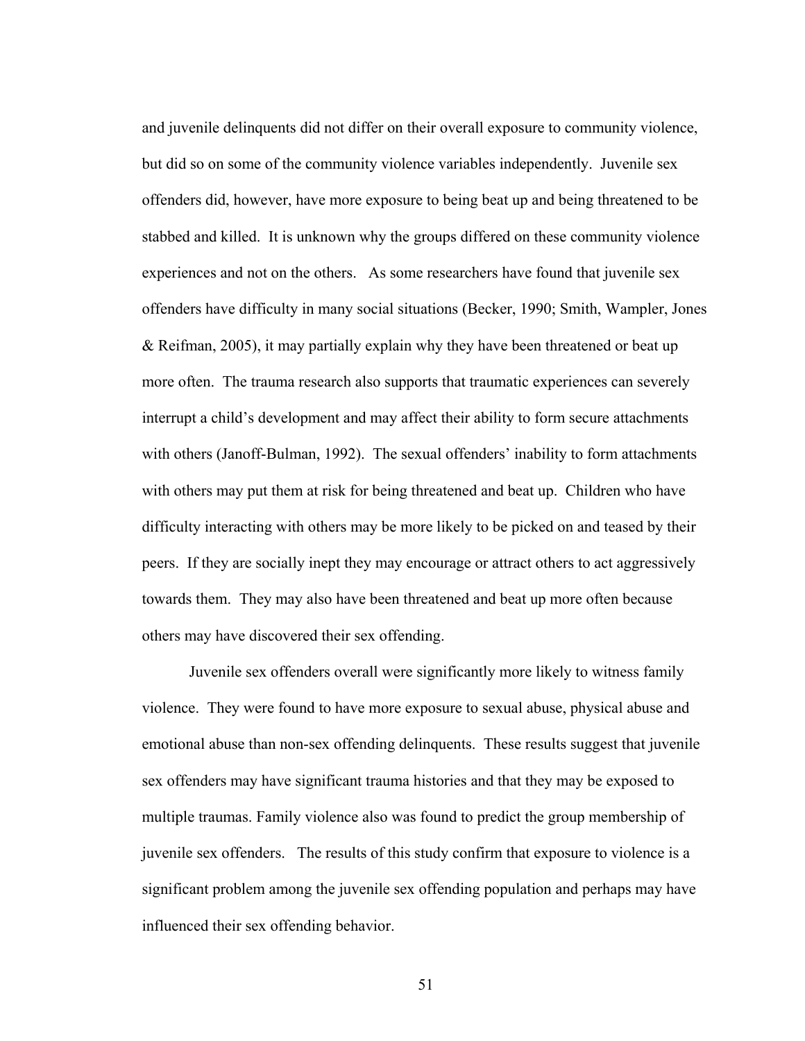and juvenile delinquents did not differ on their overall exposure to community violence, but did so on some of the community violence variables independently. Juvenile sex offenders did, however, have more exposure to being beat up and being threatened to be stabbed and killed. It is unknown why the groups differed on these community violence experiences and not on the others. As some researchers have found that juvenile sex offenders have difficulty in many social situations (Becker, 1990; Smith, Wampler, Jones & Reifman, 2005), it may partially explain why they have been threatened or beat up more often. The trauma research also supports that traumatic experiences can severely interrupt a child's development and may affect their ability to form secure attachments with others (Janoff-Bulman, 1992). The sexual offenders' inability to form attachments with others may put them at risk for being threatened and beat up. Children who have difficulty interacting with others may be more likely to be picked on and teased by their peers. If they are socially inept they may encourage or attract others to act aggressively towards them. They may also have been threatened and beat up more often because others may have discovered their sex offending.

Juvenile sex offenders overall were significantly more likely to witness family violence. They were found to have more exposure to sexual abuse, physical abuse and emotional abuse than non-sex offending delinquents. These results suggest that juvenile sex offenders may have significant trauma histories and that they may be exposed to multiple traumas. Family violence also was found to predict the group membership of juvenile sex offenders. The results of this study confirm that exposure to violence is a significant problem among the juvenile sex offending population and perhaps may have influenced their sex offending behavior.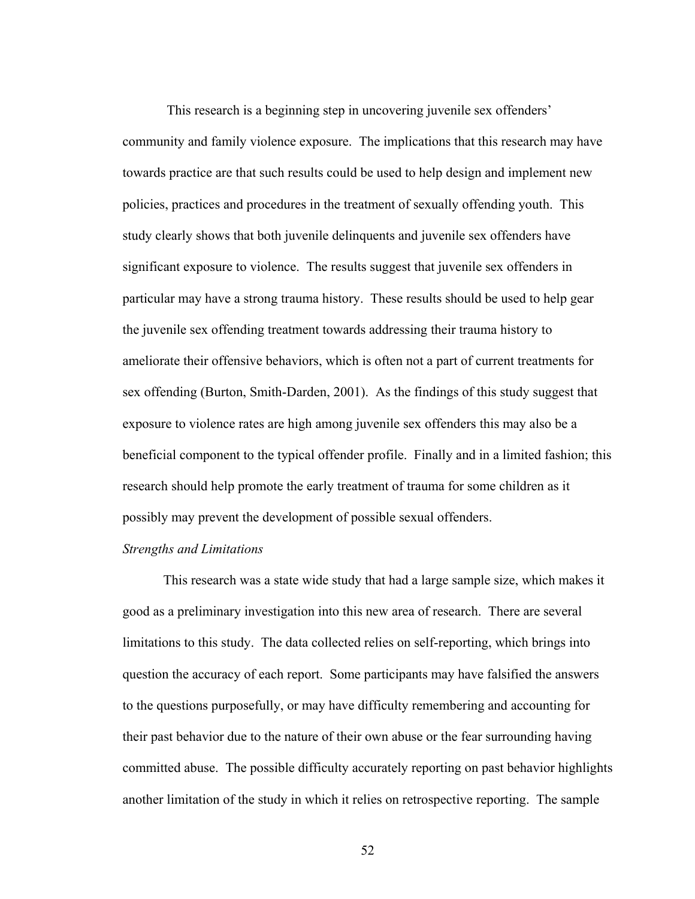This research is a beginning step in uncovering juvenile sex offenders' community and family violence exposure. The implications that this research may have towards practice are that such results could be used to help design and implement new policies, practices and procedures in the treatment of sexually offending youth. This study clearly shows that both juvenile delinquents and juvenile sex offenders have significant exposure to violence. The results suggest that juvenile sex offenders in particular may have a strong trauma history. These results should be used to help gear the juvenile sex offending treatment towards addressing their trauma history to ameliorate their offensive behaviors, which is often not a part of current treatments for sex offending (Burton, Smith-Darden, 2001). As the findings of this study suggest that exposure to violence rates are high among juvenile sex offenders this may also be a beneficial component to the typical offender profile. Finally and in a limited fashion; this research should help promote the early treatment of trauma for some children as it possibly may prevent the development of possible sexual offenders.

*Strengths and Limitations*

This research was a state wide study that had a large sample size, which makes it good as a preliminary investigation into this new area of research. There are several limitations to this study. The data collected relies on self-reporting, which brings into question the accuracy of each report. Some participants may have falsified the answers to the questions purposefully, or may have difficulty remembering and accounting for their past behavior due to the nature of their own abuse or the fear surrounding having committed abuse. The possible difficulty accurately reporting on past behavior highlights another limitation of the study in which it relies on retrospective reporting. The sample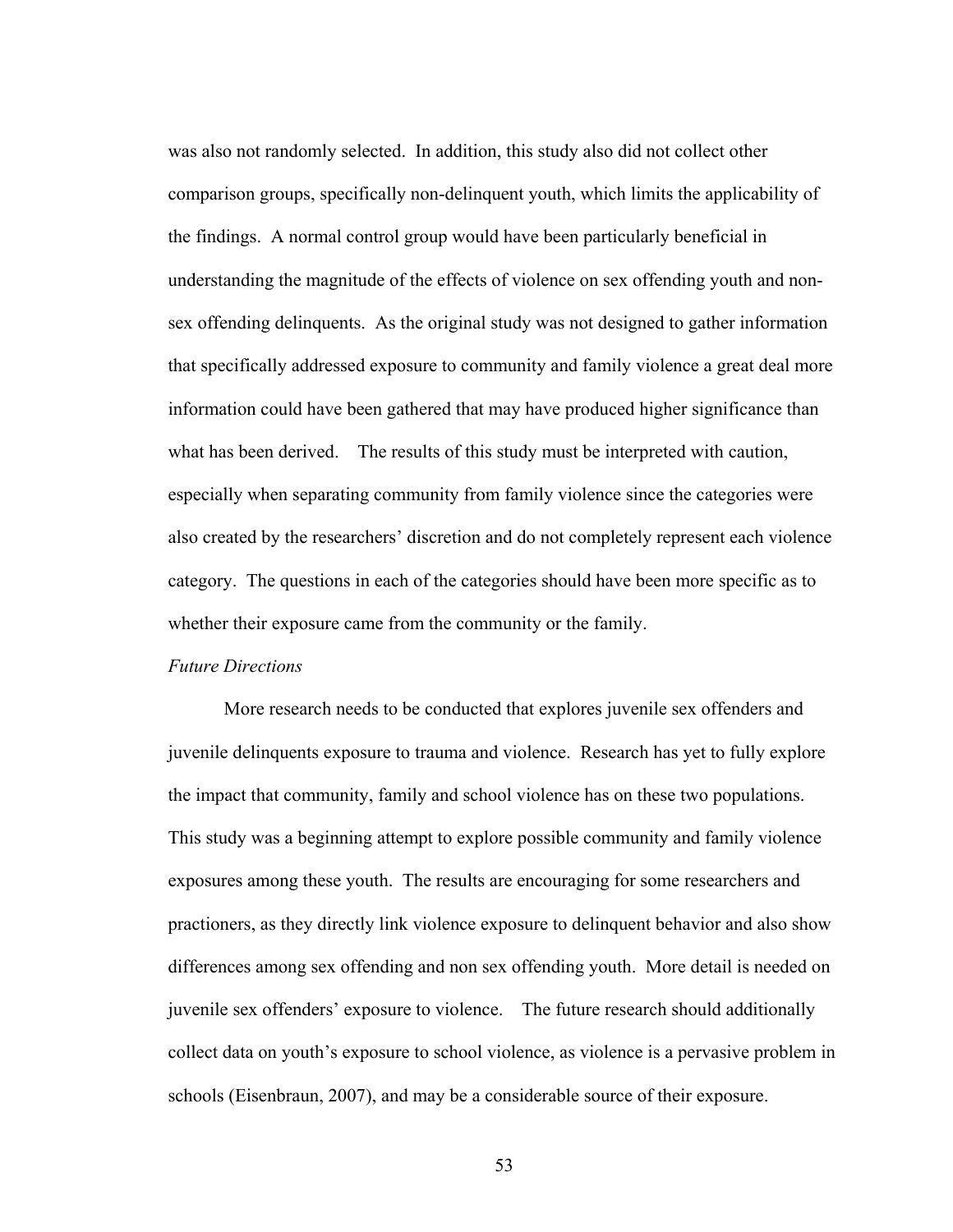was also not randomly selected. In addition, this study also did not collect other comparison groups, specifically non-delinquent youth, which limits the applicability of the findings. A normal control group would have been particularly beneficial in understanding the magnitude of the effects of violence on sex offending youth and non-sex offending delinquents. As the original study was not designed to gather information that specifically addressed exposure to community and family violence a great deal more information could have been gathered that may have produced higher significance than what has been derived. The results of this study must be interpreted with caution, especially when separating community from family violence since the categories were also created by the researchers' discretion and do not completely represent each violence category. The questions in each of the categories should have been more specific as to whether their exposure came from the community or the family.

*Future Directions*

More research needs to be conducted that explores juvenile sex offenders and juvenile delinquents exposure to trauma and violence. Research has yet to fully explore the impact that community, family and school violence has on these two populations. This study was a beginning attempt to explore possible community and family violence exposures among these youth. The results are encouraging for some researchers and practioners, as they directly link violence exposure to delinquent behavior and also show differences among sex offending and non sex offending youth. More detail is needed on juvenile sex offenders' exposure to violence. The future research should additionally collect data on youth's exposure to school violence, as violence is a pervasive problem in schools (Eisenbraun, 2007), and may be a considerable source of their exposure.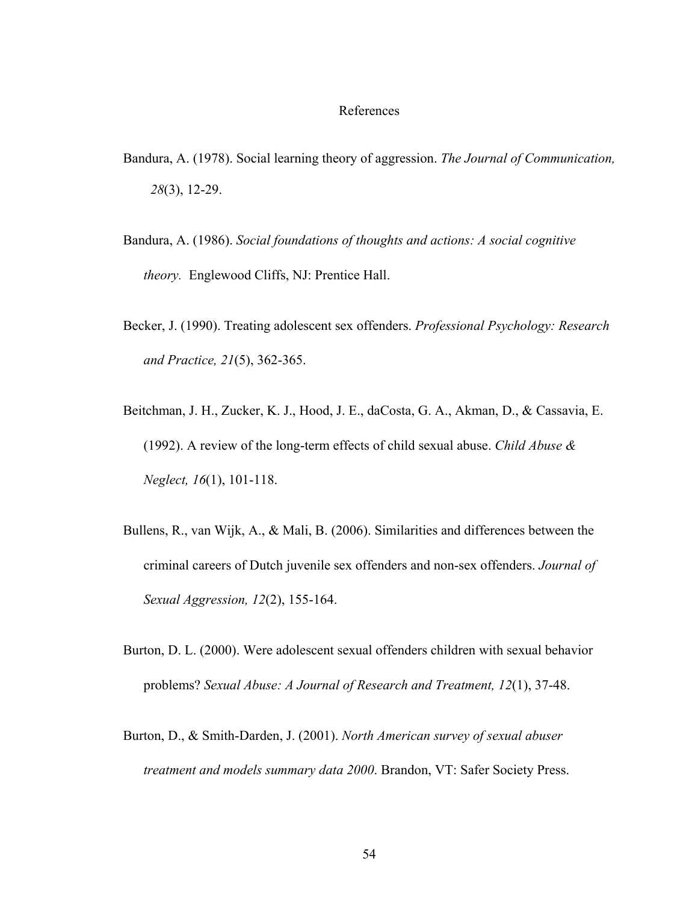# References

Bandura, A. (1978). Social learning theory of aggression. *The Journal of Communication, 28*(3), 12-29.

Bandura, A. (1986). *Social foundations of thoughts and actions: A social cognitive theory.* Englewood Cliffs, NJ: Prentice Hall.

Becker, J. (1990). Treating adolescent sex offenders. *Professional Psychology: Research and Practice, 21*(5), 362-365.

Beitchman, J. H., Zucker, K. J., Hood, J. E., daCosta, G. A., Akman, D., & Cassavia, E. (1992). A review of the long-term effects of child sexual abuse. *Child Abuse & Neglect, 16*(1), 101-118.

Bullens, R., van Wijk, A., & Mali, B. (2006). Similarities and differences between the criminal careers of Dutch juvenile sex offenders and non-sex offenders. *Journal of Sexual Aggression, 12*(2), 155-164.

Burton, D. L. (2000). Were adolescent sexual offenders children with sexual behavior problems? *Sexual Abuse: A Journal of Research and Treatment, 12*(1), 37-48.

Burton, D., & Smith-Darden, J. (2001). *North American survey of sexual abuser treatment and models summary data 2000*. Brandon, VT: Safer Society Press.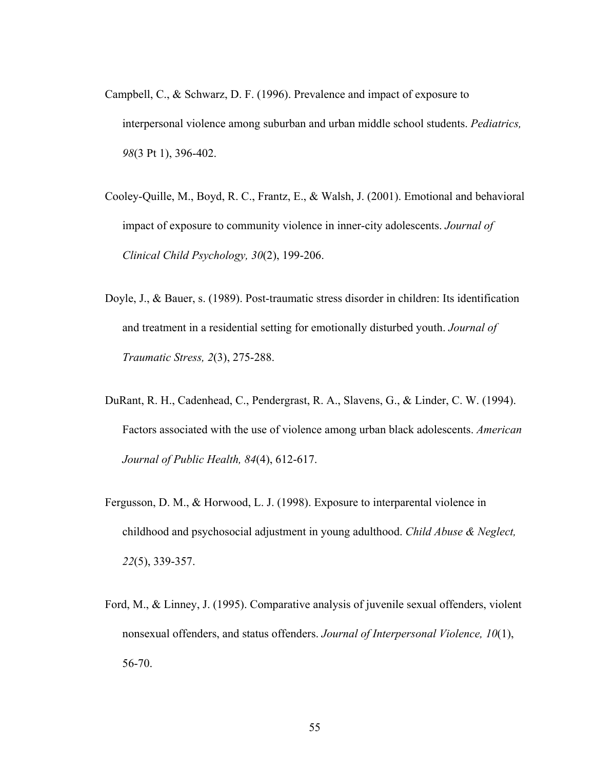Campbell, C., & Schwarz, D. F. (1996). Prevalence and impact of exposure to interpersonal violence among suburban and urban middle school students. *Pediatrics, 98*(3 Pt 1), 396-402.

Cooley-Quille, M., Boyd, R. C., Frantz, E., & Walsh, J. (2001). Emotional and behavioral impact of exposure to community violence in inner-city adolescents. *Journal of Clinical Child Psychology, 30*(2), 199-206.

Doyle, J., & Bauer, s. (1989). Post-traumatic stress disorder in children: Its identification and treatment in a residential setting for emotionally disturbed youth. *Journal of Traumatic Stress, 2*(3), 275-288.

DuRant, R. H., Cadenhead, C., Pendergrast, R. A., Slavens, G., & Linder, C. W. (1994). Factors associated with the use of violence among urban black adolescents. *American Journal of Public Health, 84*(4), 612-617.

Fergusson, D. M., & Horwood, L. J. (1998). Exposure to interparental violence in childhood and psychosocial adjustment in young adulthood. *Child Abuse & Neglect, 22*(5), 339-357.

Ford, M., & Linney, J. (1995). Comparative analysis of juvenile sexual offenders, violent nonsexual offenders, and status offenders. *Journal of Interpersonal Violence, 10*(1), 56-70.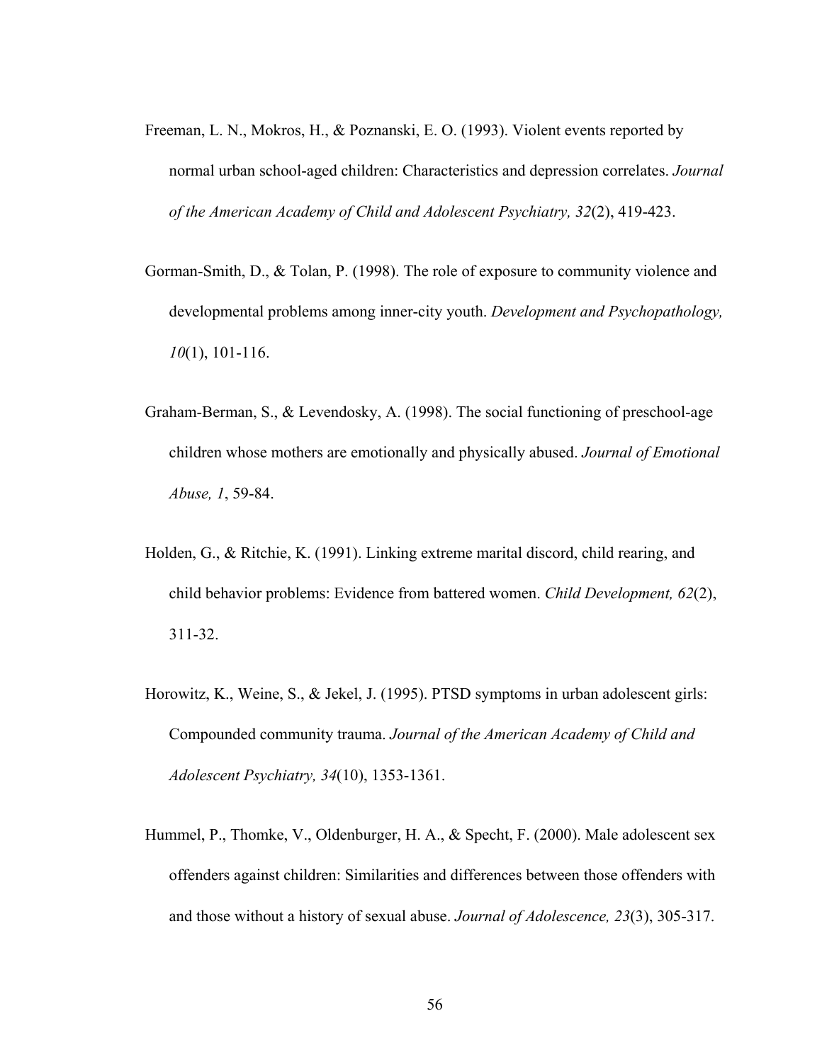Freeman, L. N., Mokros, H., & Poznanski, E. O. (1993). Violent events reported by normal urban school-aged children: Characteristics and depression correlates. *Journal of the American Academy of Child and Adolescent Psychiatry, 32*(2), 419-423.

Gorman-Smith, D., & Tolan, P. (1998). The role of exposure to community violence and developmental problems among inner-city youth. *Development and Psychopathology, 10*(1), 101-116.

Graham-Berman, S., & Levendosky, A. (1998). The social functioning of preschool-age children whose mothers are emotionally and physically abused. *Journal of Emotional Abuse, 1*, 59-84.

Holden, G., & Ritchie, K. (1991). Linking extreme marital discord, child rearing, and child behavior problems: Evidence from battered women. *Child Development, 62*(2), 311-32.

Horowitz, K., Weine, S., & Jekel, J. (1995). PTSD symptoms in urban adolescent girls: Compounded community trauma. *Journal of the American Academy of Child and Adolescent Psychiatry, 34*(10), 1353-1361.

Hummel, P., Thomke, V., Oldenburger, H. A., & Specht, F. (2000). Male adolescent sex offenders against children: Similarities and differences between those offenders with and those without a history of sexual abuse. *Journal of Adolescence, 23*(3), 305-317.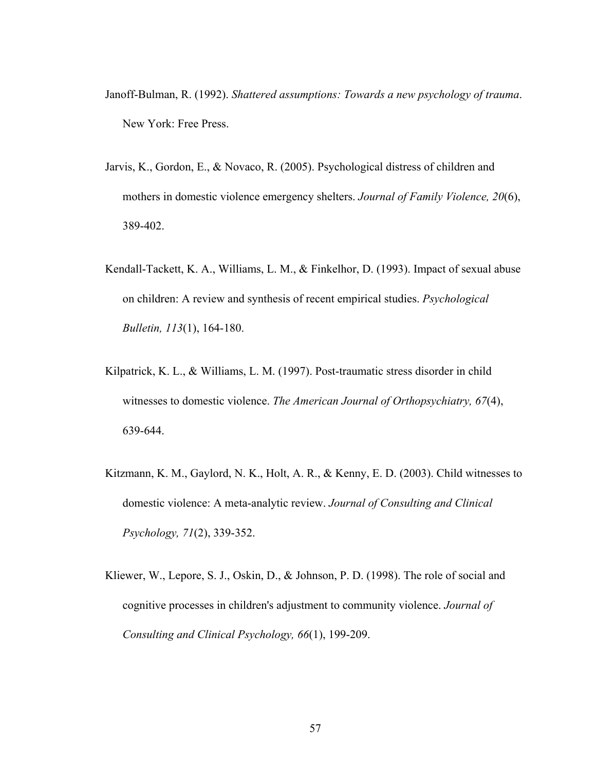Janoff-Bulman, R. (1992). *Shattered assumptions: Towards a new psychology of trauma*. New York: Free Press.

Jarvis, K., Gordon, E., & Novaco, R. (2005). Psychological distress of children and mothers in domestic violence emergency shelters. *Journal of Family Violence, 20*(6), 389-402.

Kendall-Tackett, K. A., Williams, L. M., & Finkelhor, D. (1993). Impact of sexual abuse on children: A review and synthesis of recent empirical studies. *Psychological Bulletin, 113*(1), 164-180.

Kilpatrick, K. L., & Williams, L. M. (1997). Post-traumatic stress disorder in child witnesses to domestic violence. *The American Journal of Orthopsychiatry, 67*(4), 639-644.

Kitzmann, K. M., Gaylord, N. K., Holt, A. R., & Kenny, E. D. (2003). Child witnesses to domestic violence: A meta-analytic review. *Journal of Consulting and Clinical Psychology, 71*(2), 339-352.

Kliewer, W., Lepore, S. J., Oskin, D., & Johnson, P. D. (1998). The role of social and cognitive processes in children's adjustment to community violence. *Journal of Consulting and Clinical Psychology, 66*(1), 199-209.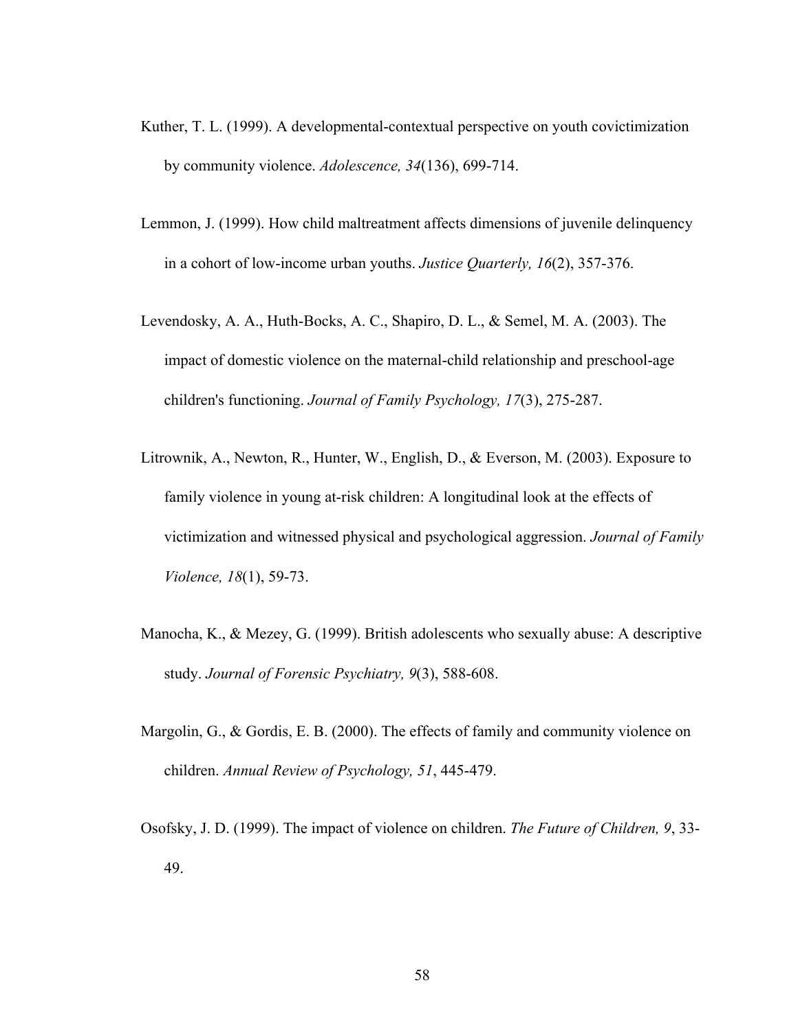Kuther, T. L. (1999). A developmental-contextual perspective on youth covictimization by community violence. *Adolescence, 34*(136), 699-714.

Lemmon, J. (1999). How child maltreatment affects dimensions of juvenile delinquency in a cohort of low-income urban youths. *Justice Quarterly, 16*(2), 357-376.

Levendosky, A. A., Huth-Bocks, A. C., Shapiro, D. L., & Semel, M. A. (2003). The impact of domestic violence on the maternal-child relationship and preschool-age children's functioning. *Journal of Family Psychology, 17*(3), 275-287.

Litrownik, A., Newton, R., Hunter, W., English, D., & Everson, M. (2003). Exposure to family violence in young at-risk children: A longitudinal look at the effects of victimization and witnessed physical and psychological aggression. *Journal of Family Violence, 18*(1), 59-73.

Manocha, K., & Mezey, G. (1999). British adolescents who sexually abuse: A descriptive study. *Journal of Forensic Psychiatry, 9*(3), 588-608.

Margolin, G., & Gordis, E. B. (2000). The effects of family and community violence on children. *Annual Review of Psychology, 51*, 445-479.

Osofsky, J. D. (1999). The impact of violence on children. *The Future of Children, 9*, 33-49.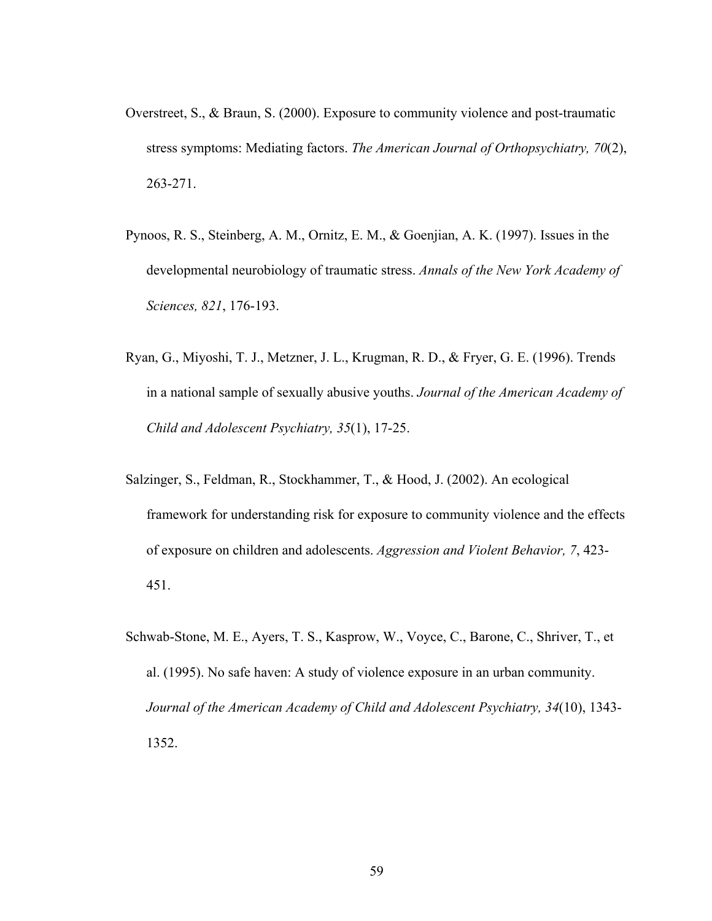Overstreet, S., & Braun, S. (2000). Exposure to community violence and post-traumatic stress symptoms: Mediating factors. *The American Journal of Orthopsychiatry, 70*(2), 263-271.

Pynoos, R. S., Steinberg, A. M., Ornitz, E. M., & Goenjian, A. K. (1997). Issues in the developmental neurobiology of traumatic stress. *Annals of the New York Academy of Sciences, 821*, 176-193.

Ryan, G., Miyoshi, T. J., Metzner, J. L., Krugman, R. D., & Fryer, G. E. (1996). Trends in a national sample of sexually abusive youths. *Journal of the American Academy of Child and Adolescent Psychiatry, 35*(1), 17-25.

Salzinger, S., Feldman, R., Stockhammer, T., & Hood, J. (2002). An ecological framework for understanding risk for exposure to community violence and the effects of exposure on children and adolescents. *Aggression and Violent Behavior, 7*, 423-451.

Schwab-Stone, M. E., Ayers, T. S., Kasprow, W., Voyce, C., Barone, C., Shriver, T., et al. (1995). No safe haven: A study of violence exposure in an urban community. *Journal of the American Academy of Child and Adolescent Psychiatry, 34*(10), 1343-1352.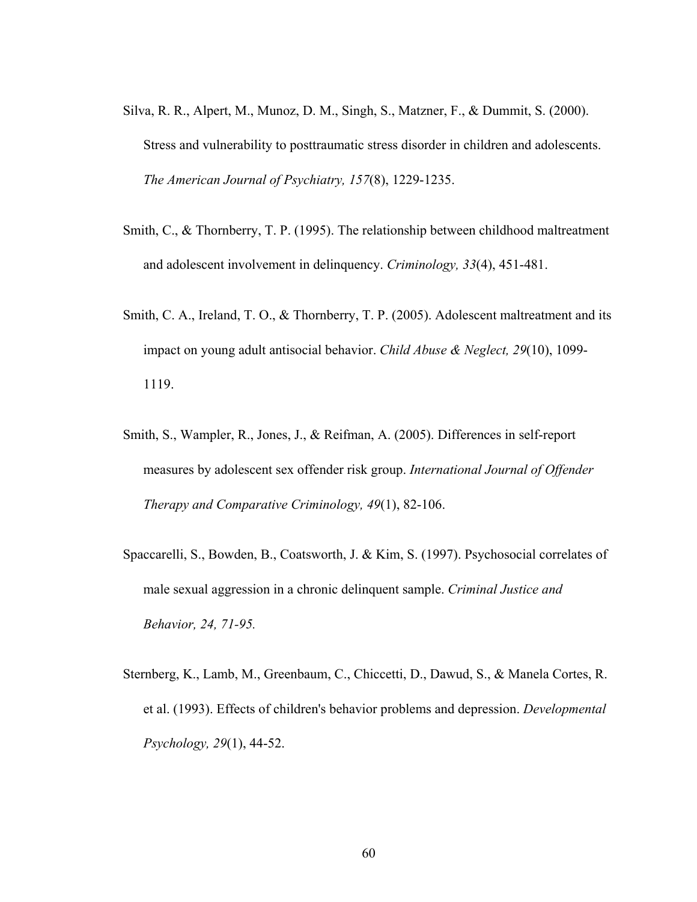Silva, R. R., Alpert, M., Munoz, D. M., Singh, S., Matzner, F., & Dummit, S. (2000). Stress and vulnerability to posttraumatic stress disorder in children and adolescents. *The American Journal of Psychiatry, 157*(8), 1229-1235.

Smith, C., & Thornberry, T. P. (1995). The relationship between childhood maltreatment and adolescent involvement in delinquency. *Criminology, 33*(4), 451-481.

Smith, C. A., Ireland, T. O., & Thornberry, T. P. (2005). Adolescent maltreatment and its impact on young adult antisocial behavior. *Child Abuse & Neglect, 29*(10), 1099-1119.

Smith, S., Wampler, R., Jones, J., & Reifman, A. (2005). Differences in self-report measures by adolescent sex offender risk group. *International Journal of Offender Therapy and Comparative Criminology, 49*(1), 82-106.

Spaccarelli, S., Bowden, B., Coatsworth, J. & Kim, S. (1997). Psychosocial correlates of male sexual aggression in a chronic delinquent sample. *Criminal Justice and Behavior, 24, 71-95.*

Sternberg, K., Lamb, M., Greenbaum, C., Chiccetti, D., Dawud, S., & Manela Cortes, R. et al. (1993). Effects of children's behavior problems and depression. *Developmental Psychology, 29*(1), 44-52.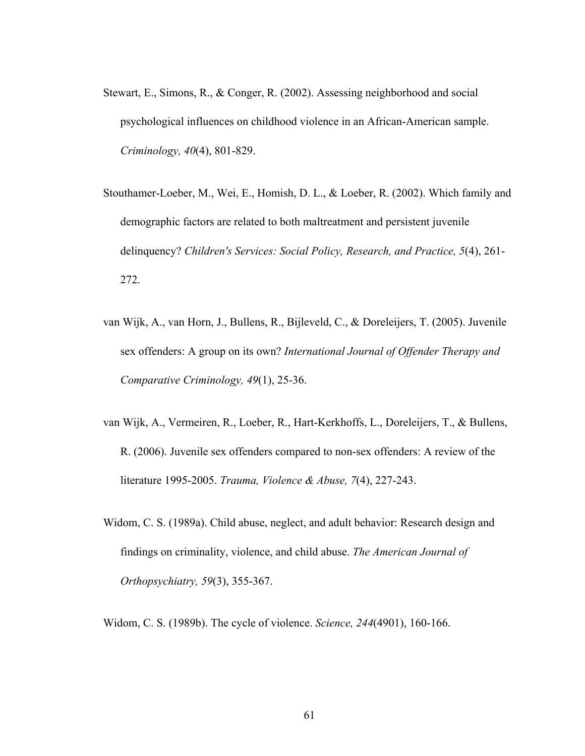Stewart, E., Simons, R., & Conger, R. (2002). Assessing neighborhood and social psychological influences on childhood violence in an African-American sample. *Criminology, 40*(4), 801-829.

Stouthamer-Loeber, M., Wei, E., Homish, D. L., & Loeber, R. (2002). Which family and demographic factors are related to both maltreatment and persistent juvenile delinquency? *Children's Services: Social Policy, Research, and Practice, 5*(4), 261-272.

van Wijk, A., van Horn, J., Bullens, R., Bijleveld, C., & Doreleijers, T. (2005). Juvenile sex offenders: A group on its own? *International Journal of Offender Therapy and Comparative Criminology, 49*(1), 25-36.

van Wijk, A., Vermeiren, R., Loeber, R., Hart-Kerkhoffs, L., Doreleijers, T., & Bullens, R. (2006). Juvenile sex offenders compared to non-sex offenders: A review of the literature 1995-2005. *Trauma, Violence & Abuse, 7*(4), 227-243.

Widom, C. S. (1989a). Child abuse, neglect, and adult behavior: Research design and findings on criminality, violence, and child abuse. *The American Journal of Orthopsychiatry, 59*(3), 355-367.

Widom, C. S. (1989b). The cycle of violence. *Science, 244*(4901), 160-166.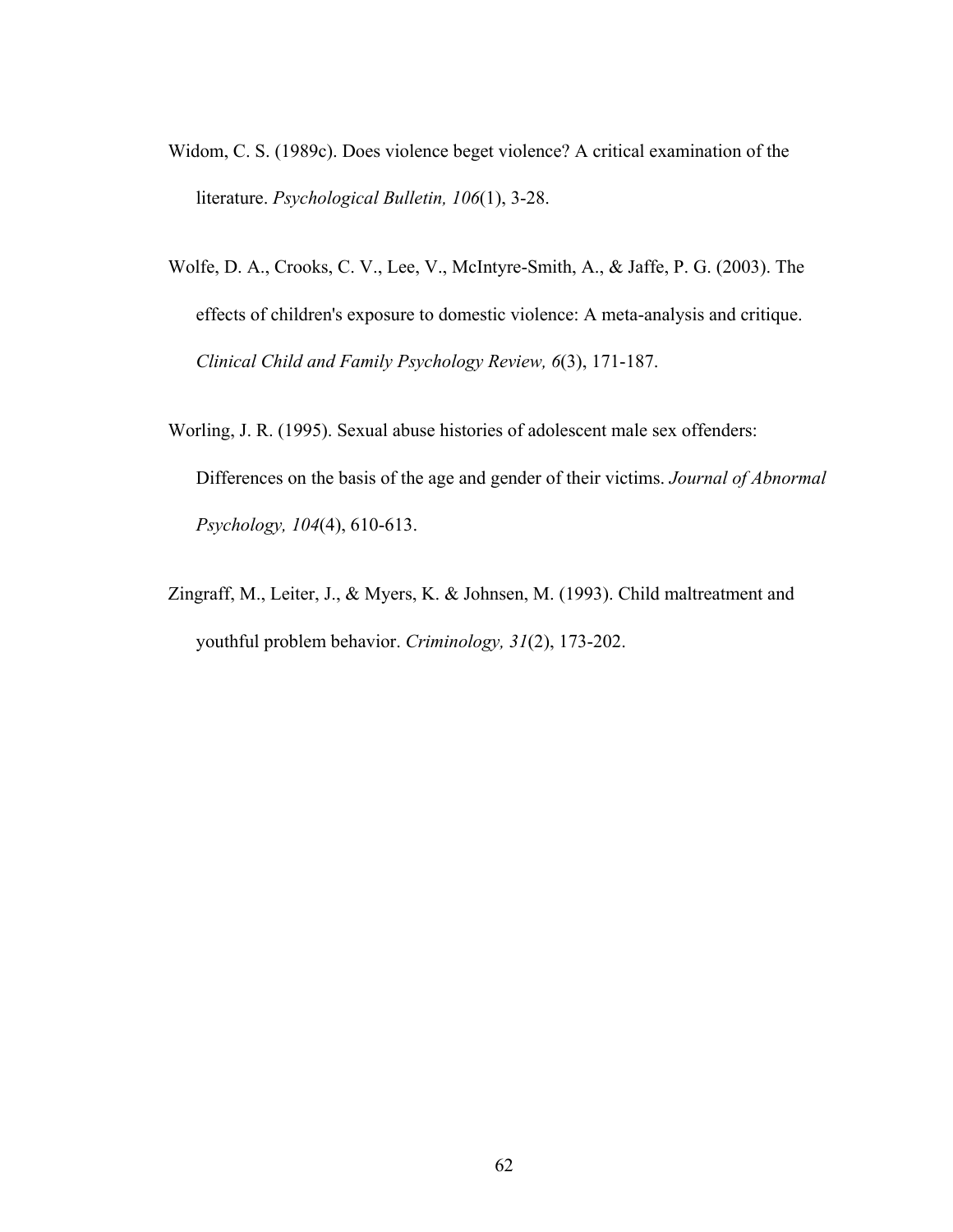Widom, C. S. (1989c). Does violence beget violence? A critical examination of the literature. *Psychological Bulletin, 106*(1), 3-28.

Wolfe, D. A., Crooks, C. V., Lee, V., McIntyre-Smith, A., & Jaffe, P. G. (2003). The effects of children's exposure to domestic violence: A meta-analysis and critique. *Clinical Child and Family Psychology Review, 6*(3), 171-187.

Worling, J. R. (1995). Sexual abuse histories of adolescent male sex offenders: Differences on the basis of the age and gender of their victims. *Journal of Abnormal Psychology, 104*(4), 610-613.

Zingraff, M., Leiter, J., & Myers, K. & Johnsen, M. (1993). Child maltreatment and youthful problem behavior. *Criminology, 31*(2), 173-202.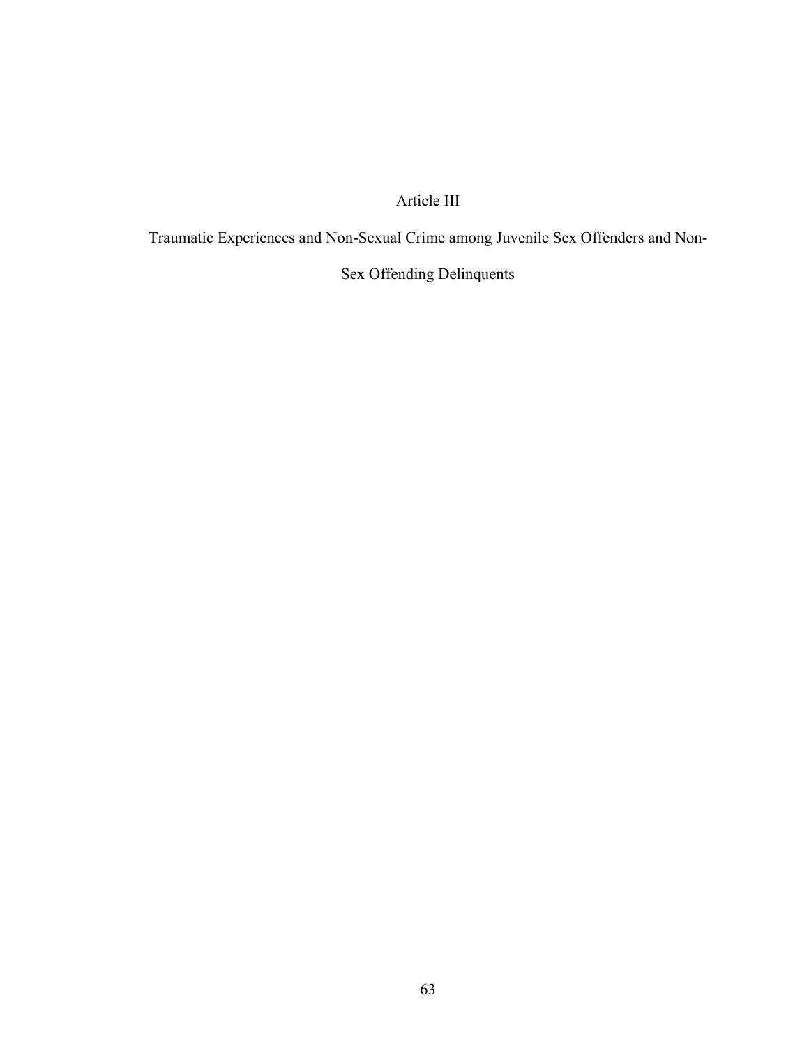# Article III

## Traumatic Experiences and Non-Sexual Crime among Juvenile Sex Offenders and Non-Sex Offending Delinquents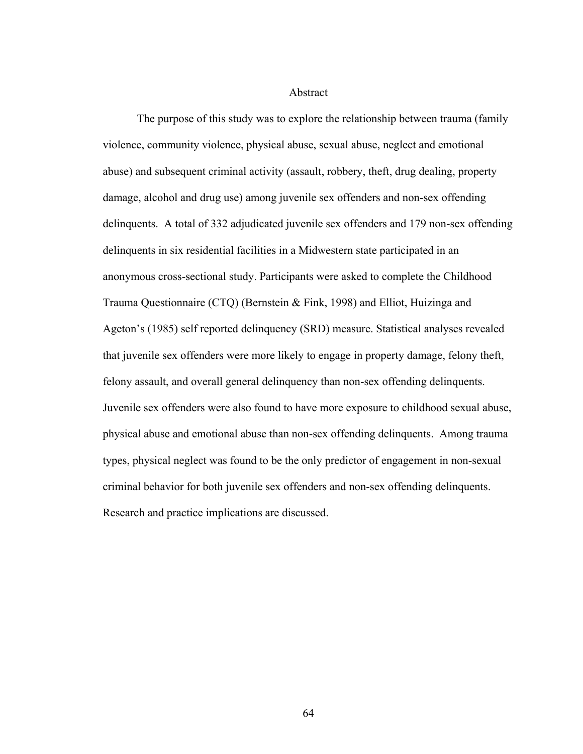# Abstract

The purpose of this study was to explore the relationship between trauma (family violence, community violence, physical abuse, sexual abuse, neglect and emotional abuse) and subsequent criminal activity (assault, robbery, theft, drug dealing, property damage, alcohol and drug use) among juvenile sex offenders and non-sex offending delinquents. A total of 332 adjudicated juvenile sex offenders and 179 non-sex offending delinquents in six residential facilities in a Midwestern state participated in an anonymous cross-sectional study. Participants were asked to complete the Childhood Trauma Questionnaire (CTQ) (Bernstein & Fink, 1998) and Elliot, Huizinga and Ageton's (1985) self reported delinquency (SRD) measure. Statistical analyses revealed that juvenile sex offenders were more likely to engage in property damage, felony theft, felony assault, and overall general delinquency than non-sex offending delinquents. Juvenile sex offenders were also found to have more exposure to childhood sexual abuse, physical abuse and emotional abuse than non-sex offending delinquents. Among trauma types, physical neglect was found to be the only predictor of engagement in non-sexual criminal behavior for both juvenile sex offenders and non-sex offending delinquents. Research and practice implications are discussed.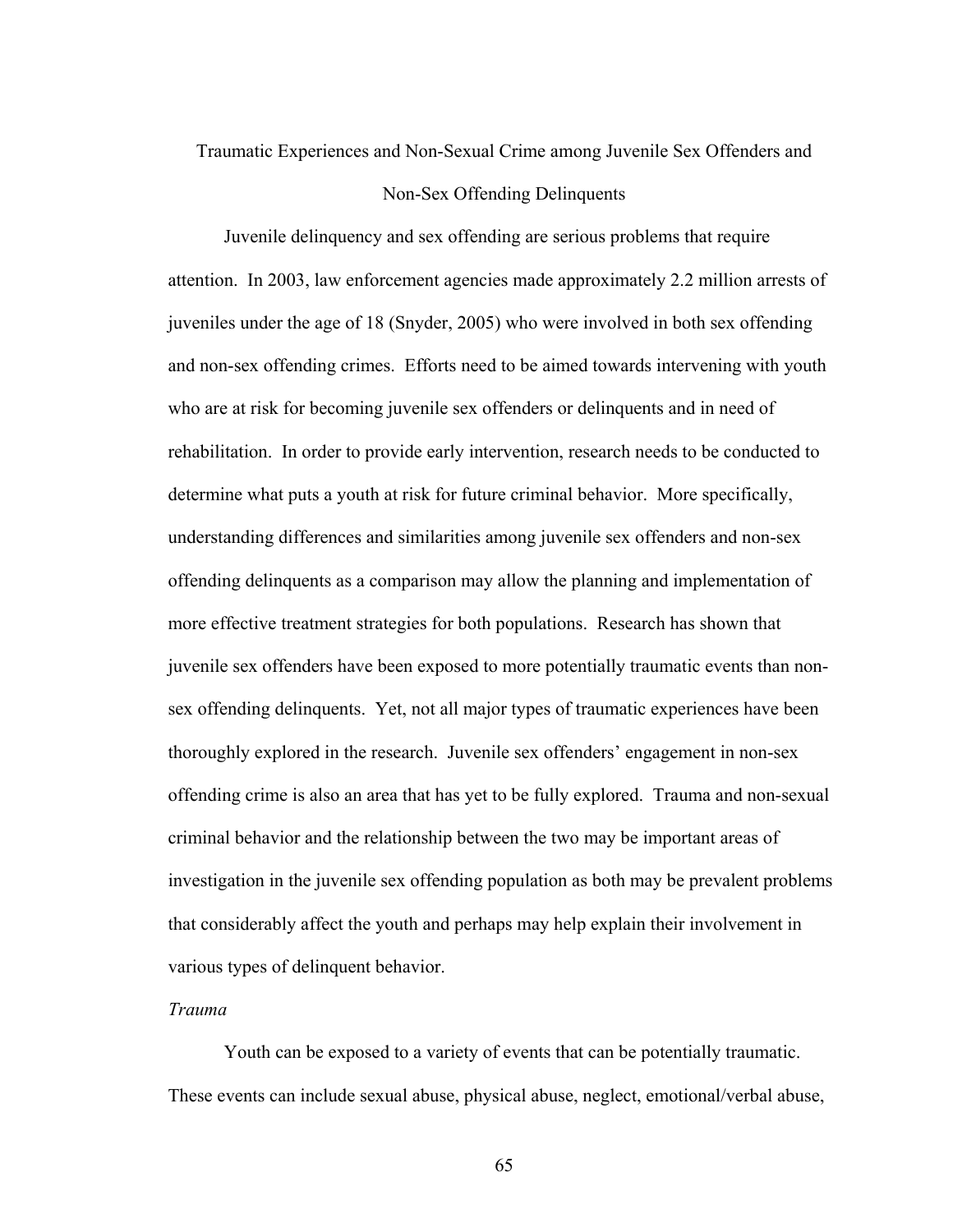# Traumatic Experiences and Non-Sexual Crime among Juvenile Sex Offenders and Non-Sex Offending Delinquents

Juvenile delinquency and sex offending are serious problems that require attention. In 2003, law enforcement agencies made approximately 2.2 million arrests of juveniles under the age of 18 (Snyder, 2005) who were involved in both sex offending and non-sex offending crimes. Efforts need to be aimed towards intervening with youth who are at risk for becoming juvenile sex offenders or delinquents and in need of rehabilitation. In order to provide early intervention, research needs to be conducted to determine what puts a youth at risk for future criminal behavior. More specifically, understanding differences and similarities among juvenile sex offenders and non-sex offending delinquents as a comparison may allow the planning and implementation of more effective treatment strategies for both populations. Research has shown that juvenile sex offenders have been exposed to more potentially traumatic events than non-sex offending delinquents. Yet, not all major types of traumatic experiences have been thoroughly explored in the research. Juvenile sex offenders' engagement in non-sex offending crime is also an area that has yet to be fully explored. Trauma and non-sexual criminal behavior and the relationship between the two may be important areas of investigation in the juvenile sex offending population as both may be prevalent problems that considerably affect the youth and perhaps may help explain their involvement in various types of delinquent behavior.

*Trauma*

Youth can be exposed to a variety of events that can be potentially traumatic. These events can include sexual abuse, physical abuse, neglect, emotional/verbal abuse,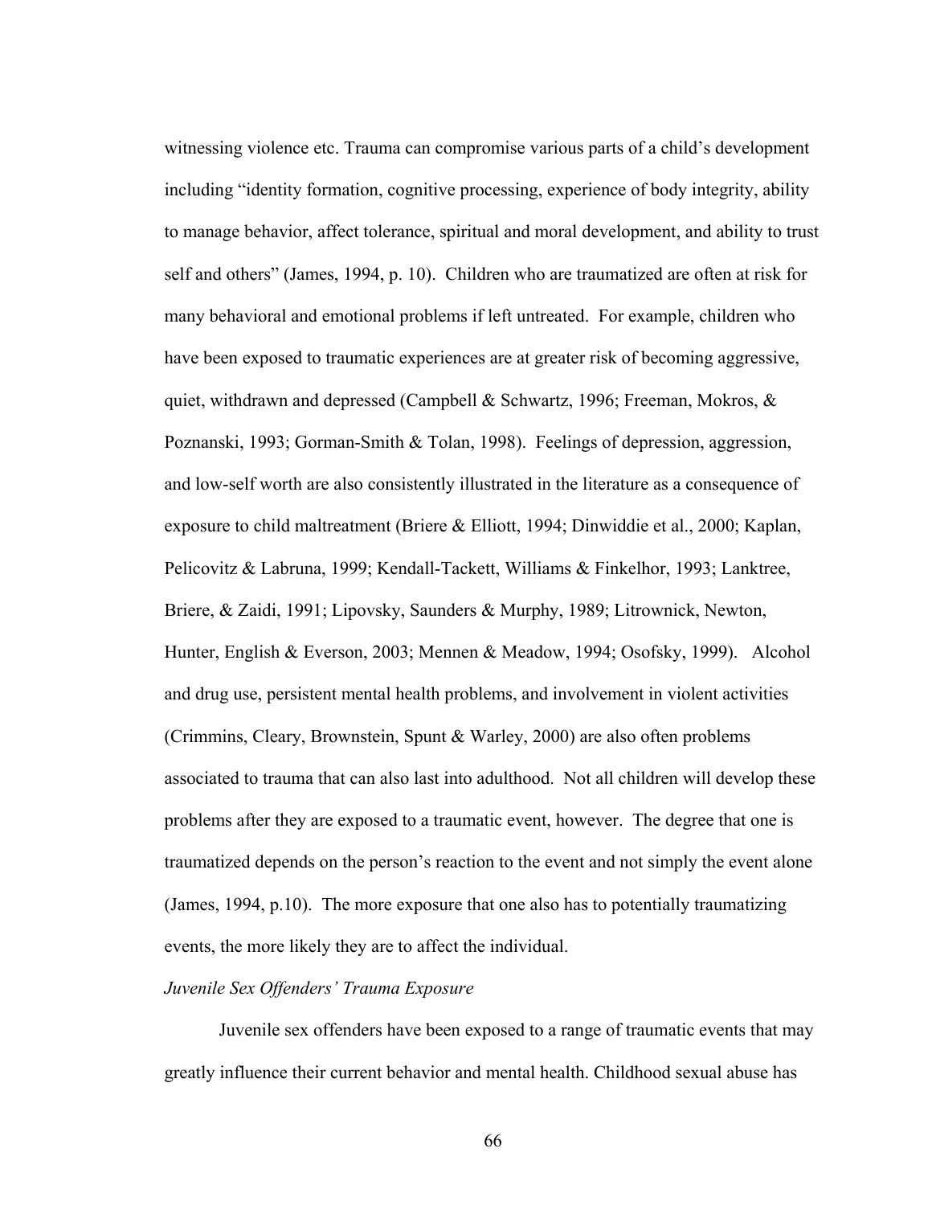witnessing violence etc. Trauma can compromise various parts of a child's development including "identity formation, cognitive processing, experience of body integrity, ability to manage behavior, affect tolerance, spiritual and moral development, and ability to trust self and others" (James, 1994, p. 10). Children who are traumatized are often at risk for many behavioral and emotional problems if left untreated. For example, children who have been exposed to traumatic experiences are at greater risk of becoming aggressive, quiet, withdrawn and depressed (Campbell & Schwartz, 1996; Freeman, Mokros, & Poznanski, 1993; Gorman-Smith & Tolan, 1998). Feelings of depression, aggression, and low-self worth are also consistently illustrated in the literature as a consequence of exposure to child maltreatment (Briere & Elliott, 1994; Dinwiddie et al., 2000; Kaplan, Pelicovitz & Labruna, 1999; Kendall-Tackett, Williams & Finkelhor, 1993; Lanktree, Briere, & Zaidi, 1991; Lipovsky, Saunders & Murphy, 1989; Litrownick, Newton, Hunter, English & Everson, 2003; Mennen & Meadow, 1994; Osofsky, 1999). Alcohol and drug use, persistent mental health problems, and involvement in violent activities (Crimmins, Cleary, Brownstein, Spunt & Warley, 2000) are also often problems associated to trauma that can also last into adulthood. Not all children will develop these problems after they are exposed to a traumatic event, however. The degree that one is traumatized depends on the person's reaction to the event and not simply the event alone (James, 1994, p.10). The more exposure that one also has to potentially traumatizing events, the more likely they are to affect the individual.

*Juvenile Sex Offenders' Trauma Exposure*

Juvenile sex offenders have been exposed to a range of traumatic events that may greatly influence their current behavior and mental health. Childhood sexual abuse has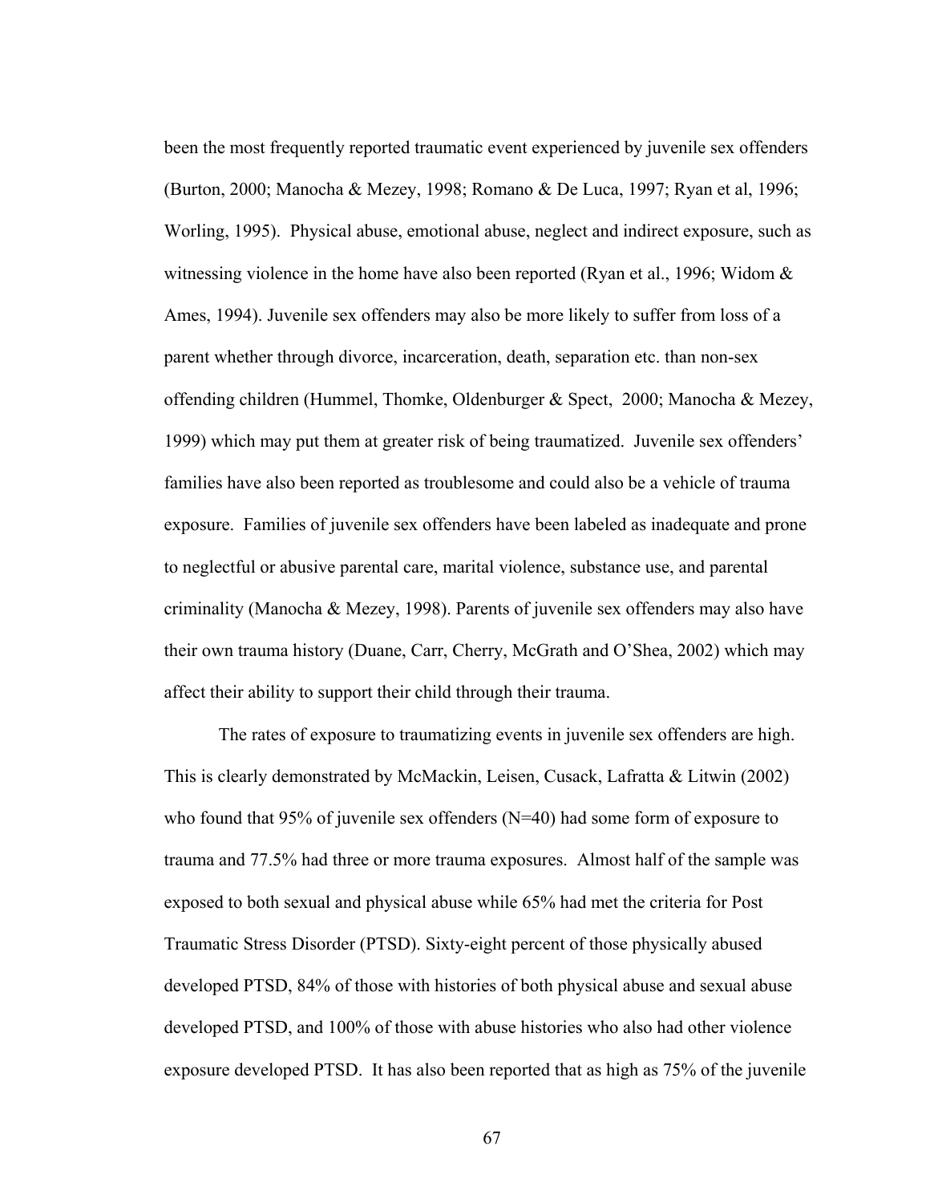been the most frequently reported traumatic event experienced by juvenile sex offenders (Burton, 2000; Manocha & Mezey, 1998; Romano & De Luca, 1997; Ryan et al, 1996; Worling, 1995). Physical abuse, emotional abuse, neglect and indirect exposure, such as witnessing violence in the home have also been reported (Ryan et al., 1996; Widom & Ames, 1994). Juvenile sex offenders may also be more likely to suffer from loss of a parent whether through divorce, incarceration, death, separation etc. than non-sex offending children (Hummel, Thomke, Oldenburger & Spect, 2000; Manocha & Mezey, 1999) which may put them at greater risk of being traumatized. Juvenile sex offenders' families have also been reported as troublesome and could also be a vehicle of trauma exposure. Families of juvenile sex offenders have been labeled as inadequate and prone to neglectful or abusive parental care, marital violence, substance use, and parental criminality (Manocha & Mezey, 1998). Parents of juvenile sex offenders may also have their own trauma history (Duane, Carr, Cherry, McGrath and O'Shea, 2002) which may affect their ability to support their child through their trauma.

The rates of exposure to traumatizing events in juvenile sex offenders are high. This is clearly demonstrated by McMackin, Leisen, Cusack, Lafratta & Litwin (2002) who found that 95% of juvenile sex offenders (N=40) had some form of exposure to trauma and 77.5% had three or more trauma exposures. Almost half of the sample was exposed to both sexual and physical abuse while 65% had met the criteria for Post Traumatic Stress Disorder (PTSD). Sixty-eight percent of those physically abused developed PTSD, 84% of those with histories of both physical abuse and sexual abuse developed PTSD, and 100% of those with abuse histories who also had other violence exposure developed PTSD. It has also been reported that as high as 75% of the juvenile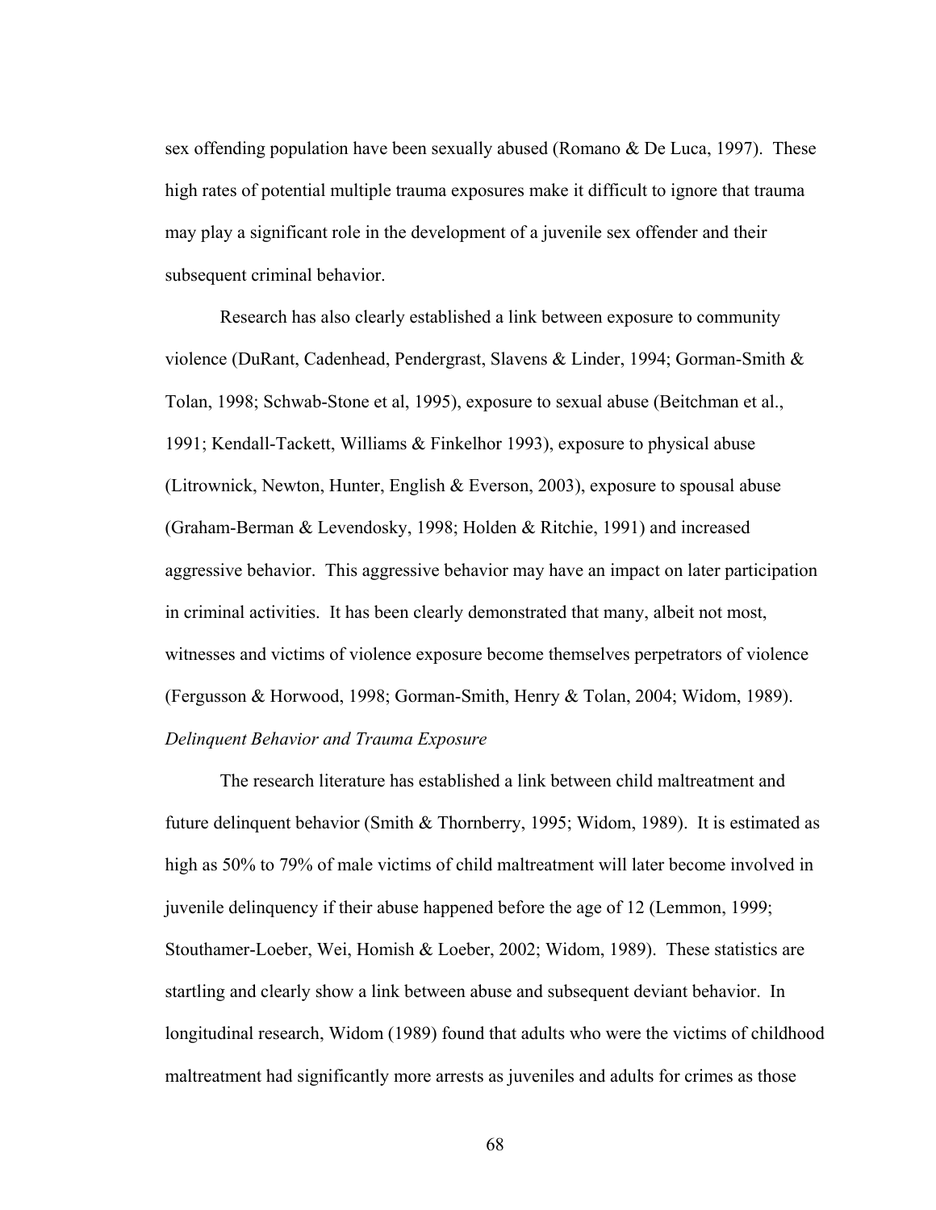sex offending population have been sexually abused (Romano & De Luca, 1997). These high rates of potential multiple trauma exposures make it difficult to ignore that trauma may play a significant role in the development of a juvenile sex offender and their subsequent criminal behavior.

Research has also clearly established a link between exposure to community violence (DuRant, Cadenhead, Pendergrast, Slavens & Linder, 1994; Gorman-Smith & Tolan, 1998; Schwab-Stone et al, 1995), exposure to sexual abuse (Beitchman et al., 1991; Kendall-Tackett, Williams & Finkelhor 1993), exposure to physical abuse (Litrownick, Newton, Hunter, English & Everson, 2003), exposure to spousal abuse (Graham-Berman & Levendosky, 1998; Holden & Ritchie, 1991) and increased aggressive behavior. This aggressive behavior may have an impact on later participation in criminal activities. It has been clearly demonstrated that many, albeit not most, witnesses and victims of violence exposure become themselves perpetrators of violence (Fergusson & Horwood, 1998; Gorman-Smith, Henry & Tolan, 2004; Widom, 1989).

*Delinquent Behavior and Trauma Exposure*

The research literature has established a link between child maltreatment and future delinquent behavior (Smith & Thornberry, 1995; Widom, 1989). It is estimated as high as 50% to 79% of male victims of child maltreatment will later become involved in juvenile delinquency if their abuse happened before the age of 12 (Lemmon, 1999; Stouthamer-Loeber, Wei, Homish & Loeber, 2002; Widom, 1989). These statistics are startling and clearly show a link between abuse and subsequent deviant behavior. In longitudinal research, Widom (1989) found that adults who were the victims of childhood maltreatment had significantly more arrests as juveniles and adults for crimes as those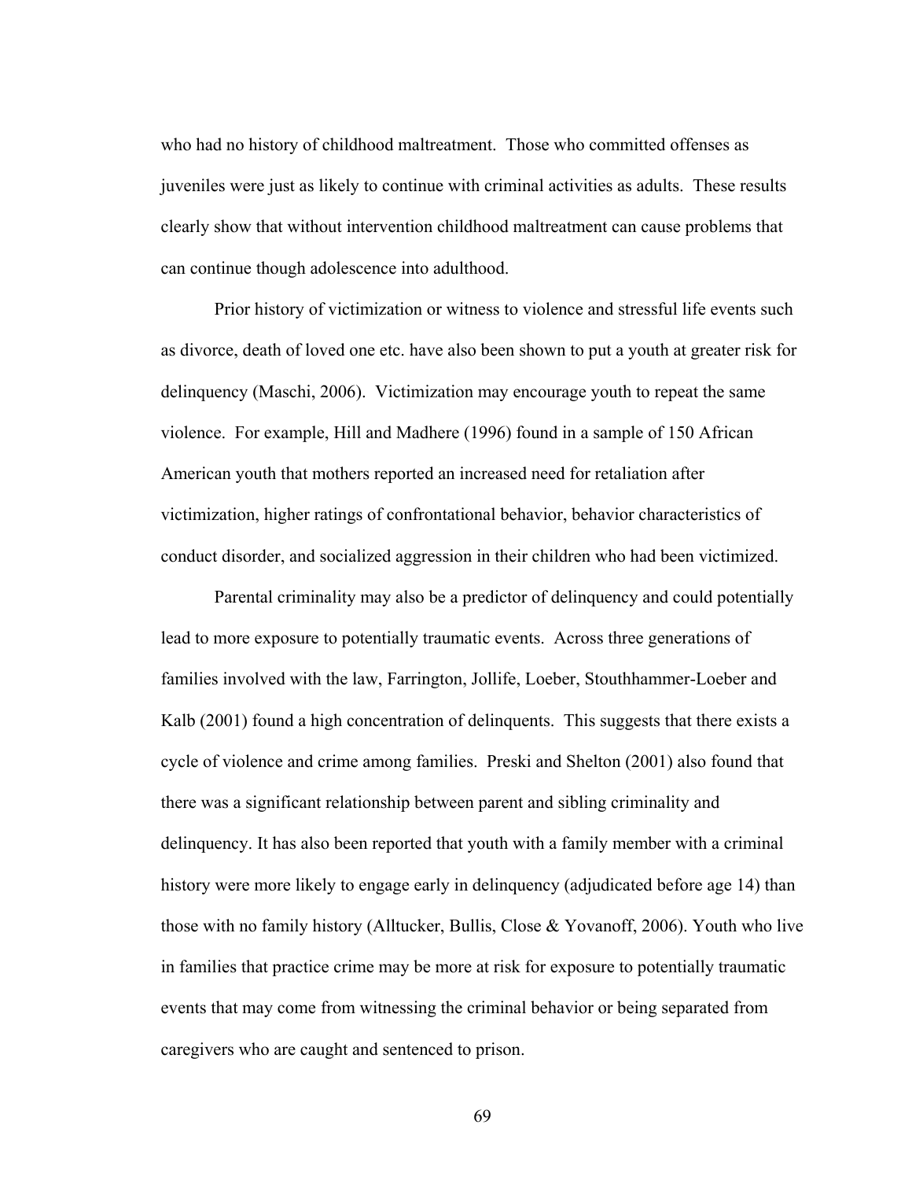who had no history of childhood maltreatment. Those who committed offenses as juveniles were just as likely to continue with criminal activities as adults. These results clearly show that without intervention childhood maltreatment can cause problems that can continue though adolescence into adulthood.

Prior history of victimization or witness to violence and stressful life events such as divorce, death of loved one etc. have also been shown to put a youth at greater risk for delinquency (Maschi, 2006). Victimization may encourage youth to repeat the same violence. For example, Hill and Madhere (1996) found in a sample of 150 African American youth that mothers reported an increased need for retaliation after victimization, higher ratings of confrontational behavior, behavior characteristics of conduct disorder, and socialized aggression in their children who had been victimized.

Parental criminality may also be a predictor of delinquency and could potentially lead to more exposure to potentially traumatic events. Across three generations of families involved with the law, Farrington, Jollife, Loeber, Stouthhammer-Loeber and Kalb (2001) found a high concentration of delinquents. This suggests that there exists a cycle of violence and crime among families. Preski and Shelton (2001) also found that there was a significant relationship between parent and sibling criminality and delinquency. It has also been reported that youth with a family member with a criminal history were more likely to engage early in delinquency (adjudicated before age 14) than those with no family history (Alltucker, Bullis, Close & Yovanoff, 2006). Youth who live in families that practice crime may be more at risk for exposure to potentially traumatic events that may come from witnessing the criminal behavior or being separated from caregivers who are caught and sentenced to prison.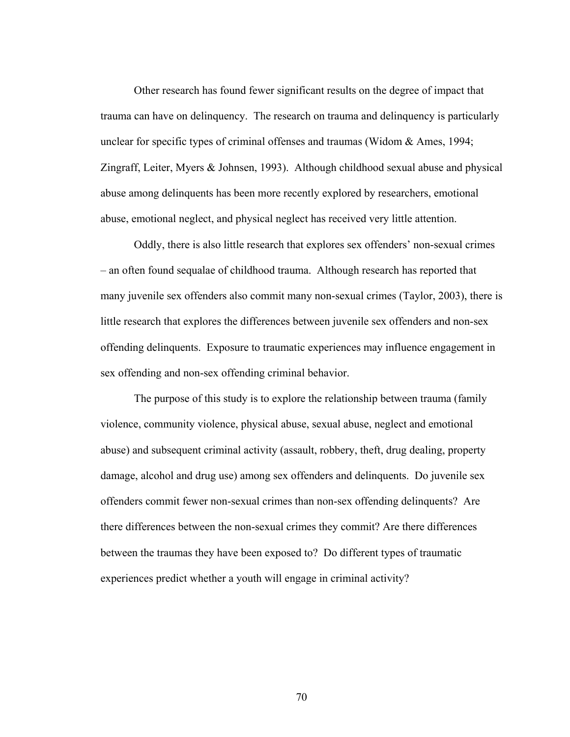Other research has found fewer significant results on the degree of impact that trauma can have on delinquency. The research on trauma and delinquency is particularly unclear for specific types of criminal offenses and traumas (Widom & Ames, 1994; Zingraff, Leiter, Myers & Johnsen, 1993). Although childhood sexual abuse and physical abuse among delinquents has been more recently explored by researchers, emotional abuse, emotional neglect, and physical neglect has received very little attention.

Oddly, there is also little research that explores sex offenders' non-sexual crimes – an often found sequalae of childhood trauma. Although research has reported that many juvenile sex offenders also commit many non-sexual crimes (Taylor, 2003), there is little research that explores the differences between juvenile sex offenders and non-sex offending delinquents. Exposure to traumatic experiences may influence engagement in sex offending and non-sex offending criminal behavior.

The purpose of this study is to explore the relationship between trauma (family violence, community violence, physical abuse, sexual abuse, neglect and emotional abuse) and subsequent criminal activity (assault, robbery, theft, drug dealing, property damage, alcohol and drug use) among sex offenders and delinquents. Do juvenile sex offenders commit fewer non-sexual crimes than non-sex offending delinquents? Are there differences between the non-sexual crimes they commit? Are there differences between the traumas they have been exposed to? Do different types of traumatic experiences predict whether a youth will engage in criminal activity?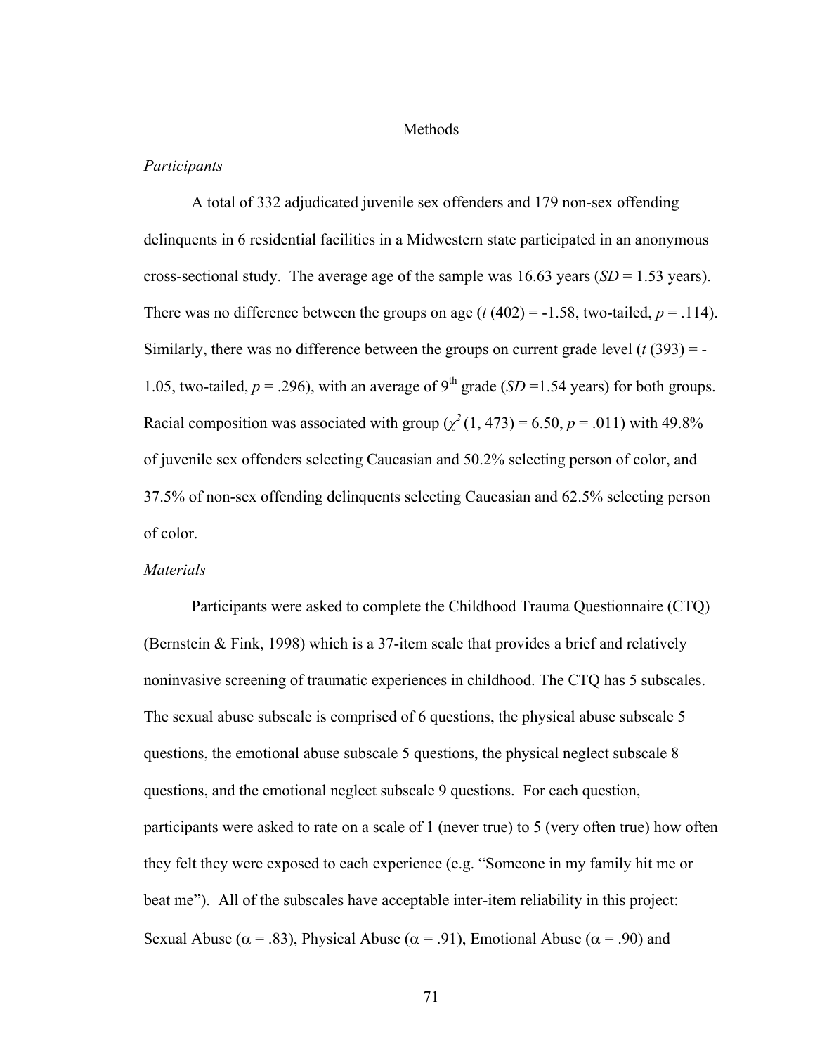# Methods

## *Participants*

A total of 332 adjudicated juvenile sex offenders and 179 non-sex offending delinquents in 6 residential facilities in a Midwestern state participated in an anonymous cross-sectional study. The average age of the sample was 16.63 years (*SD* = 1.53 years). There was no difference between the groups on age ($t$ (402) = -1.58, two-tailed, $p$ = .114). Similarly, there was no difference between the groups on current grade level ($t$ (393) = -1.05, two-tailed, $p$ = .296), with an average of 9$^{th}$ grade (*SD* =1.54 years) for both groups. Racial composition was associated with group ($\chi^2$ (1, 473) = 6.50, $p$ = .011) with 49.8% of juvenile sex offenders selecting Caucasian and 50.2% selecting person of color, and 37.5% of non-sex offending delinquents selecting Caucasian and 62.5% selecting person of color.

## *Materials*

Participants were asked to complete the Childhood Trauma Questionnaire (CTQ) (Bernstein & Fink, 1998) which is a 37-item scale that provides a brief and relatively noninvasive screening of traumatic experiences in childhood. The CTQ has 5 subscales. The sexual abuse subscale is comprised of 6 questions, the physical abuse subscale 5 questions, the emotional abuse subscale 5 questions, the physical neglect subscale 8 questions, and the emotional neglect subscale 9 questions. For each question, participants were asked to rate on a scale of 1 (never true) to 5 (very often true) how often they felt they were exposed to each experience (e.g. "Someone in my family hit me or beat me"). All of the subscales have acceptable inter-item reliability in this project: Sexual Abuse ($\alpha$ = .83), Physical Abuse ($\alpha$ = .91), Emotional Abuse ($\alpha$ = .90) and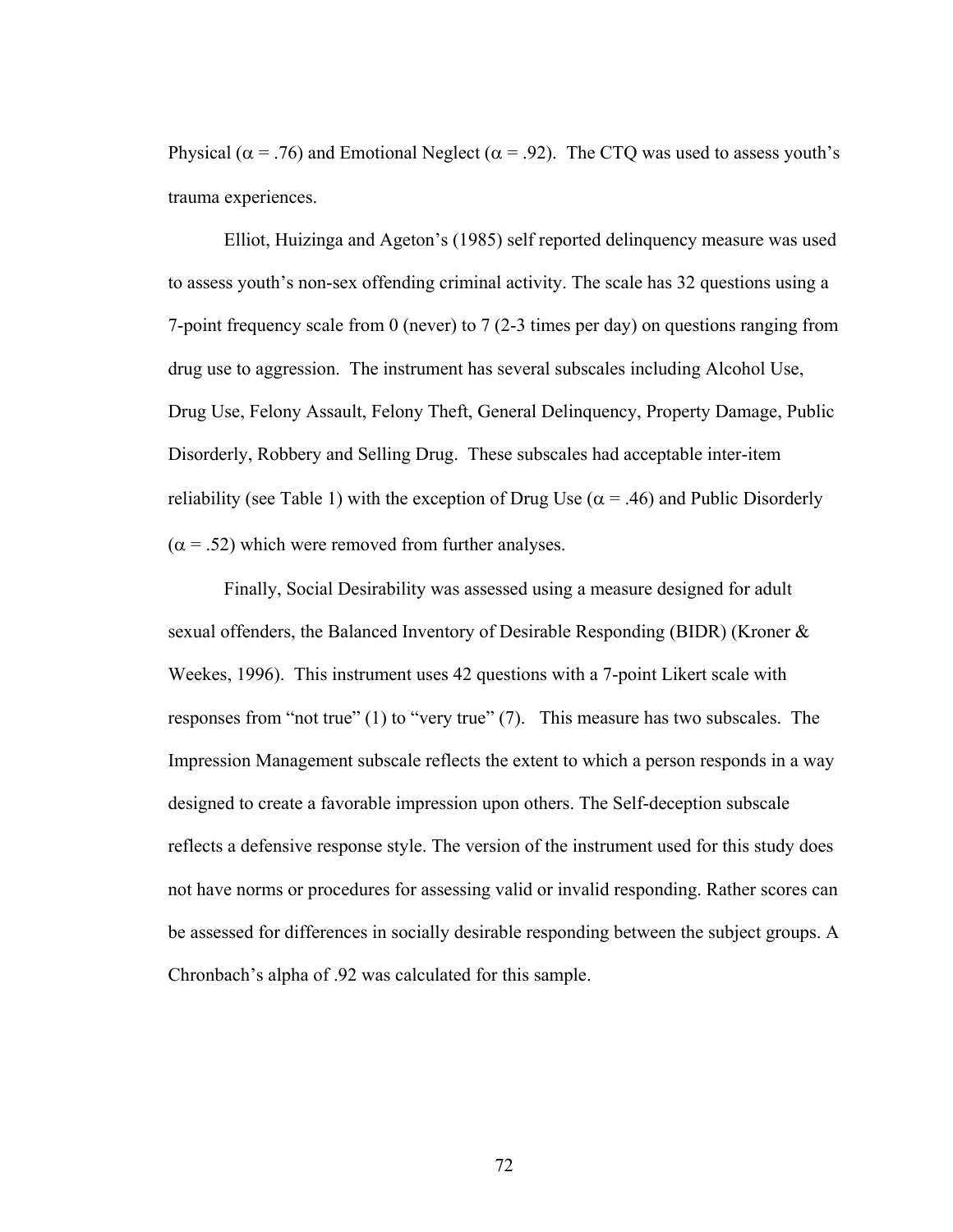Physical ($\alpha = .76$) and Emotional Neglect ($\alpha = .92$). The CTQ was used to assess youth's trauma experiences.

Elliot, Huizinga and Ageton's (1985) self reported delinquency measure was used to assess youth's non-sex offending criminal activity. The scale has 32 questions using a 7-point frequency scale from 0 (never) to 7 (2-3 times per day) on questions ranging from drug use to aggression. The instrument has several subscales including Alcohol Use, Drug Use, Felony Assault, Felony Theft, General Delinquency, Property Damage, Public Disorderly, Robbery and Selling Drug. These subscales had acceptable inter-item reliability (see Table 1) with the exception of Drug Use ($\alpha = .46$) and Public Disorderly ($\alpha = .52$) which were removed from further analyses.

Finally, Social Desirability was assessed using a measure designed for adult sexual offenders, the Balanced Inventory of Desirable Responding (BIDR) (Kroner & Weekes, 1996). This instrument uses 42 questions with a 7-point Likert scale with responses from "not true" (1) to "very true" (7). This measure has two subscales. The Impression Management subscale reflects the extent to which a person responds in a way designed to create a favorable impression upon others. The Self-deception subscale reflects a defensive response style. The version of the instrument used for this study does not have norms or procedures for assessing valid or invalid responding. Rather scores can be assessed for differences in socially desirable responding between the subject groups. A Chronbach's alpha of .92 was calculated for this sample.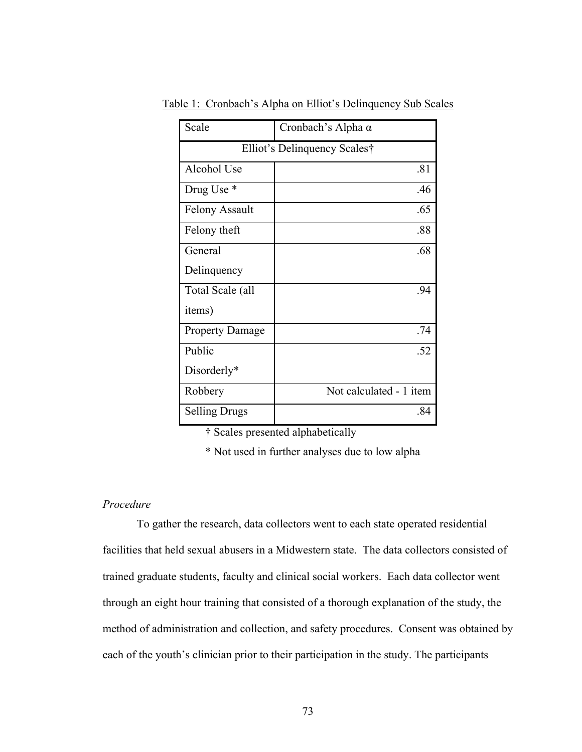Table 1: Cronbach's Alpha on Elliot's Delinquency Sub Scales

| Scale | Cronbach's Alpha α |
|---|---|
| Elliot's Delinquency Scales† | |
| Alcohol Use | .81 |
| Drug Use * | .46 |
| Felony Assault | .65 |
| Felony theft | .88 |
| General Delinquency | .68 |
| Total Scale (all items) | .94 |
| Property Damage | .74 |
| Public Disorderly* | .52 |
| Robbery | Not calculated - 1 item |
| Selling Drugs | .84 |

† Scales presented alphabetically

* Not used in further analyses due to low alpha

*Procedure*

To gather the research, data collectors went to each state operated residential facilities that held sexual abusers in a Midwestern state. The data collectors consisted of trained graduate students, faculty and clinical social workers. Each data collector went through an eight hour training that consisted of a thorough explanation of the study, the method of administration and collection, and safety procedures. Consent was obtained by each of the youth's clinician prior to their participation in the study. The participants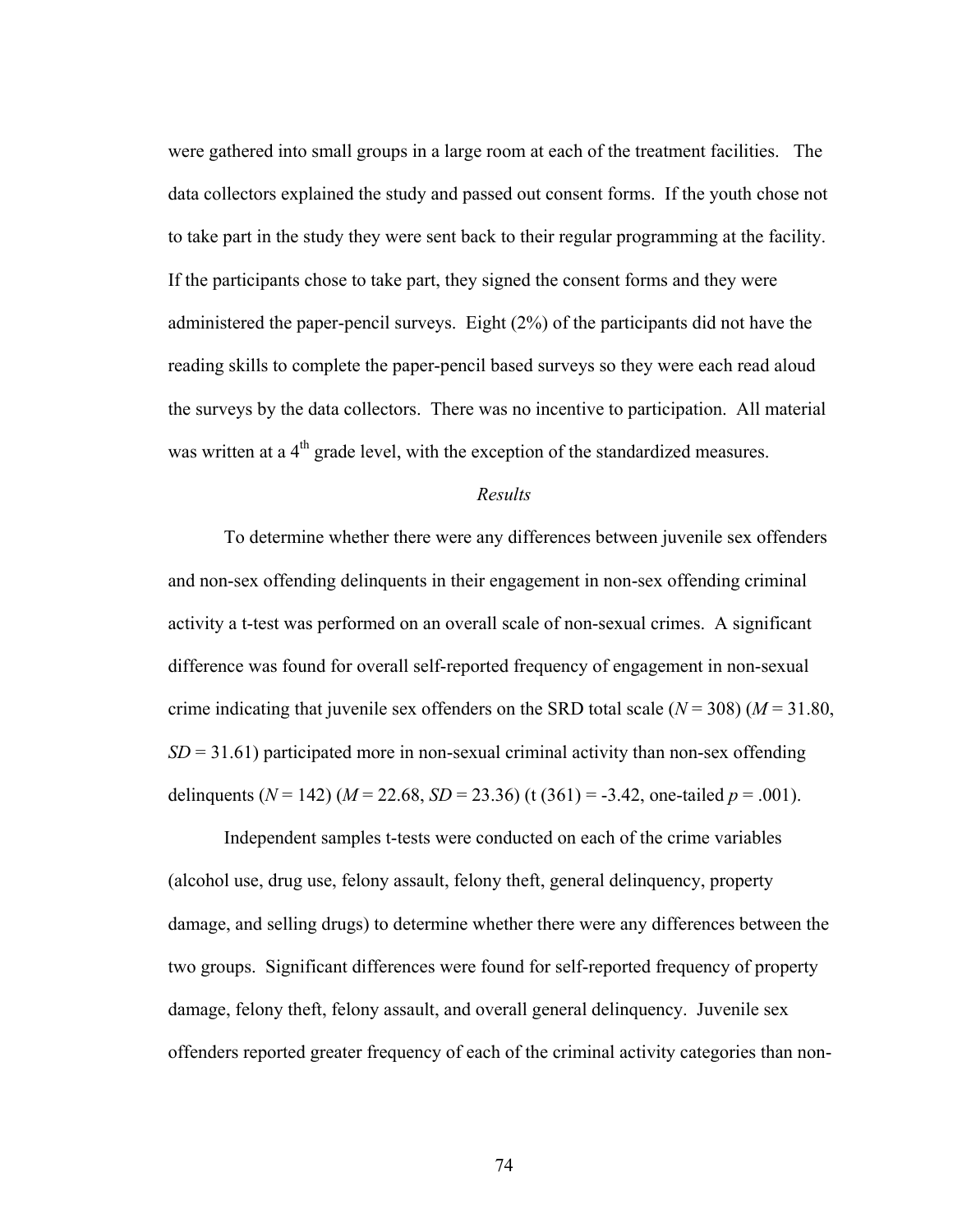were gathered into small groups in a large room at each of the treatment facilities. The data collectors explained the study and passed out consent forms. If the youth chose not to take part in the study they were sent back to their regular programming at the facility. If the participants chose to take part, they signed the consent forms and they were administered the paper-pencil surveys. Eight (2%) of the participants did not have the reading skills to complete the paper-pencil based surveys so they were each read aloud the surveys by the data collectors. There was no incentive to participation. All material was written at a 4th grade level, with the exception of the standardized measures.

### *Results*

To determine whether there were any differences between juvenile sex offenders and non-sex offending delinquents in their engagement in non-sex offending criminal activity a t-test was performed on an overall scale of non-sexual crimes. A significant difference was found for overall self-reported frequency of engagement in non-sexual crime indicating that juvenile sex offenders on the SRD total scale ($N = 308$) ($M = 31.80$, $SD = 31.61$) participated more in non-sexual criminal activity than non-sex offending delinquents ($N = 142$) ($M = 22.68$, $SD = 23.36$) ($t\ (361) = -3.42$, one-tailed $p = .001$).

Independent samples t-tests were conducted on each of the crime variables (alcohol use, drug use, felony assault, felony theft, general delinquency, property damage, and selling drugs) to determine whether there were any differences between the two groups. Significant differences were found for self-reported frequency of property damage, felony theft, felony assault, and overall general delinquency. Juvenile sex offenders reported greater frequency of each of the criminal activity categories than non-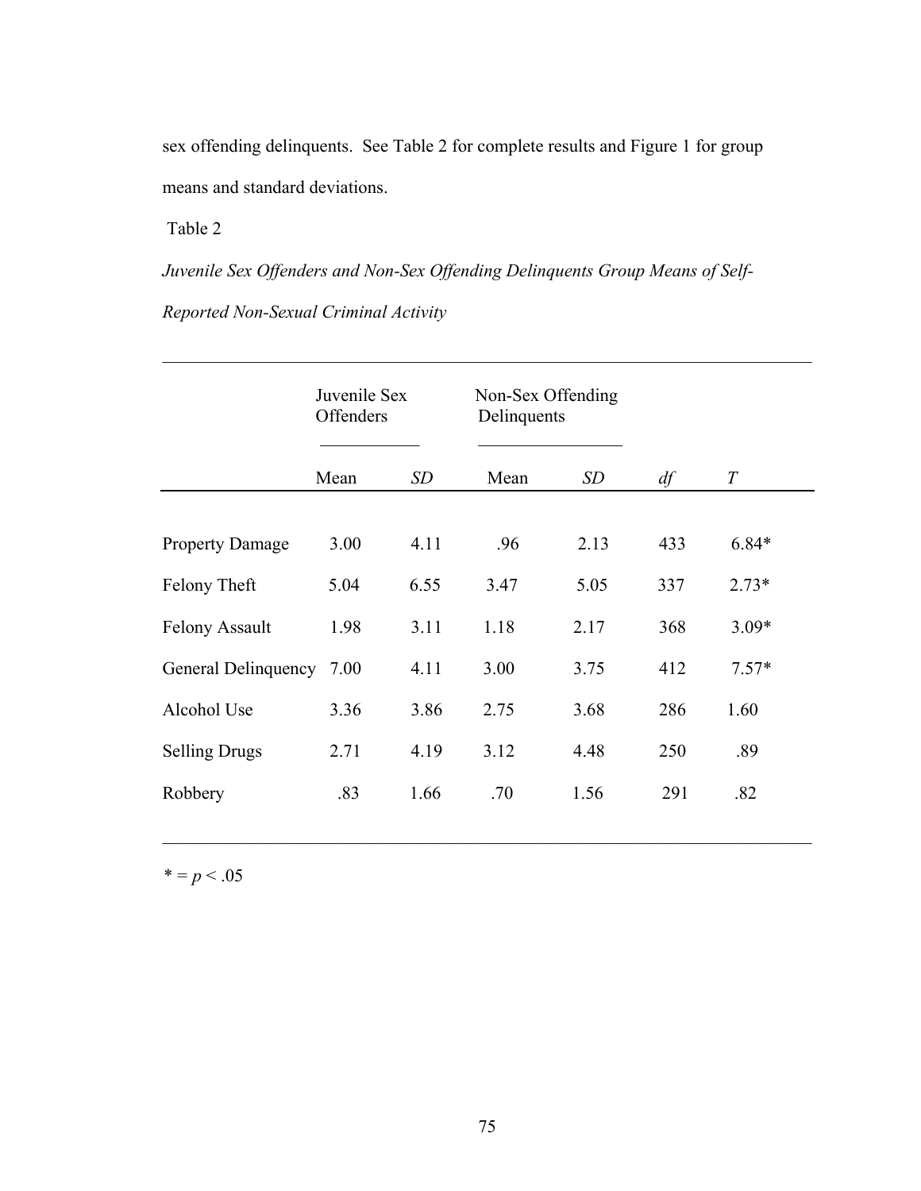sex offending delinquents. See Table 2 for complete results and Figure 1 for group means and standard deviations.

Table 2

*Juvenile Sex Offenders and Non-Sex Offending Delinquents Group Means of Self-Reported Non-Sexual Criminal Activity*

| | Juvenile Sex Offenders | | Non-Sex Offending Delinquents | | | |
|---|---|---|---|---|---|---|
| | Mean | *SD* | Mean | *SD* | *df* | *T* |
| Property Damage | 3.00 | 4.11 | .96 | 2.13 | 433 | 6.84* |
| Felony Theft | 5.04 | 6.55 | 3.47 | 5.05 | 337 | 2.73* |
| Felony Assault | 1.98 | 3.11 | 1.18 | 2.17 | 368 | 3.09* |
| General Delinquency | 7.00 | 4.11 | 3.00 | 3.75 | 412 | 7.57* |
| Alcohol Use | 3.36 | 3.86 | 2.75 | 3.68 | 286 | 1.60 |
| Selling Drugs | 2.71 | 4.19 | 3.12 | 4.48 | 250 | .89 |
| Robbery | .83 | 1.66 | .70 | 1.56 | 291 | .82 |

* = $p < .05$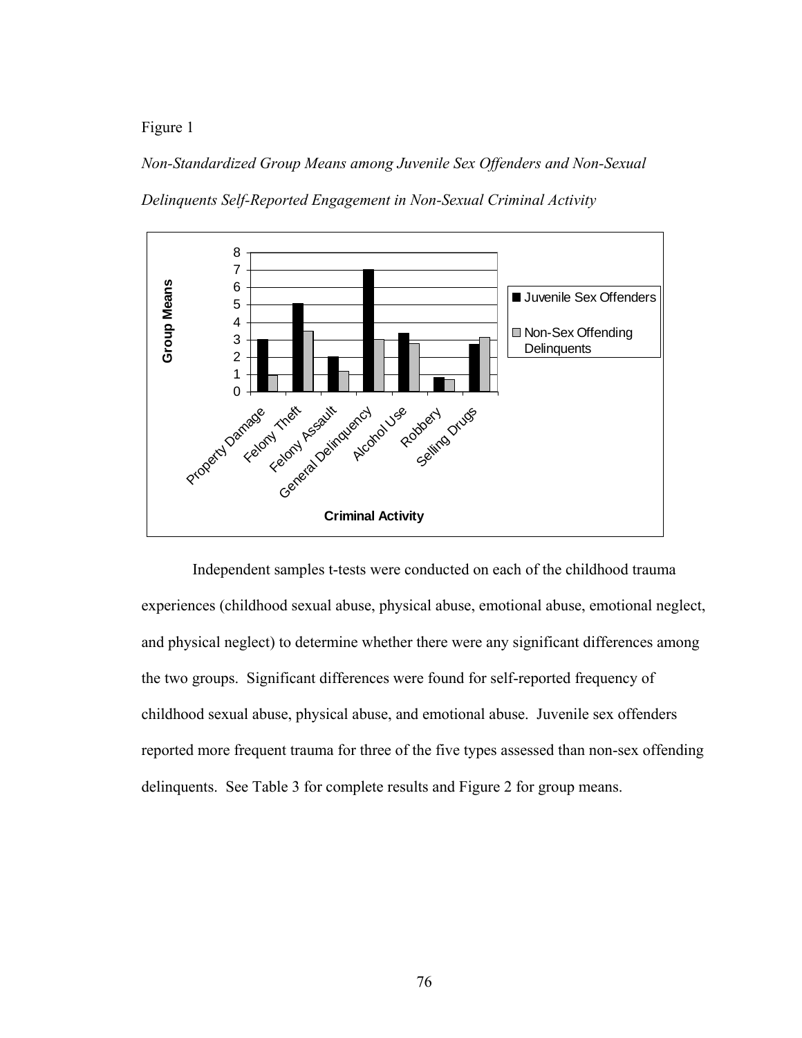Figure 1

*Non-Standardized Group Means among Juvenile Sex Offenders and Non-Sexual Delinquents Self-Reported Engagement in Non-Sexual Criminal Activity*

Independent samples t-tests were conducted on each of the childhood trauma experiences (childhood sexual abuse, physical abuse, emotional abuse, emotional neglect, and physical neglect) to determine whether there were any significant differences among the two groups. Significant differences were found for self-reported frequency of childhood sexual abuse, physical abuse, and emotional abuse. Juvenile sex offenders reported more frequent trauma for three of the five types assessed than non-sex offending delinquents. See Table 3 for complete results and Figure 2 for group means.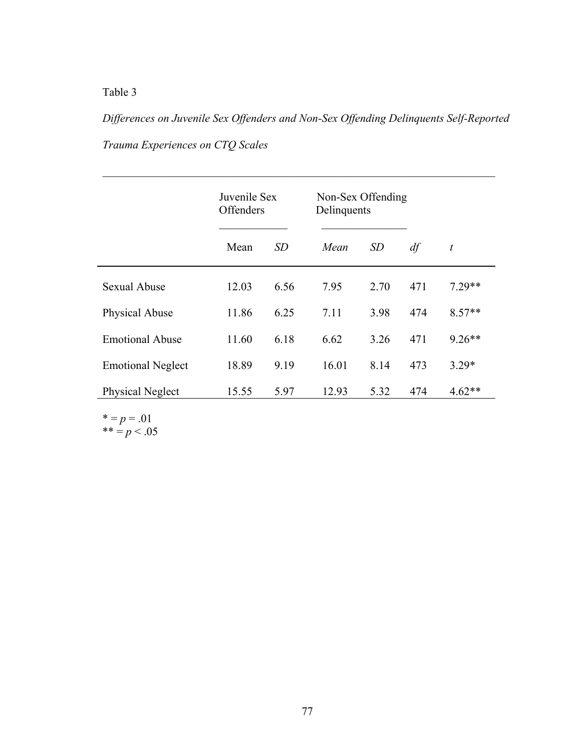Table 3

*Differences on Juvenile Sex Offenders and Non-Sex Offending Delinquents Self-Reported Trauma Experiences on CTQ Scales*

| | Juvenile Sex Offenders | | Non-Sex Offending Delinquents | | | |
|---|---|---|---|---|---|---|
| | Mean | *SD* | *Mean* | *SD* | *df* | *t* |
| Sexual Abuse | 12.03 | 6.56 | 7.95 | 2.70 | 471 | 7.29** |
| Physical Abuse | 11.86 | 6.25 | 7.11 | 3.98 | 474 | 8.57** |
| Emotional Abuse | 11.60 | 6.18 | 6.62 | 3.26 | 471 | 9.26** |
| Emotional Neglect | 18.89 | 9.19 | 16.01 | 8.14 | 473 | 3.29* |
| Physical Neglect | 15.55 | 5.97 | 12.93 | 5.32 | 474 | 4.62** |

* = $p = .01$
** = $p < .05$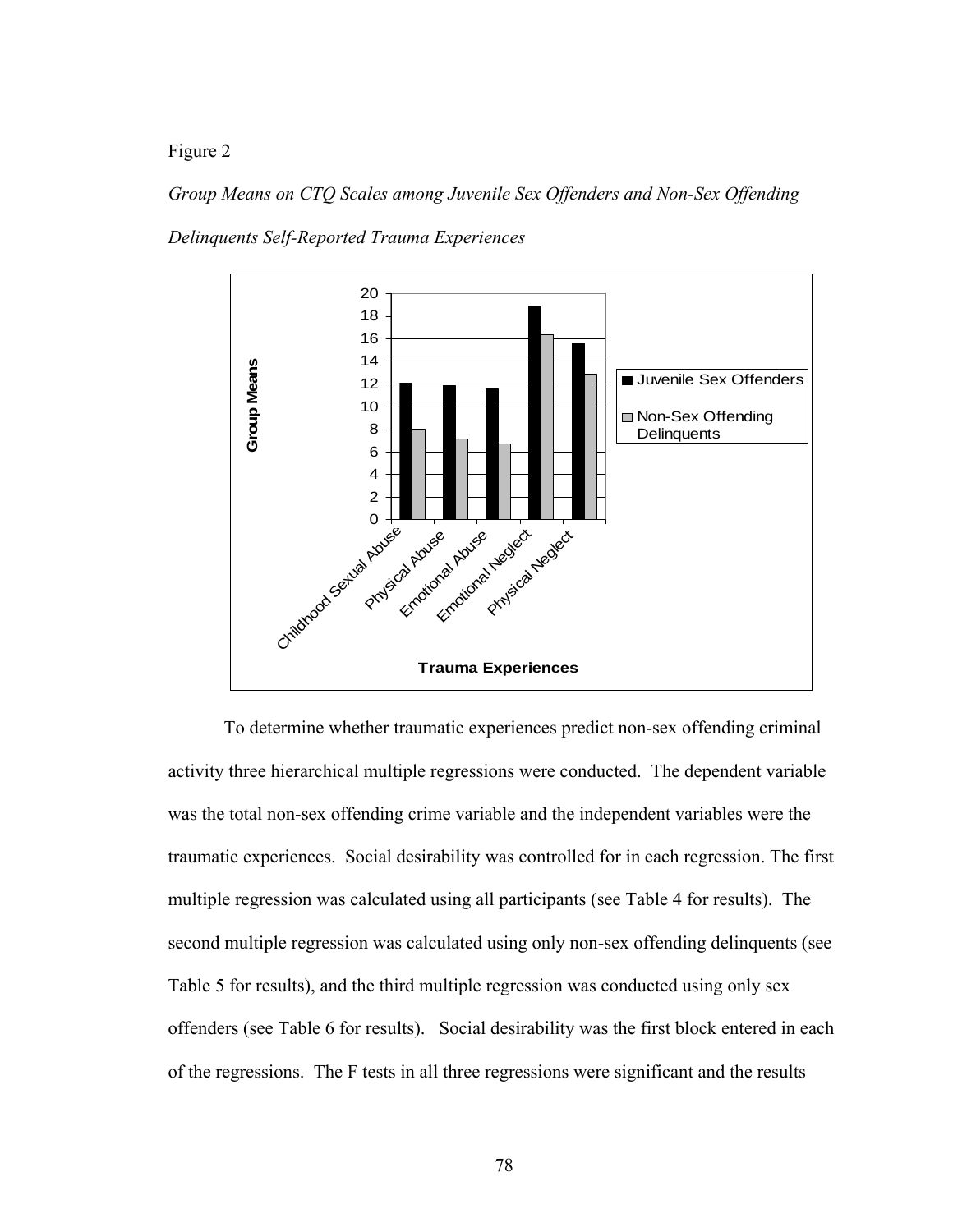Figure 2

*Group Means on CTQ Scales among Juvenile Sex Offenders and Non-Sex Offending Delinquents Self-Reported Trauma Experiences*

To determine whether traumatic experiences predict non-sex offending criminal activity three hierarchical multiple regressions were conducted. The dependent variable was the total non-sex offending crime variable and the independent variables were the traumatic experiences. Social desirability was controlled for in each regression. The first multiple regression was calculated using all participants (see Table 4 for results). The second multiple regression was calculated using only non-sex offending delinquents (see Table 5 for results), and the third multiple regression was conducted using only sex offenders (see Table 6 for results). Social desirability was the first block entered in each of the regressions. The F tests in all three regressions were significant and the results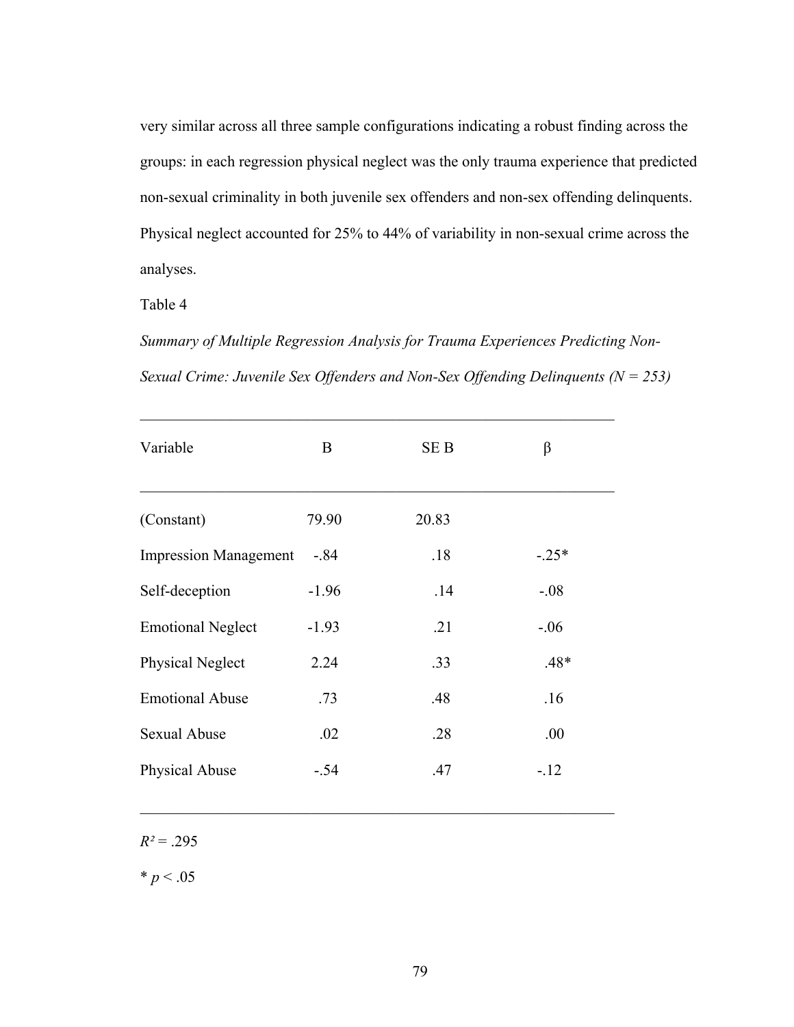very similar across all three sample configurations indicating a robust finding across the groups: in each regression physical neglect was the only trauma experience that predicted non-sexual criminality in both juvenile sex offenders and non-sex offending delinquents. Physical neglect accounted for 25% to 44% of variability in non-sexual crime across the analyses.

Table 4

*Summary of Multiple Regression Analysis for Trauma Experiences Predicting Non-Sexual Crime: Juvenile Sex Offenders and Non-Sex Offending Delinquents (N = 253)*

| Variable | B | SE B | β |
|---|---|---|---|
| (Constant) | 79.90 | 20.83 | |
| Impression Management | -.84 | .18 | -.25* |
| Self-deception | -1.96 | .14 | -.08 |
| Emotional Neglect | -1.93 | .21 | -.06 |
| Physical Neglect | 2.24 | .33 | .48* |
| Emotional Abuse | .73 | .48 | .16 |
| Sexual Abuse | .02 | .28 | .00 |
| Physical Abuse | -.54 | .47 | -.12 |

$R^2 = .295$

* $p < .05$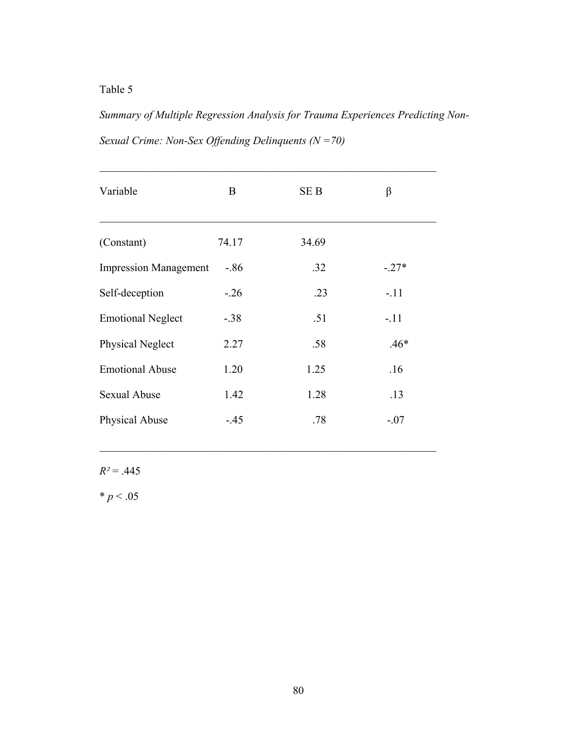Table 5

*Summary of Multiple Regression Analysis for Trauma Experiences Predicting Non-Sexual Crime: Non-Sex Offending Delinquents (N =70)*

| Variable | B | SE B | β |
|---|---|---|---|
| (Constant) | 74.17 | 34.69 | |
| Impression Management | -.86 | .32 | -.27* |
| Self-deception | -.26 | .23 | -.11 |
| Emotional Neglect | -.38 | .51 | -.11 |
| Physical Neglect | 2.27 | .58 | .46* |
| Emotional Abuse | 1.20 | 1.25 | .16 |
| Sexual Abuse | 1.42 | 1.28 | .13 |
| Physical Abuse | -.45 | .78 | -.07 |

$R^2 = .445$

* $p < .05$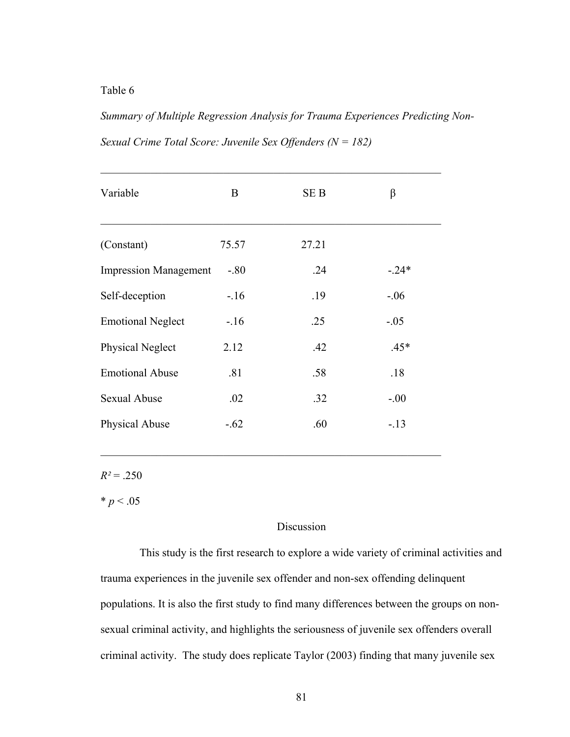Table 6

*Summary of Multiple Regression Analysis for Trauma Experiences Predicting Non-Sexual Crime Total Score: Juvenile Sex Offenders (N = 182)*

| Variable | B | SE B | β |
|---|---|---|---|
| (Constant) | 75.57 | 27.21 | |
| Impression Management | -.80 | .24 | -.24* |
| Self-deception | -.16 | .19 | -.06 |
| Emotional Neglect | -.16 | .25 | -.05 |
| Physical Neglect | 2.12 | .42 | .45* |
| Emotional Abuse | .81 | .58 | .18 |
| Sexual Abuse | .02 | .32 | -.00 |
| Physical Abuse | -.62 | .60 | -.13 |

$R^2 = .250$

\* $p < .05$

## Discussion

This study is the first research to explore a wide variety of criminal activities and trauma experiences in the juvenile sex offender and non-sex offending delinquent populations. It is also the first study to find many differences between the groups on non-sexual criminal activity, and highlights the seriousness of juvenile sex offenders overall criminal activity. The study does replicate Taylor (2003) finding that many juvenile sex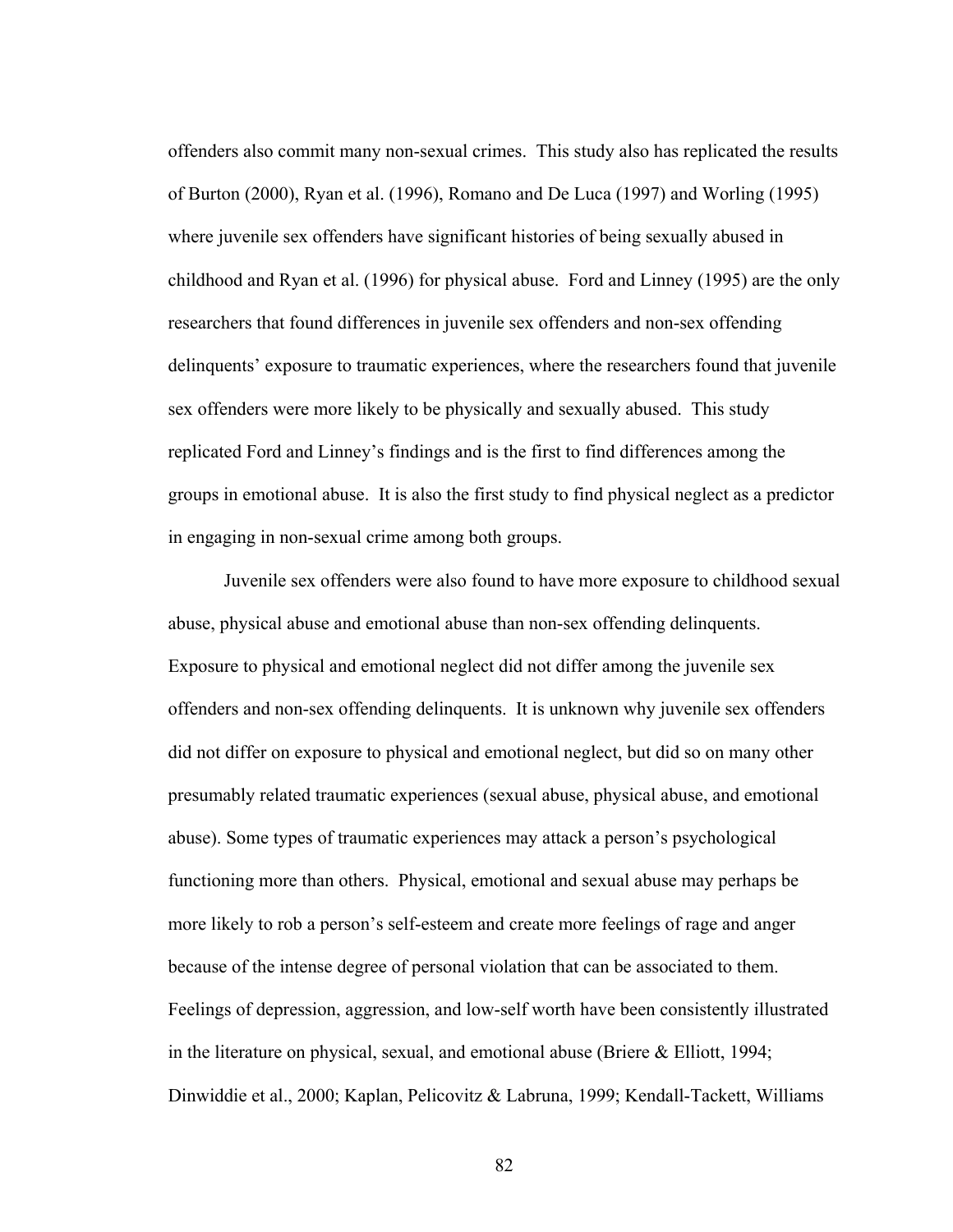offenders also commit many non-sexual crimes. This study also has replicated the results of Burton (2000), Ryan et al. (1996), Romano and De Luca (1997) and Worling (1995) where juvenile sex offenders have significant histories of being sexually abused in childhood and Ryan et al. (1996) for physical abuse. Ford and Linney (1995) are the only researchers that found differences in juvenile sex offenders and non-sex offending delinquents' exposure to traumatic experiences, where the researchers found that juvenile sex offenders were more likely to be physically and sexually abused. This study replicated Ford and Linney's findings and is the first to find differences among the groups in emotional abuse. It is also the first study to find physical neglect as a predictor in engaging in non-sexual crime among both groups.

Juvenile sex offenders were also found to have more exposure to childhood sexual abuse, physical abuse and emotional abuse than non-sex offending delinquents. Exposure to physical and emotional neglect did not differ among the juvenile sex offenders and non-sex offending delinquents. It is unknown why juvenile sex offenders did not differ on exposure to physical and emotional neglect, but did so on many other presumably related traumatic experiences (sexual abuse, physical abuse, and emotional abuse). Some types of traumatic experiences may attack a person's psychological functioning more than others. Physical, emotional and sexual abuse may perhaps be more likely to rob a person's self-esteem and create more feelings of rage and anger because of the intense degree of personal violation that can be associated to them. Feelings of depression, aggression, and low-self worth have been consistently illustrated in the literature on physical, sexual, and emotional abuse (Briere & Elliott, 1994; Dinwiddie et al., 2000; Kaplan, Pelicovitz & Labruna, 1999; Kendall-Tackett, Williams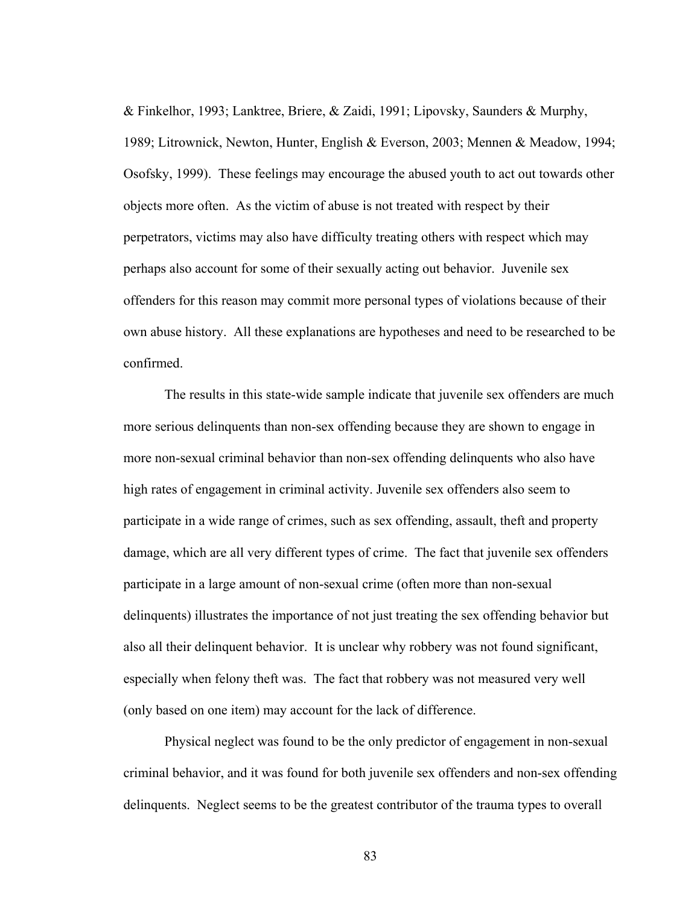& Finkelhor, 1993; Lanktree, Briere, & Zaidi, 1991; Lipovsky, Saunders & Murphy, 1989; Litrownick, Newton, Hunter, English & Everson, 2003; Mennen & Meadow, 1994; Osofsky, 1999). These feelings may encourage the abused youth to act out towards other objects more often. As the victim of abuse is not treated with respect by their perpetrators, victims may also have difficulty treating others with respect which may perhaps also account for some of their sexually acting out behavior. Juvenile sex offenders for this reason may commit more personal types of violations because of their own abuse history. All these explanations are hypotheses and need to be researched to be confirmed.

The results in this state-wide sample indicate that juvenile sex offenders are much more serious delinquents than non-sex offending because they are shown to engage in more non-sexual criminal behavior than non-sex offending delinquents who also have high rates of engagement in criminal activity. Juvenile sex offenders also seem to participate in a wide range of crimes, such as sex offending, assault, theft and property damage, which are all very different types of crime. The fact that juvenile sex offenders participate in a large amount of non-sexual crime (often more than non-sexual delinquents) illustrates the importance of not just treating the sex offending behavior but also all their delinquent behavior. It is unclear why robbery was not found significant, especially when felony theft was. The fact that robbery was not measured very well (only based on one item) may account for the lack of difference.

Physical neglect was found to be the only predictor of engagement in non-sexual criminal behavior, and it was found for both juvenile sex offenders and non-sex offending delinquents. Neglect seems to be the greatest contributor of the trauma types to overall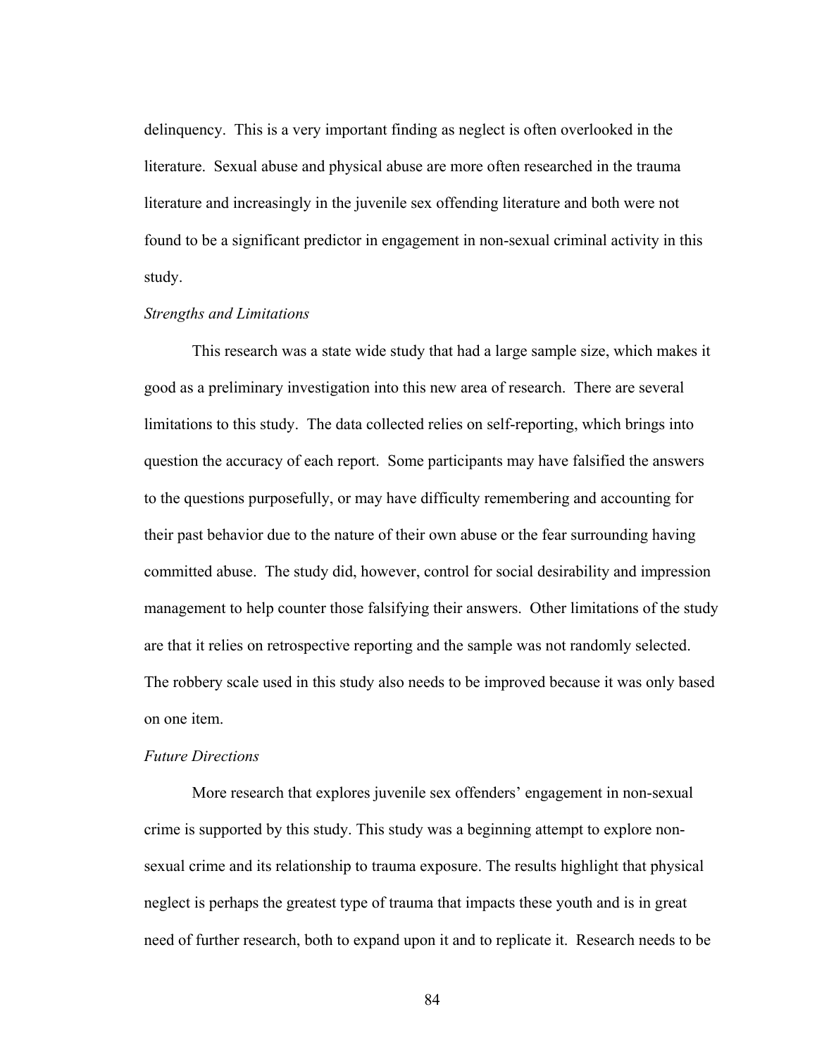delinquency. This is a very important finding as neglect is often overlooked in the literature. Sexual abuse and physical abuse are more often researched in the trauma literature and increasingly in the juvenile sex offending literature and both were not found to be a significant predictor in engagement in non-sexual criminal activity in this study.

*Strengths and Limitations*

This research was a state wide study that had a large sample size, which makes it good as a preliminary investigation into this new area of research. There are several limitations to this study. The data collected relies on self-reporting, which brings into question the accuracy of each report. Some participants may have falsified the answers to the questions purposefully, or may have difficulty remembering and accounting for their past behavior due to the nature of their own abuse or the fear surrounding having committed abuse. The study did, however, control for social desirability and impression management to help counter those falsifying their answers. Other limitations of the study are that it relies on retrospective reporting and the sample was not randomly selected. The robbery scale used in this study also needs to be improved because it was only based on one item.

*Future Directions*

More research that explores juvenile sex offenders' engagement in non-sexual crime is supported by this study. This study was a beginning attempt to explore non-sexual crime and its relationship to trauma exposure. The results highlight that physical neglect is perhaps the greatest type of trauma that impacts these youth and is in great need of further research, both to expand upon it and to replicate it. Research needs to be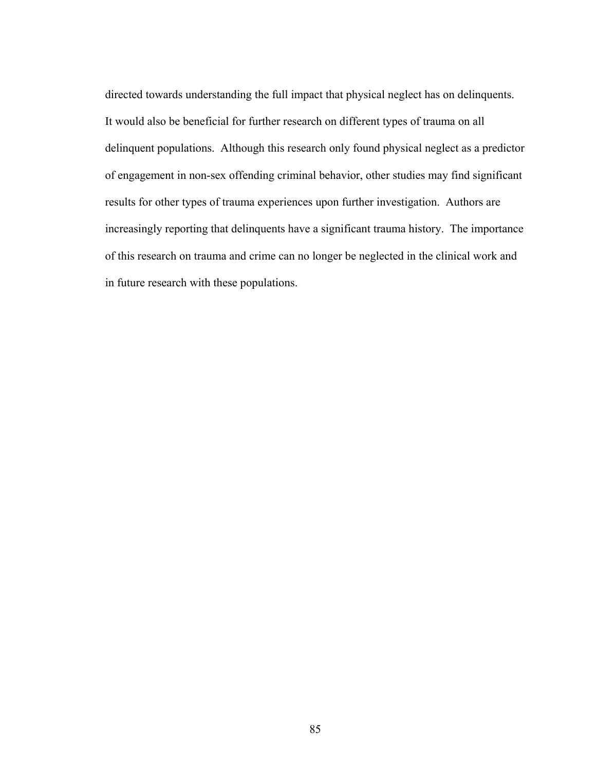directed towards understanding the full impact that physical neglect has on delinquents. It would also be beneficial for further research on different types of trauma on all delinquent populations. Although this research only found physical neglect as a predictor of engagement in non-sex offending criminal behavior, other studies may find significant results for other types of trauma experiences upon further investigation. Authors are increasingly reporting that delinquents have a significant trauma history. The importance of this research on trauma and crime can no longer be neglected in the clinical work and in future research with these populations.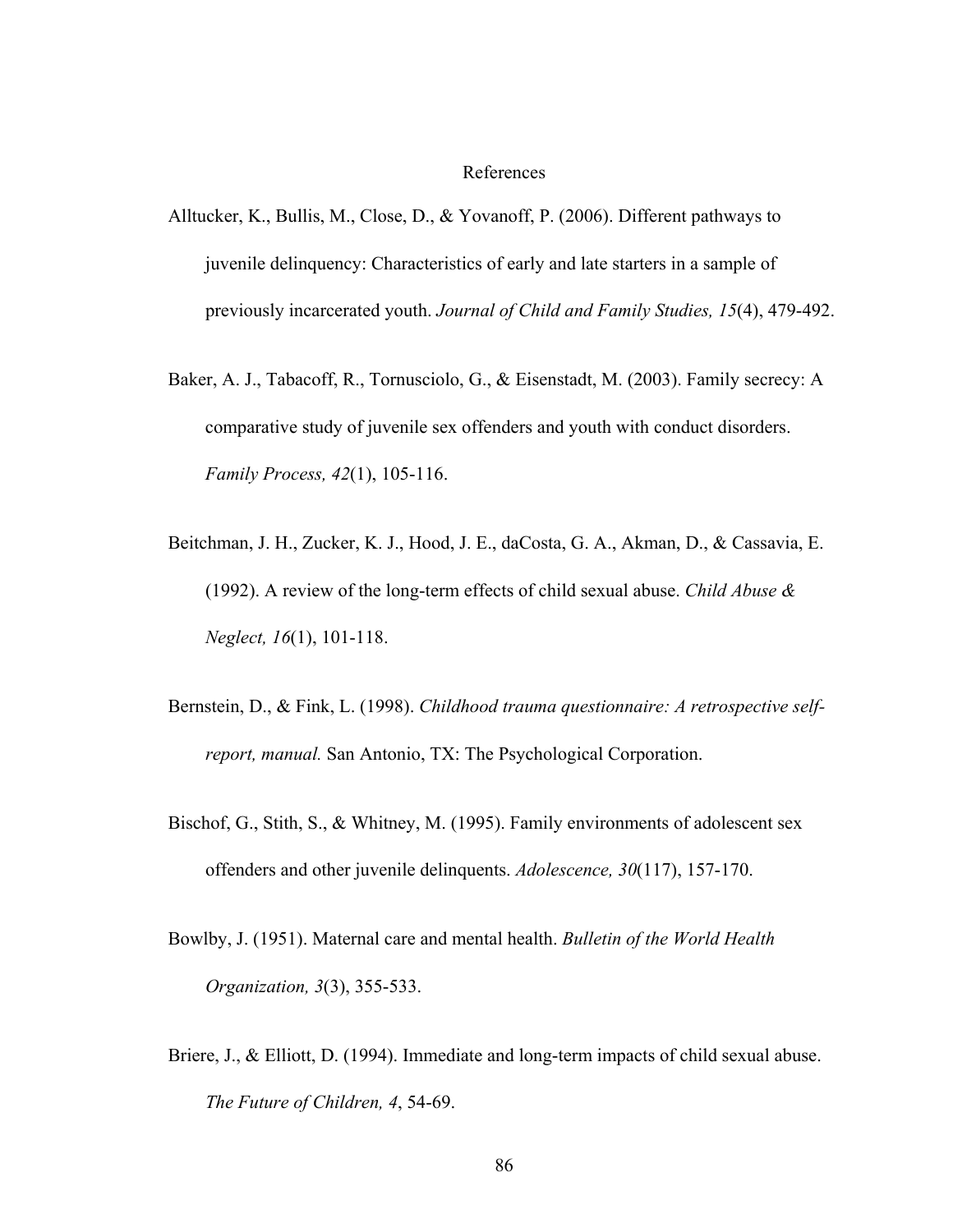# References

Alltucker, K., Bullis, M., Close, D., & Yovanoff, P. (2006). Different pathways to juvenile delinquency: Characteristics of early and late starters in a sample of previously incarcerated youth. *Journal of Child and Family Studies, 15*(4), 479-492.

Baker, A. J., Tabacoff, R., Tornusciolo, G., & Eisenstadt, M. (2003). Family secrecy: A comparative study of juvenile sex offenders and youth with conduct disorders. *Family Process, 42*(1), 105-116.

Beitchman, J. H., Zucker, K. J., Hood, J. E., daCosta, G. A., Akman, D., & Cassavia, E. (1992). A review of the long-term effects of child sexual abuse. *Child Abuse & Neglect, 16*(1), 101-118.

Bernstein, D., & Fink, L. (1998). *Childhood trauma questionnaire: A retrospective self-report, manual.* San Antonio, TX: The Psychological Corporation.

Bischof, G., Stith, S., & Whitney, M. (1995). Family environments of adolescent sex offenders and other juvenile delinquents. *Adolescence, 30*(117), 157-170.

Bowlby, J. (1951). Maternal care and mental health. *Bulletin of the World Health Organization, 3*(3), 355-533.

Briere, J., & Elliott, D. (1994). Immediate and long-term impacts of child sexual abuse. *The Future of Children, 4*, 54-69.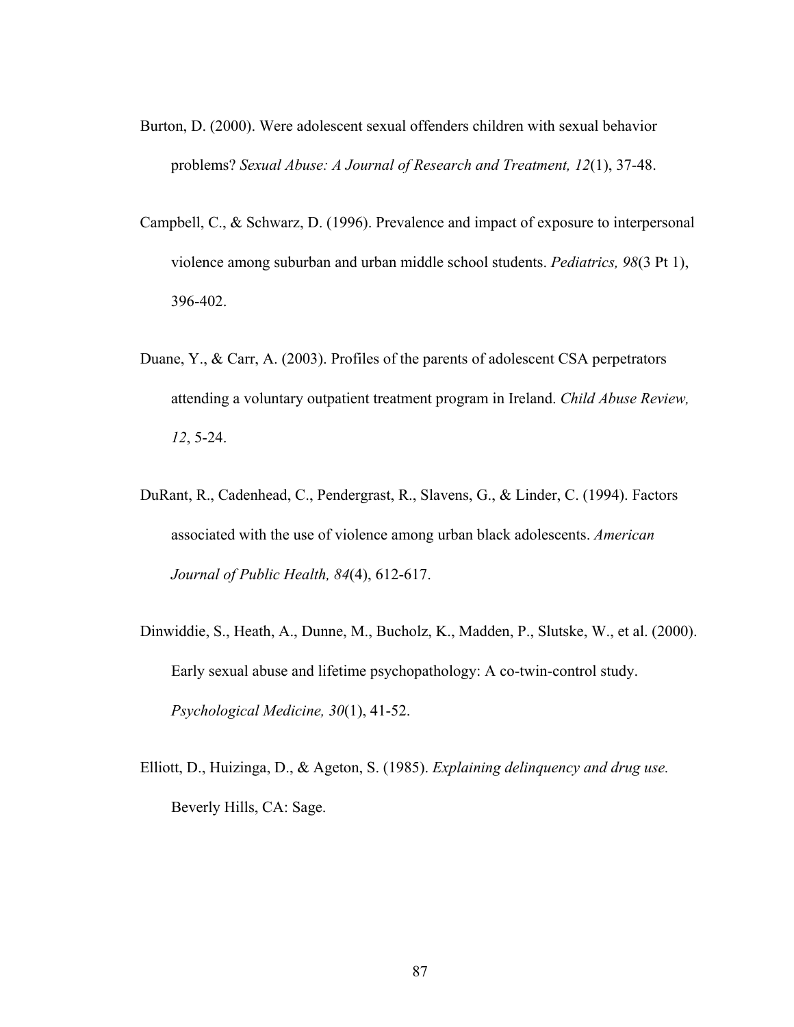Burton, D. (2000). Were adolescent sexual offenders children with sexual behavior problems? *Sexual Abuse: A Journal of Research and Treatment, 12*(1), 37-48.

Campbell, C., & Schwarz, D. (1996). Prevalence and impact of exposure to interpersonal violence among suburban and urban middle school students. *Pediatrics, 98*(3 Pt 1), 396-402.

Duane, Y., & Carr, A. (2003). Profiles of the parents of adolescent CSA perpetrators attending a voluntary outpatient treatment program in Ireland. *Child Abuse Review, 12*, 5-24.

DuRant, R., Cadenhead, C., Pendergrast, R., Slavens, G., & Linder, C. (1994). Factors associated with the use of violence among urban black adolescents. *American Journal of Public Health, 84*(4), 612-617.

Dinwiddie, S., Heath, A., Dunne, M., Bucholz, K., Madden, P., Slutske, W., et al. (2000). Early sexual abuse and lifetime psychopathology: A co-twin-control study. *Psychological Medicine, 30*(1), 41-52.

Elliott, D., Huizinga, D., & Ageton, S. (1985). *Explaining delinquency and drug use.* Beverly Hills, CA: Sage.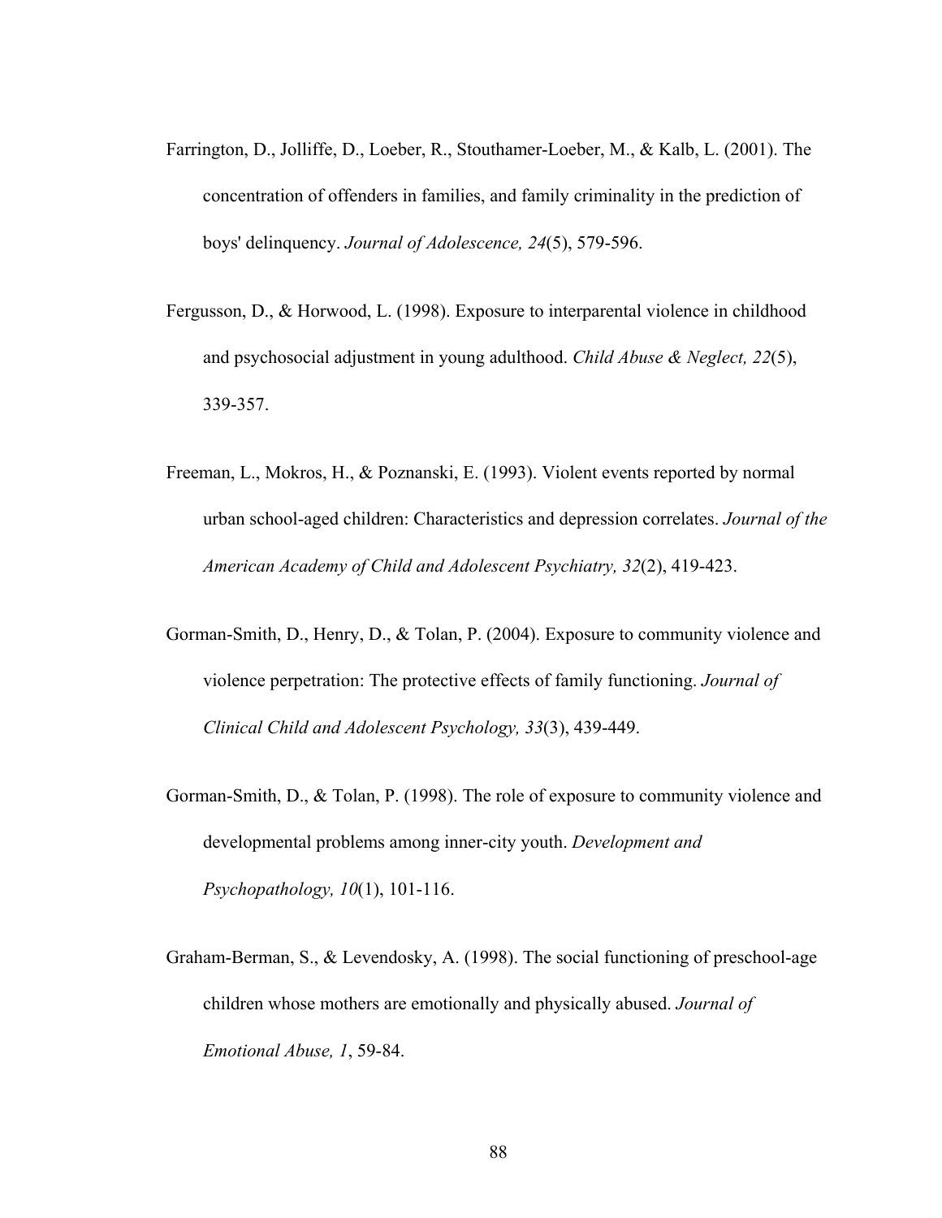Farrington, D., Jolliffe, D., Loeber, R., Stouthamer-Loeber, M., & Kalb, L. (2001). The concentration of offenders in families, and family criminality in the prediction of boys' delinquency. *Journal of Adolescence, 24*(5), 579-596.

Fergusson, D., & Horwood, L. (1998). Exposure to interparental violence in childhood and psychosocial adjustment in young adulthood. *Child Abuse & Neglect, 22*(5), 339-357.

Freeman, L., Mokros, H., & Poznanski, E. (1993). Violent events reported by normal urban school-aged children: Characteristics and depression correlates. *Journal of the American Academy of Child and Adolescent Psychiatry, 32*(2), 419-423.

Gorman-Smith, D., Henry, D., & Tolan, P. (2004). Exposure to community violence and violence perpetration: The protective effects of family functioning. *Journal of Clinical Child and Adolescent Psychology, 33*(3), 439-449.

Gorman-Smith, D., & Tolan, P. (1998). The role of exposure to community violence and developmental problems among inner-city youth. *Development and Psychopathology, 10*(1), 101-116.

Graham-Berman, S., & Levendosky, A. (1998). The social functioning of preschool-age children whose mothers are emotionally and physically abused. *Journal of Emotional Abuse, 1*, 59-84.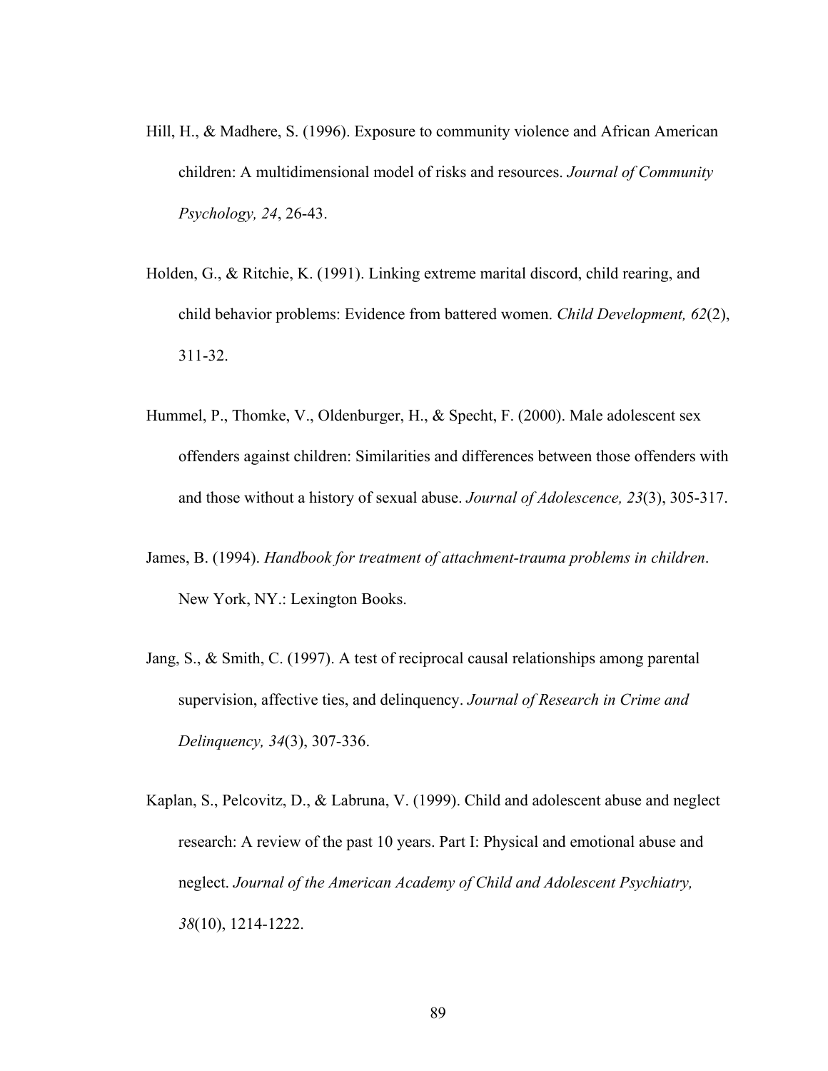Hill, H., & Madhere, S. (1996). Exposure to community violence and African American children: A multidimensional model of risks and resources. *Journal of Community Psychology, 24*, 26-43.

Holden, G., & Ritchie, K. (1991). Linking extreme marital discord, child rearing, and child behavior problems: Evidence from battered women. *Child Development, 62*(2), 311-32.

Hummel, P., Thomke, V., Oldenburger, H., & Specht, F. (2000). Male adolescent sex offenders against children: Similarities and differences between those offenders with and those without a history of sexual abuse. *Journal of Adolescence, 23*(3), 305-317.

James, B. (1994). *Handbook for treatment of attachment-trauma problems in children*. New York, NY.: Lexington Books.

Jang, S., & Smith, C. (1997). A test of reciprocal causal relationships among parental supervision, affective ties, and delinquency. *Journal of Research in Crime and Delinquency, 34*(3), 307-336.

Kaplan, S., Pelcovitz, D., & Labruna, V. (1999). Child and adolescent abuse and neglect research: A review of the past 10 years. Part I: Physical and emotional abuse and neglect. *Journal of the American Academy of Child and Adolescent Psychiatry, 38*(10), 1214-1222.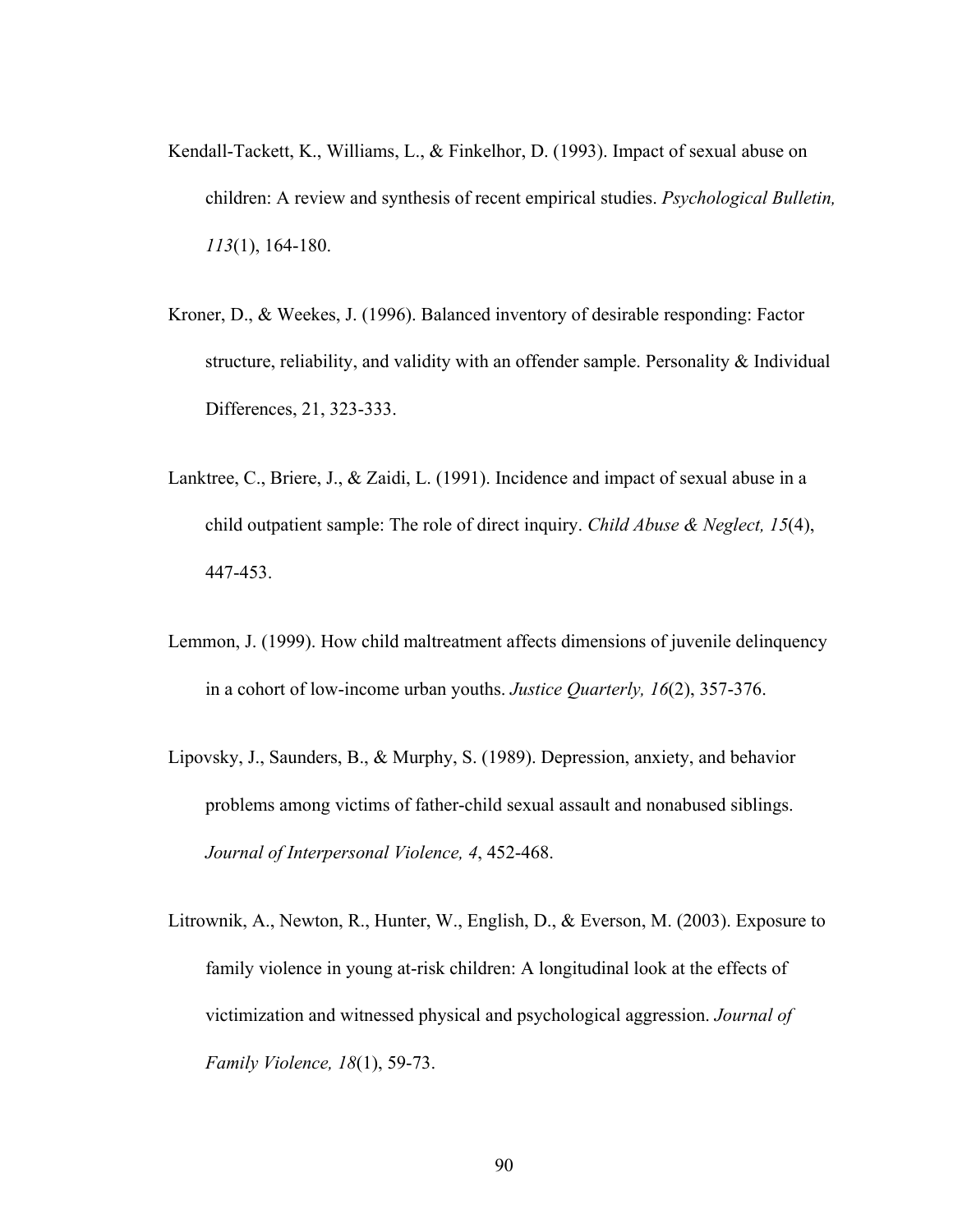Kendall-Tackett, K., Williams, L., & Finkelhor, D. (1993). Impact of sexual abuse on children: A review and synthesis of recent empirical studies. *Psychological Bulletin, 113*(1), 164-180.

Kroner, D., & Weekes, J. (1996). Balanced inventory of desirable responding: Factor structure, reliability, and validity with an offender sample. Personality & Individual Differences, 21, 323-333.

Lanktree, C., Briere, J., & Zaidi, L. (1991). Incidence and impact of sexual abuse in a child outpatient sample: The role of direct inquiry. *Child Abuse & Neglect, 15*(4), 447-453.

Lemmon, J. (1999). How child maltreatment affects dimensions of juvenile delinquency in a cohort of low-income urban youths. *Justice Quarterly, 16*(2), 357-376.

Lipovsky, J., Saunders, B., & Murphy, S. (1989). Depression, anxiety, and behavior problems among victims of father-child sexual assault and nonabused siblings. *Journal of Interpersonal Violence, 4*, 452-468.

Litrownik, A., Newton, R., Hunter, W., English, D., & Everson, M. (2003). Exposure to family violence in young at-risk children: A longitudinal look at the effects of victimization and witnessed physical and psychological aggression. *Journal of Family Violence, 18*(1), 59-73.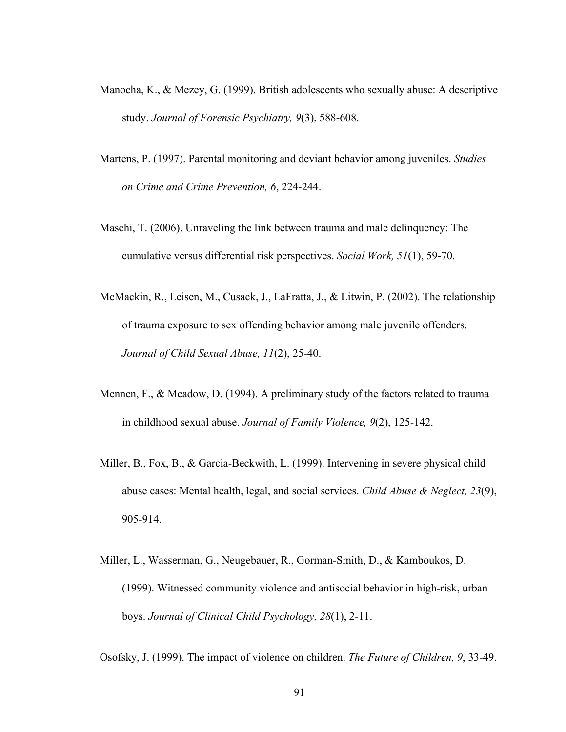Manocha, K., & Mezey, G. (1999). British adolescents who sexually abuse: A descriptive study. *Journal of Forensic Psychiatry, 9*(3), 588-608.

Martens, P. (1997). Parental monitoring and deviant behavior among juveniles. *Studies on Crime and Crime Prevention, 6*, 224-244.

Maschi, T. (2006). Unraveling the link between trauma and male delinquency: The cumulative versus differential risk perspectives. *Social Work, 51*(1), 59-70.

McMackin, R., Leisen, M., Cusack, J., LaFratta, J., & Litwin, P. (2002). The relationship of trauma exposure to sex offending behavior among male juvenile offenders. *Journal of Child Sexual Abuse, 11*(2), 25-40.

Mennen, F., & Meadow, D. (1994). A preliminary study of the factors related to trauma in childhood sexual abuse. *Journal of Family Violence, 9*(2), 125-142.

Miller, B., Fox, B., & Garcia-Beckwith, L. (1999). Intervening in severe physical child abuse cases: Mental health, legal, and social services. *Child Abuse & Neglect, 23*(9), 905-914.

Miller, L., Wasserman, G., Neugebauer, R., Gorman-Smith, D., & Kamboukos, D. (1999). Witnessed community violence and antisocial behavior in high-risk, urban boys. *Journal of Clinical Child Psychology, 28*(1), 2-11.

Osofsky, J. (1999). The impact of violence on children. *The Future of Children, 9*, 33-49.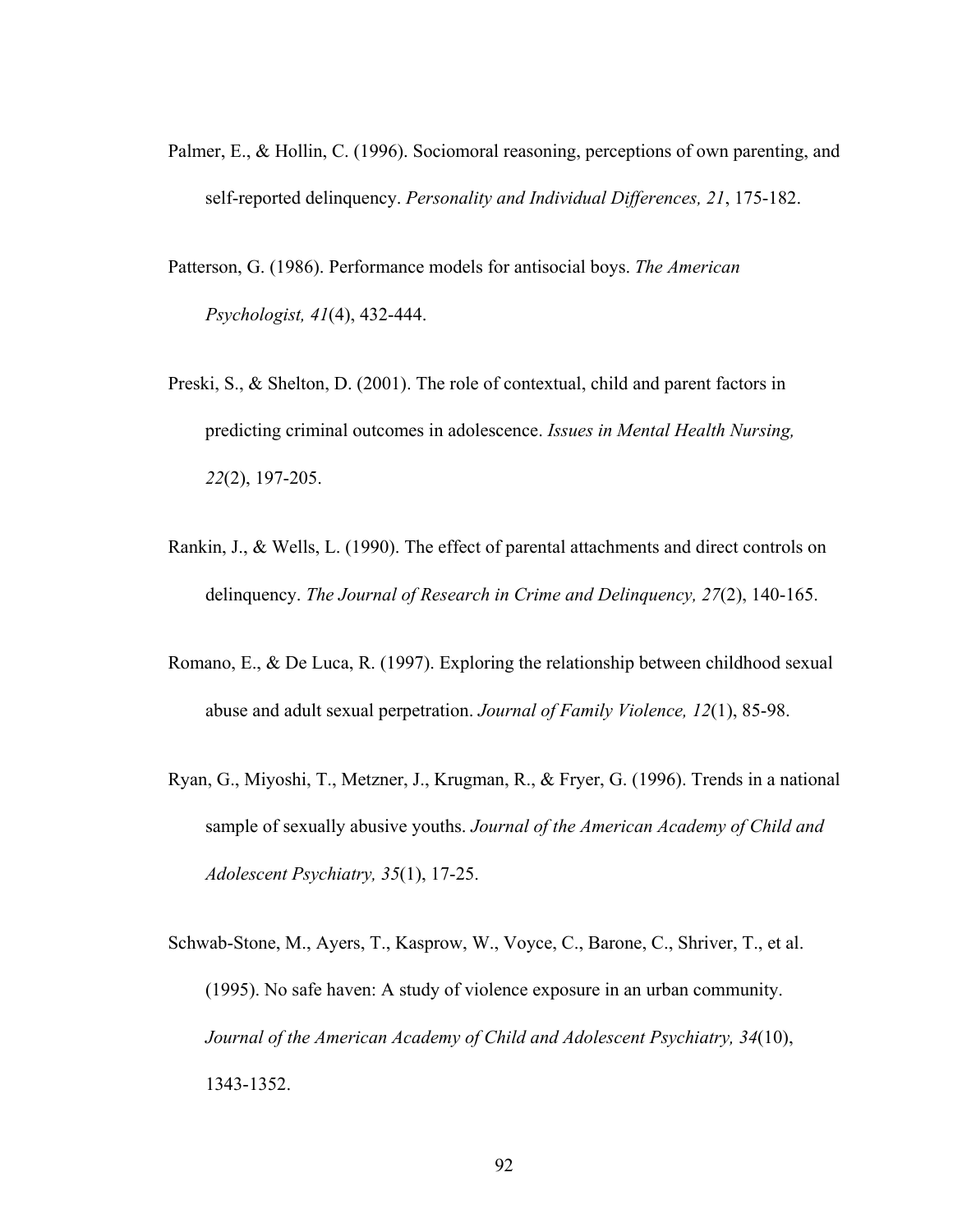Palmer, E., & Hollin, C. (1996). Sociomoral reasoning, perceptions of own parenting, and self-reported delinquency. *Personality and Individual Differences, 21*, 175-182.

Patterson, G. (1986). Performance models for antisocial boys. *The American Psychologist, 41*(4), 432-444.

Preski, S., & Shelton, D. (2001). The role of contextual, child and parent factors in predicting criminal outcomes in adolescence. *Issues in Mental Health Nursing, 22*(2), 197-205.

Rankin, J., & Wells, L. (1990). The effect of parental attachments and direct controls on delinquency. *The Journal of Research in Crime and Delinquency, 27*(2), 140-165.

Romano, E., & De Luca, R. (1997). Exploring the relationship between childhood sexual abuse and adult sexual perpetration. *Journal of Family Violence, 12*(1), 85-98.

Ryan, G., Miyoshi, T., Metzner, J., Krugman, R., & Fryer, G. (1996). Trends in a national sample of sexually abusive youths. *Journal of the American Academy of Child and Adolescent Psychiatry, 35*(1), 17-25.

Schwab-Stone, M., Ayers, T., Kasprow, W., Voyce, C., Barone, C., Shriver, T., et al. (1995). No safe haven: A study of violence exposure in an urban community. *Journal of the American Academy of Child and Adolescent Psychiatry, 34*(10), 1343-1352.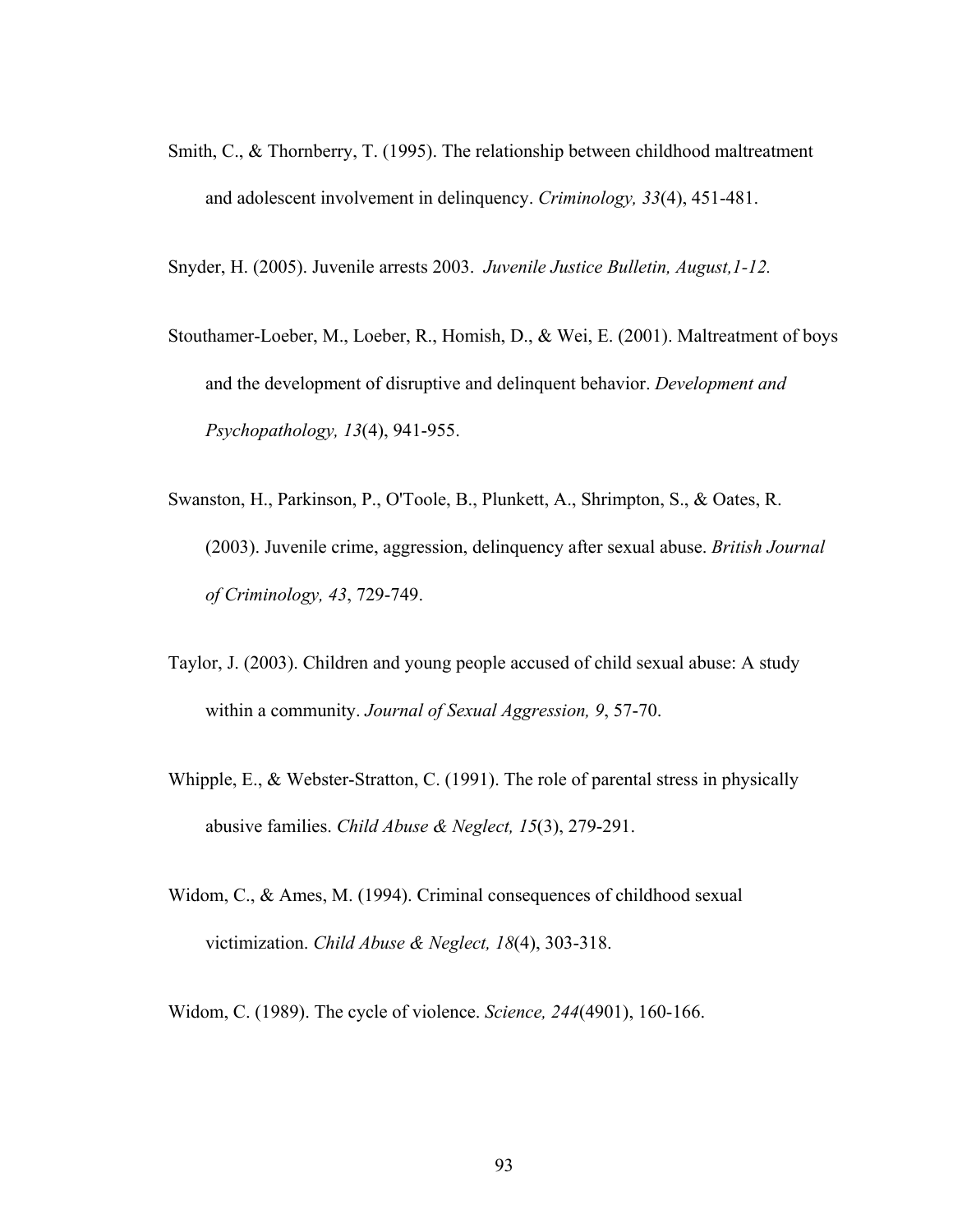Smith, C., & Thornberry, T. (1995). The relationship between childhood maltreatment and adolescent involvement in delinquency. *Criminology, 33*(4), 451-481.

Snyder, H. (2005). Juvenile arrests 2003. *Juvenile Justice Bulletin, August,1-12.*

Stouthamer-Loeber, M., Loeber, R., Homish, D., & Wei, E. (2001). Maltreatment of boys and the development of disruptive and delinquent behavior. *Development and Psychopathology, 13*(4), 941-955.

Swanston, H., Parkinson, P., O'Toole, B., Plunkett, A., Shrimpton, S., & Oates, R. (2003). Juvenile crime, aggression, delinquency after sexual abuse. *British Journal of Criminology, 43*, 729-749.

Taylor, J. (2003). Children and young people accused of child sexual abuse: A study within a community. *Journal of Sexual Aggression, 9*, 57-70.

Whipple, E., & Webster-Stratton, C. (1991). The role of parental stress in physically abusive families. *Child Abuse & Neglect, 15*(3), 279-291.

Widom, C., & Ames, M. (1994). Criminal consequences of childhood sexual victimization. *Child Abuse & Neglect, 18*(4), 303-318.

Widom, C. (1989). The cycle of violence. *Science, 244*(4901), 160-166.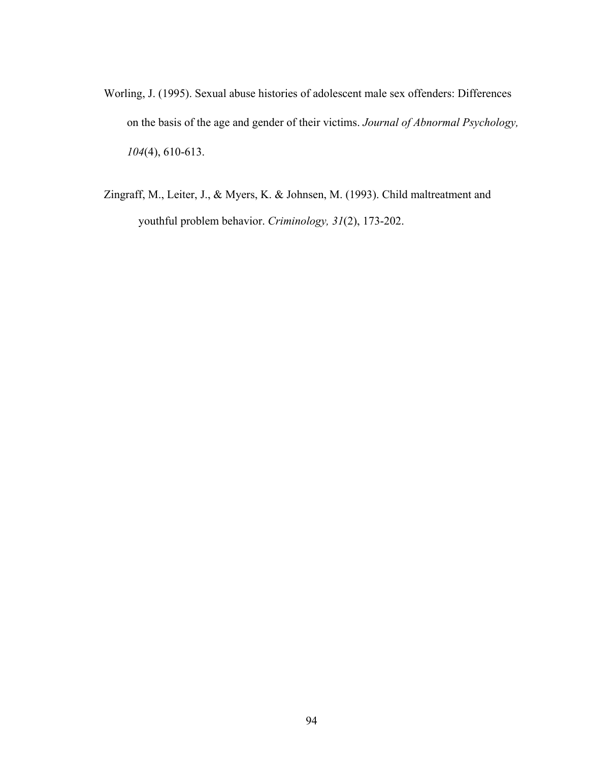Worling, J. (1995). Sexual abuse histories of adolescent male sex offenders: Differences on the basis of the age and gender of their victims. *Journal of Abnormal Psychology, 104*(4), 610-613.

Zingraff, M., Leiter, J., & Myers, K. & Johnsen, M. (1993). Child maltreatment and youthful problem behavior. *Criminology, 31*(2), 173-202.